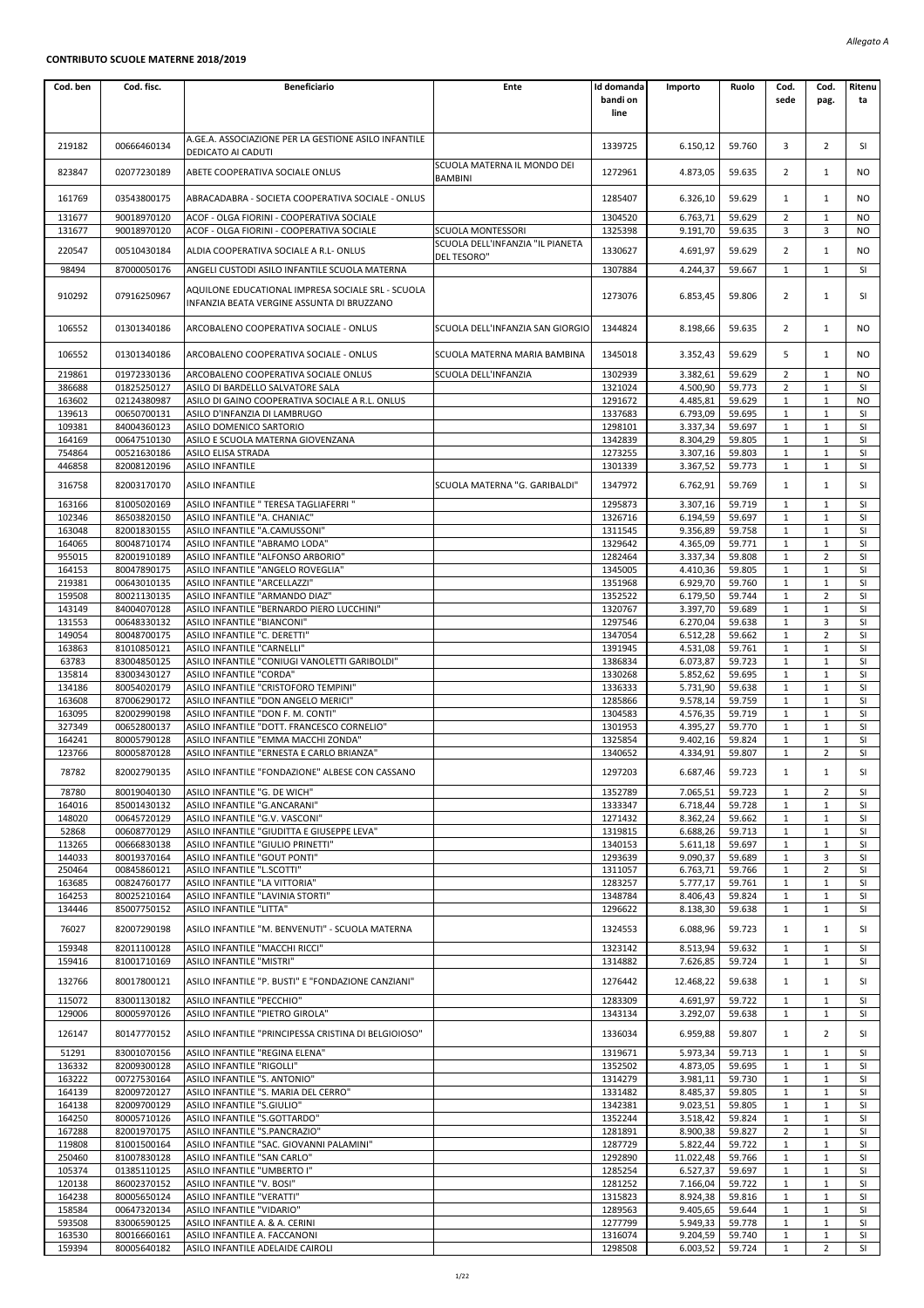*Allegato A*

**CONTRIBUTO SCUOLE MATERNE 2018/2019**

| Cod. ben | Cod. fisc. | Beneficiario | Ente | Id domanda bandi on line | Importo | Ruolo | Cod. sede | Cod. pag. | Ritenuta |
|---|---|---|---|---|---|---|---|---|---|
| 219182 | 00666460134 | A.GE.A. ASSOCIAZIONE PER LA GESTIONE ASILO INFANTILE DEDICATO AI CADUTI | | 1339725 | 6.150,12 | 59.760 | 3 | 2 | SI |
| 823847 | 02077230189 | ABETE COOPERATIVA SOCIALE ONLUS | SCUOLA MATERNA IL MONDO DEI BAMBINI | 1272961 | 4.873,05 | 59.635 | 2 | 1 | NO |
| 161769 | 03543800175 | ABRACADABRA - SOCIETA COOPERATIVA SOCIALE - ONLUS | | 1285407 | 6.326,10 | 59.629 | 1 | 1 | NO |
| 131677 | 90018970120 | ACOF - OLGA FIORINI - COOPERATIVA SOCIALE | | 1304520 | 6.763,71 | 59.629 | 2 | 1 | NO |
| 131677 | 90018970120 | ACOF - OLGA FIORINI - COOPERATIVA SOCIALE | SCUOLA MONTESSORI | 1325398 | 9.191,70 | 59.635 | 3 | 3 | NO |
| 220547 | 00510430184 | ALDIA COOPERATIVA SOCIALE A R.L- ONLUS | SCUOLA DELL'INFANZIA "IL PIANETA DEL TESORO" | 1330627 | 4.691,97 | 59.629 | 2 | 1 | NO |
| 98494 | 87000050176 | ANGELI CUSTODI ASILO INFANTILE SCUOLA MATERNA | | 1307884 | 4.244,37 | 59.667 | 1 | 1 | SI |
| 910292 | 07916250967 | AQUILONE EDUCATIONAL IMPRESA SOCIALE SRL - SCUOLA INFANZIA BEATA VERGINE ASSUNTA DI BRUZZANO | | 1273076 | 6.853,45 | 59.806 | 2 | 1 | SI |
| 106552 | 01301340186 | ARCOBALENO COOPERATIVA SOCIALE - ONLUS | SCUOLA DELL'INFANZIA SAN GIORGIO | 1344824 | 8.198,66 | 59.635 | 2 | 1 | NO |
| 106552 | 01301340186 | ARCOBALENO COOPERATIVA SOCIALE - ONLUS | SCUOLA MATERNA MARIA BAMBINA | 1345018 | 3.352,43 | 59.629 | 5 | 1 | NO |
| 219861 | 01972330136 | ARCOBALENO COOPERATIVA SOCIALE ONLUS | SCUOLA DELL'INFANZIA | 1302939 | 3.382,61 | 59.629 | 2 | 1 | NO |
| 386688 | 01825250127 | ASILO DI BARDELLO SALVATORE SALA | | 1321024 | 4.500,90 | 59.773 | 2 | 1 | SI |
| 163602 | 02124380987 | ASILO DI GAINO COOPERATIVA SOCIALE A R.L. ONLUS | | 1291672 | 4.485,81 | 59.629 | 1 | 1 | NO |
| 139613 | 00650700131 | ASILO D'INFANZIA DI LAMBRUGO | | 1337683 | 6.793,09 | 59.695 | 1 | 1 | SI |
| 109381 | 84004360123 | ASILO DOMENICO SARTORIO | | 1298101 | 3.337,34 | 59.697 | 1 | 1 | SI |
| 164169 | 00647510130 | ASILO E SCUOLA MATERNA GIOVENZANA | | 1342839 | 8.304,29 | 59.805 | 1 | 1 | SI |
| 754864 | 00521630186 | ASILO ELISA STRADA | | 1273255 | 3.307,16 | 59.803 | 1 | 1 | SI |
| 446858 | 82008120196 | ASILO INFANTILE | | 1301339 | 3.367,52 | 59.773 | 1 | 1 | SI |
| 316758 | 82003170170 | ASILO INFANTILE | SCUOLA MATERNA "G. GARIBALDI" | 1347972 | 6.762,91 | 59.769 | 1 | 1 | SI |
| 163166 | 81005020169 | ASILO INFANTILE " TERESA TAGLIAFERRI " | | 1295873 | 3.307,16 | 59.719 | 1 | 1 | SI |
| 102346 | 86503820150 | ASILO INFANTILE "A. CHANIAC" | | 1326716 | 6.194,59 | 59.697 | 1 | 1 | SI |
| 163048 | 82001830155 | ASILO INFANTILE "A.CAMUSSONI" | | 1311545 | 9.356,89 | 59.758 | 1 | 1 | SI |
| 164065 | 80048710174 | ASILO INFANTILE "ABRAMO LODA" | | 1329642 | 4.365,09 | 59.771 | 1 | 1 | SI |
| 955015 | 82001910189 | ASILO INFANTILE "ALFONSO ARBORIO" | | 1282464 | 3.337,34 | 59.808 | 1 | 2 | SI |
| 164153 | 80047890175 | ASILO INFANTILE "ANGELO ROVEGLIA" | | 1345005 | 4.410,36 | 59.805 | 1 | 1 | SI |
| 219381 | 00643010135 | ASILO INFANTILE "ARCELLAZZI" | | 1351968 | 6.929,70 | 59.760 | 1 | 1 | SI |
| 159508 | 80021130135 | ASILO INFANTILE "ARMANDO DIAZ" | | 1352522 | 6.179,50 | 59.744 | 1 | 2 | SI |
| 143149 | 84004070128 | ASILO INFANTILE "BERNARDO PIERO LUCCHINI" | | 1320767 | 3.397,70 | 59.689 | 1 | 1 | SI |
| 131553 | 00648330132 | ASILO INFANTILE "BIANCONI" | | 1297546 | 6.270,04 | 59.638 | 1 | 3 | SI |
| 149054 | 80048700175 | ASILO INFANTILE "C. DERETTI" | | 1347054 | 6.512,28 | 59.662 | 1 | 2 | SI |
| 163863 | 81010850121 | ASILO INFANTILE "CARNELLI" | | 1391945 | 4.531,08 | 59.761 | 1 | 1 | SI |
| 63783 | 83004850125 | ASILO INFANTILE "CONIUGI VANOLETTI GARIBOLDI" | | 1386834 | 6.073,87 | 59.723 | 1 | 1 | SI |
| 135814 | 83003430127 | ASILO INFANTILE "CORDA" | | 1330268 | 5.852,62 | 59.695 | 1 | 1 | SI |
| 134186 | 80054020179 | ASILO INFANTILE "CRISTOFORO TEMPINI" | | 1336333 | 5.731,90 | 59.638 | 1 | 1 | SI |
| 163608 | 87006290172 | ASILO INFANTILE "DON ANGELO MERICI" | | 1285866 | 9.578,14 | 59.759 | 1 | 1 | SI |
| 163095 | 82002990198 | ASILO INFANTILE "DON F. M. CONTI" | | 1304583 | 4.576,35 | 59.719 | 1 | 1 | SI |
| 327349 | 00652800137 | ASILO INFANTILE "DOTT. FRANCESCO CORNELIO" | | 1301953 | 4.395,27 | 59.770 | 1 | 1 | SI |
| 164241 | 80005790128 | ASILO INFANTILE "EMMA MACCHI ZONDA" | | 1325854 | 9.402,16 | 59.824 | 1 | 1 | SI |
| 123766 | 80005870128 | ASILO INFANTILE "ERNESTA E CARLO BRIANZA" | | 1340652 | 4.334,91 | 59.807 | 1 | 2 | SI |
| 78782 | 82002790135 | ASILO INFANTILE "FONDAZIONE" ALBESE CON CASSANO | | 1297203 | 6.687,46 | 59.723 | 1 | 1 | SI |
| 78780 | 80019040130 | ASILO INFANTILE "G. DE WICH" | | 1352789 | 7.065,51 | 59.723 | 1 | 2 | SI |
| 164016 | 85001430132 | ASILO INFANTILE "G.ANCARANI" | | 1333347 | 6.718,44 | 59.728 | 1 | 1 | SI |
| 148020 | 00645720129 | ASILO INFANTILE "G.V. VASCONI" | | 1271432 | 8.362,24 | 59.662 | 1 | 1 | SI |
| 52868 | 00608770129 | ASILO INFANTILE "GIUDITTA E GIUSEPPE LEVA" | | 1319815 | 6.688,26 | 59.713 | 1 | 1 | SI |
| 113265 | 00666830138 | ASILO INFANTILE "GIULIO PRINETTI" | | 1340153 | 5.611,18 | 59.697 | 1 | 1 | SI |
| 144033 | 80019370164 | ASILO INFANTILE "GOUT PONTI" | | 1293639 | 9.090,37 | 59.689 | 1 | 3 | SI |
| 250464 | 00845860121 | ASILO INFANTILE "L.SCOTTI" | | 1311057 | 6.763,71 | 59.766 | 1 | 2 | SI |
| 163685 | 00824760177 | ASILO INFANTILE "LA VITTORIA" | | 1283257 | 5.777,17 | 59.761 | 1 | 1 | SI |
| 164253 | 80025210164 | ASILO INFANTILE "LAVINIA STORTI" | | 1348784 | 8.406,43 | 59.824 | 1 | 1 | SI |
| 134446 | 85007750152 | ASILO INFANTILE "LITTA" | | 1296622 | 8.138,30 | 59.638 | 1 | 1 | SI |
| 76027 | 82007290198 | ASILO INFANTILE "M. BENVENUTI" - SCUOLA MATERNA | | 1324553 | 6.088,96 | 59.723 | 1 | 1 | SI |
| 159348 | 82011100128 | ASILO INFANTILE "MACCHI RICCI" | | 1323142 | 8.513,94 | 59.632 | 1 | 1 | SI |
| 159416 | 81001710169 | ASILO INFANTILE "MISTRI" | | 1314882 | 7.626,85 | 59.724 | 1 | 1 | SI |
| 132766 | 80017800121 | ASILO INFANTILE "P. BUSTI" E "FONDAZIONE CANZIANI" | | 1276442 | 12.468,22 | 59.638 | 1 | 1 | SI |
| 115072 | 83001130182 | ASILO INFANTILE "PECCHIO" | | 1283309 | 4.691,97 | 59.722 | 1 | 1 | SI |
| 129006 | 80005970126 | ASILO INFANTILE "PIETRO GIROLA" | | 1343134 | 3.292,07 | 59.638 | 1 | 1 | SI |
| 126147 | 80147770152 | ASILO INFANTILE "PRINCIPESSA CRISTINA DI BELGIOIOSO" | | 1336034 | 6.959,88 | 59.807 | 1 | 2 | SI |
| 51291 | 83001070156 | ASILO INFANTILE "REGINA ELENA" | | 1319671 | 5.973,34 | 59.713 | 1 | 1 | SI |
| 136332 | 82009300128 | ASILO INFANTILE "RIGOLLI" | | 1352502 | 4.873,05 | 59.695 | 1 | 1 | SI |
| 163222 | 00727530164 | ASILO INFANTILE "S. ANTONIO" | | 1314279 | 3.981,11 | 59.730 | 1 | 1 | SI |
| 164139 | 82009720127 | ASILO INFANTILE "S. MARIA DEL CERRO" | | 1331482 | 8.485,37 | 59.805 | 1 | 1 | SI |
| 164138 | 82009700129 | ASILO INFANTILE "S.GIULIO" | | 1342381 | 9.023,51 | 59.805 | 1 | 1 | SI |
| 164250 | 80005710126 | ASILO INFANTILE "S.GOTTARDO" | | 1352244 | 3.518,42 | 59.824 | 1 | 1 | SI |
| 167288 | 82001970175 | ASILO INFANTILE "S.PANCRAZIO" | | 1281891 | 8.900,38 | 59.827 | 2 | 1 | SI |
| 119808 | 81001500164 | ASILO INFANTILE "SAC. GIOVANNI PALAMINI" | | 1287729 | 5.822,44 | 59.722 | 1 | 1 | SI |
| 250460 | 81007830128 | ASILO INFANTILE "SAN CARLO" | | 1292890 | 11.022,48 | 59.766 | 1 | 1 | SI |
| 105374 | 01385110125 | ASILO INFANTILE "UMBERTO I" | | 1285254 | 6.527,37 | 59.697 | 1 | 1 | SI |
| 120138 | 86002370152 | ASILO INFANTILE "V. BOSI" | | 1281252 | 7.166,04 | 59.722 | 1 | 1 | SI |
| 164238 | 80005650124 | ASILO INFANTILE "VERATTI" | | 1315823 | 8.924,38 | 59.816 | 1 | 1 | SI |
| 158584 | 00647320134 | ASILO INFANTILE "VIDARIO" | | 1289563 | 9.405,65 | 59.644 | 1 | 1 | SI |
| 593508 | 83006590125 | ASILO INFANTILE A. & A. CERINI | | 1277799 | 5.949,33 | 59.778 | 1 | 1 | SI |
| 163530 | 80016660161 | ASILO INFANTILE A. FACCANONI | | 1316074 | 9.204,59 | 59.740 | 1 | 1 | SI |
| 159394 | 80005640182 | ASILO INFANTILE ADELAIDE CAIROLI | | 1298508 | 6.003,52 | 59.724 | 1 | 2 | SI |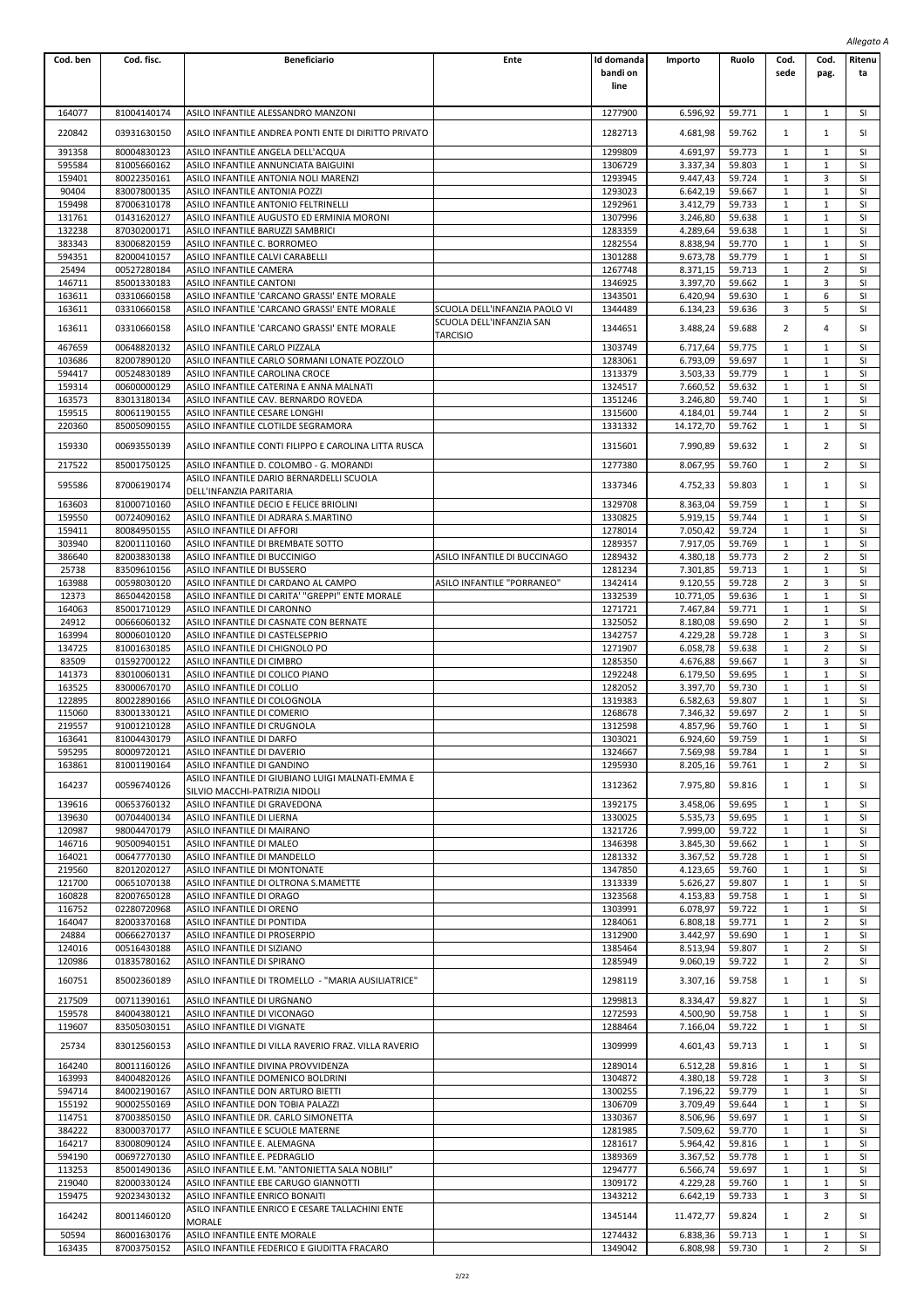*Allegato A*

| Cod. ben | Cod. fisc. | Beneficiario | Ente | Id domanda bandi on line | Importo | Ruolo | Cod. sede | Cod. pag. | Ritenuta |
|---|---|---|---|---|---|---|---|---|---|
| 164077 | 81004140174 | ASILO INFANTILE ALESSANDRO MANZONI | | 1277900 | 6.596,92 | 59.771 | 1 | 1 | SI |
| 220842 | 03931630150 | ASILO INFANTILE ANDREA PONTI ENTE DI DIRITTO PRIVATO | | 1282713 | 4.681,98 | 59.762 | 1 | 1 | SI |
| 391358 | 80004830123 | ASILO INFANTILE ANGELA DELL'ACQUA | | 1299809 | 4.691,97 | 59.773 | 1 | 1 | SI |
| 595584 | 81005660162 | ASILO INFANTILE ANNUNCIATA BAIGUINI | | 1306729 | 3.337,34 | 59.803 | 1 | 1 | SI |
| 159401 | 80022350161 | ASILO INFANTILE ANTONIA NOLI MARENZI | | 1293945 | 9.447,43 | 59.724 | 1 | 3 | SI |
| 90404 | 83007800135 | ASILO INFANTILE ANTONIA POZZI | | 1293023 | 6.642,19 | 59.667 | 1 | 1 | SI |
| 159498 | 87006310178 | ASILO INFANTILE ANTONIO FELTRINELLI | | 1292961 | 3.412,79 | 59.733 | 1 | 1 | SI |
| 131761 | 01431620127 | ASILO INFANTILE AUGUSTO ED ERMINIA MORONI | | 1307996 | 3.246,80 | 59.638 | 1 | 1 | SI |
| 132238 | 87030200171 | ASILO INFANTILE BARUZZI SAMBRICI | | 1283359 | 4.289,64 | 59.638 | 1 | 1 | SI |
| 383343 | 83006820159 | ASILO INFANTILE C. BORROMEO | | 1282554 | 8.838,94 | 59.770 | 1 | 1 | SI |
| 594351 | 82000410157 | ASILO INFANTILE CALVI CARABELLI | | 1301288 | 9.673,78 | 59.779 | 1 | 1 | SI |
| 25494 | 00527280184 | ASILO INFANTILE CAMERA | | 1267748 | 8.371,15 | 59.713 | 1 | 2 | SI |
| 146711 | 85001330183 | ASILO INFANTILE CANTONI | | 1346925 | 3.397,70 | 59.662 | 1 | 3 | SI |
| 163611 | 03310660158 | ASILO INFANTILE 'CARCANO GRASSI' ENTE MORALE | | 1343501 | 6.420,94 | 59.630 | 1 | 6 | SI |
| 163611 | 03310660158 | ASILO INFANTILE 'CARCANO GRASSI' ENTE MORALE | SCUOLA DELL'INFANZIA PAOLO VI | 1344489 | 6.134,23 | 59.636 | 3 | 5 | SI |
| 163611 | 03310660158 | ASILO INFANTILE 'CARCANO GRASSI' ENTE MORALE | SCUOLA DELL'INFANZIA SAN TARCISIO | 1344651 | 3.488,24 | 59.688 | 2 | 4 | SI |
| 467659 | 00648820132 | ASILO INFANTILE CARLO PIZZALA | | 1303749 | 6.717,64 | 59.775 | 1 | 1 | SI |
| 103686 | 82007890120 | ASILO INFANTILE CARLO SORMANI LONATE POZZOLO | | 1283061 | 6.793,09 | 59.697 | 1 | 1 | SI |
| 594417 | 00524830189 | ASILO INFANTILE CAROLINA CROCE | | 1313379 | 3.503,33 | 59.779 | 1 | 1 | SI |
| 159314 | 00600000129 | ASILO INFANTILE CATERINA E ANNA MALNATI | | 1324517 | 7.660,52 | 59.632 | 1 | 1 | SI |
| 163573 | 83013180134 | ASILO INFANTILE CAV. BERNARDO ROVEDA | | 1351246 | 3.246,80 | 59.740 | 1 | 1 | SI |
| 159515 | 80061190155 | ASILO INFANTILE CESARE LONGHI | | 1315600 | 4.184,01 | 59.744 | 1 | 2 | SI |
| 220360 | 85005090155 | ASILO INFANTILE CLOTILDE SEGRAMORA | | 1331332 | 14.172,70 | 59.762 | 1 | 1 | SI |
| 159330 | 00693550139 | ASILO INFANTILE CONTI FILIPPO E CAROLINA LITTA RUSCA | | 1315601 | 7.990,89 | 59.632 | 1 | 2 | SI |
| 217522 | 85001750125 | ASILO INFANTILE D. COLOMBO - G. MORANDI | | 1277380 | 8.067,95 | 59.760 | 1 | 2 | SI |
| 595586 | 87006190174 | ASILO INFANTILE DARIO BERNARDELLI SCUOLA DELL'INFANZIA PARITARIA | | 1337346 | 4.752,33 | 59.803 | 1 | 1 | SI |
| 163603 | 81000710160 | ASILO INFANTILE DECIO E FELICE BRIOLINI | | 1329708 | 8.363,04 | 59.759 | 1 | 1 | SI |
| 159550 | 00724090162 | ASILO INFANTILE DI ADRARA S.MARTINO | | 1330825 | 5.919,15 | 59.744 | 1 | 1 | SI |
| 159411 | 80084950155 | ASILO INFANTILE DI AFFORI | | 1278014 | 7.050,42 | 59.724 | 1 | 1 | SI |
| 303940 | 82001110160 | ASILO INFANTILE DI BREMBATE SOTTO | | 1289357 | 7.917,05 | 59.769 | 1 | 1 | SI |
| 386640 | 82003830138 | ASILO INFANTILE DI BUCCINIGO | ASILO INFANTILE DI BUCCINAGO | 1289432 | 4.380,18 | 59.773 | 2 | 2 | SI |
| 25738 | 83509610156 | ASILO INFANTILE DI BUSSERO | | 1281234 | 7.301,85 | 59.713 | 1 | 1 | SI |
| 163988 | 00598030120 | ASILO INFANTILE DI CARDANO AL CAMPO | ASILO INFANTILE "PORRANEO" | 1342414 | 9.120,55 | 59.728 | 2 | 3 | SI |
| 12373 | 86504420158 | ASILO INFANTILE DI CARITA' "GREPPI" ENTE MORALE | | 1332539 | 10.771,05 | 59.636 | 1 | 1 | SI |
| 164063 | 85001710129 | ASILO INFANTILE DI CARONNO | | 1271721 | 7.467,84 | 59.771 | 1 | 1 | SI |
| 24912 | 00666060132 | ASILO INFANTILE DI CASNATE CON BERNATE | | 1325052 | 8.180,08 | 59.690 | 2 | 1 | SI |
| 163994 | 80006010120 | ASILO INFANTILE DI CASTELSEPRIO | | 1342757 | 4.229,28 | 59.728 | 1 | 3 | SI |
| 134725 | 81001630185 | ASILO INFANTILE DI CHIGNOLO PO | | 1271907 | 6.058,78 | 59.638 | 1 | 2 | SI |
| 83509 | 01592700122 | ASILO INFANTILE DI CIMBRO | | 1285350 | 4.676,88 | 59.667 | 1 | 3 | SI |
| 141373 | 83010060131 | ASILO INFANTILE DI COLICO PIANO | | 1292248 | 6.179,50 | 59.695 | 1 | 1 | SI |
| 163525 | 83000670170 | ASILO INFANTILE DI COLLIO | | 1282052 | 3.397,70 | 59.730 | 1 | 1 | SI |
| 122895 | 80022890166 | ASILO INFANTILE DI COLOGNOLA | | 1319383 | 6.582,63 | 59.807 | 1 | 1 | SI |
| 115060 | 83001330121 | ASILO INFANTILE DI COMERIO | | 1268678 | 7.346,32 | 59.697 | 2 | 1 | SI |
| 219557 | 91001210128 | ASILO INFANTILE DI CRUGNOLA | | 1312598 | 4.857,96 | 59.760 | 1 | 1 | SI |
| 163641 | 81004430179 | ASILO INFANTILE DI DARFO | | 1303021 | 6.924,60 | 59.759 | 1 | 1 | SI |
| 595295 | 80009720121 | ASILO INFANTILE DI DAVERIO | | 1324667 | 7.569,98 | 59.784 | 1 | 1 | SI |
| 163861 | 81001190164 | ASILO INFANTILE DI GANDINO | | 1295930 | 8.205,16 | 59.761 | 1 | 2 | SI |
| 164237 | 00596740126 | ASILO INFANTILE DI GIUBIANO LUIGI MALNATI-EMMA E SILVIO MACCHI-PATRIZIA NIDOLI | | 1312362 | 7.975,80 | 59.816 | 1 | 1 | SI |
| 139616 | 00653760132 | ASILO INFANTILE DI GRAVEDONA | | 1392175 | 3.458,06 | 59.695 | 1 | 1 | SI |
| 139630 | 00704400134 | ASILO INFANTILE DI LIERNA | | 1330025 | 5.535,73 | 59.695 | 1 | 1 | SI |
| 120987 | 98004470179 | ASILO INFANTILE DI MAIRANO | | 1321726 | 7.999,00 | 59.722 | 1 | 1 | SI |
| 146716 | 90500940151 | ASILO INFANTILE DI MALEO | | 1346398 | 3.845,30 | 59.662 | 1 | 1 | SI |
| 164021 | 00647770130 | ASILO INFANTILE DI MANDELLO | | 1281332 | 3.367,52 | 59.728 | 1 | 1 | SI |
| 219560 | 82012020127 | ASILO INFANTILE DI MONTONATE | | 1347850 | 4.123,65 | 59.760 | 1 | 1 | SI |
| 121700 | 00651070138 | ASILO INFANTILE DI OLTRONA S.MAMETTE | | 1313339 | 5.626,27 | 59.807 | 1 | 1 | SI |
| 160828 | 82007650128 | ASILO INFANTILE DI ORAGO | | 1323568 | 4.153,83 | 59.758 | 1 | 1 | SI |
| 116752 | 02280720968 | ASILO INFANTILE DI ORENO | | 1303991 | 6.078,97 | 59.722 | 1 | 1 | SI |
| 164047 | 82003370168 | ASILO INFANTILE DI PONTIDA | | 1284061 | 6.808,18 | 59.771 | 1 | 2 | SI |
| 24884 | 00666270137 | ASILO INFANTILE DI PROSERPIO | | 1312900 | 3.442,97 | 59.690 | 1 | 1 | SI |
| 124016 | 00516430188 | ASILO INFANTILE DI SIZIANO | | 1385464 | 8.513,94 | 59.807 | 1 | 2 | SI |
| 120986 | 01835780162 | ASILO INFANTILE DI SPIRANO | | 1285949 | 9.060,19 | 59.722 | 1 | 2 | SI |
| 160751 | 85002360189 | ASILO INFANTILE DI TROMELLO - "MARIA AUSILIATRICE" | | 1298119 | 3.307,16 | 59.758 | 1 | 1 | SI |
| 217509 | 00711390161 | ASILO INFANTILE DI URGNANO | | 1299813 | 8.334,47 | 59.827 | 1 | 1 | SI |
| 159578 | 84004380121 | ASILO INFANTILE DI VICONAGO | | 1272593 | 4.500,90 | 59.758 | 1 | 1 | SI |
| 119607 | 83505030151 | ASILO INFANTILE DI VIGNATE | | 1288464 | 7.166,04 | 59.722 | 1 | 1 | SI |
| 25734 | 83012560153 | ASILO INFANTILE DI VILLA RAVERIO FRAZ. VILLA RAVERIO | | 1309999 | 4.601,43 | 59.713 | 1 | 1 | SI |
| 164240 | 80011160126 | ASILO INFANTILE DIVINA PROVVIDENZA | | 1289014 | 6.512,28 | 59.816 | 1 | 1 | SI |
| 163993 | 84004820126 | ASILO INFANTILE DOMENICO BOLDRINI | | 1304872 | 4.380,18 | 59.728 | 1 | 3 | SI |
| 594714 | 84002190167 | ASILO INFANTILE DON ARTURO BIETTI | | 1300255 | 7.196,22 | 59.779 | 1 | 1 | SI |
| 155192 | 90002550169 | ASILO INFANTILE DON TOBIA PALAZZI | | 1306709 | 3.709,49 | 59.644 | 1 | 1 | SI |
| 114751 | 87003850150 | ASILO INFANTILE DR. CARLO SIMONETTA | | 1330367 | 8.506,96 | 59.697 | 1 | 1 | SI |
| 384222 | 83000370177 | ASILO INFANTILE E SCUOLE MATERNE | | 1281985 | 7.509,62 | 59.770 | 1 | 1 | SI |
| 164217 | 83008090124 | ASILO INFANTILE E. ALEMAGNA | | 1281617 | 5.964,42 | 59.816 | 1 | 1 | SI |
| 594190 | 00697270130 | ASILO INFANTILE E. PEDRAGLIO | | 1389369 | 3.367,52 | 59.778 | 1 | 1 | SI |
| 113253 | 85001490136 | ASILO INFANTILE E.M. "ANTONIETTA SALA NOBILI" | | 1294777 | 6.566,74 | 59.697 | 1 | 1 | SI |
| 219040 | 82000330124 | ASILO INFANTILE EBE CARUGO GIANNOTTI | | 1309172 | 4.229,28 | 59.760 | 1 | 1 | SI |
| 159475 | 92023430132 | ASILO INFANTILE ENRICO BONAITI | | 1343212 | 6.642,19 | 59.733 | 1 | 3 | SI |
| 164242 | 80011460120 | ASILO INFANTILE ENRICO E CESARE TALLACHINI ENTE MORALE | | 1345144 | 11.472,77 | 59.824 | 1 | 2 | SI |
| 50594 | 86001630176 | ASILO INFANTILE ENTE MORALE | | 1274432 | 6.838,36 | 59.713 | 1 | 1 | SI |
| 163435 | 87003750152 | ASILO INFANTILE FEDERICO E GIUDITTA FRACARO | | 1349042 | 6.808,98 | 59.730 | 1 | 2 | SI |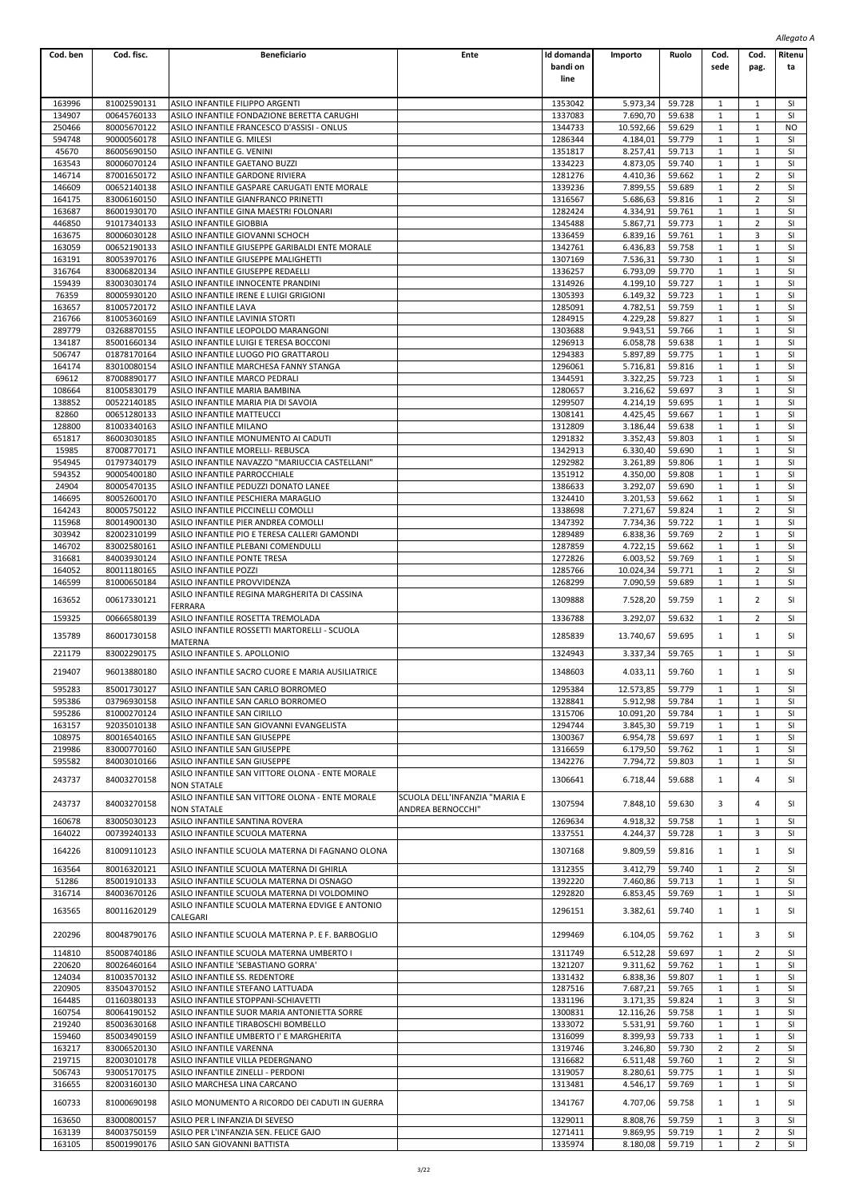*Allegato A*

| Cod. ben | Cod. fisc. | Beneficiario | Ente | Id domanda bandi on line | Importo | Ruolo | Cod. sede | Cod. pag. | Ritenuta |
|---|---|---|---|---|---|---|---|---|---|
| 163996 | 81002590131 | ASILO INFANTILE FILIPPO ARGENTI | | 1353042 | 5.973,34 | 59.728 | 1 | 1 | SI |
| 134907 | 00645760133 | ASILO INFANTILE FONDAZIONE BERETTA CARUGHI | | 1337083 | 7.690,70 | 59.638 | 1 | 1 | SI |
| 250466 | 80005670122 | ASILO INFANTILE FRANCESCO D'ASSISI - ONLUS | | 1344733 | 10.592,66 | 59.629 | 1 | 1 | NO |
| 594748 | 90000560178 | ASILO INFANTILE G. MILESI | | 1286344 | 4.184,01 | 59.779 | 1 | 1 | SI |
| 45670 | 86005690150 | ASILO INFANTILE G. VENINI | | 1351817 | 8.257,41 | 59.713 | 1 | 1 | SI |
| 163543 | 80006070124 | ASILO INFANTILE GAETANO BUZZI | | 1334223 | 4.873,05 | 59.740 | 1 | 1 | SI |
| 146714 | 87001650172 | ASILO INFANTILE GARDONE RIVIERA | | 1281276 | 4.410,36 | 59.662 | 1 | 2 | SI |
| 146609 | 00652140138 | ASILO INFANTILE GASPARE CARUGATI ENTE MORALE | | 1339236 | 7.899,55 | 59.689 | 1 | 2 | SI |
| 164175 | 83006160150 | ASILO INFANTILE GIANFRANCO PRINETTI | | 1316567 | 5.686,63 | 59.816 | 1 | 2 | SI |
| 163687 | 86001930170 | ASILO INFANTILE GINA MAESTRI FOLONARI | | 1282424 | 4.334,91 | 59.761 | 1 | 1 | SI |
| 446850 | 91017340133 | ASILO INFANTILE GIOBBIA | | 1345488 | 5.867,71 | 59.773 | 1 | 2 | SI |
| 163675 | 80006030128 | ASILO INFANTILE GIOVANNI SCHOCH | | 1336459 | 6.839,16 | 59.761 | 1 | 3 | SI |
| 163059 | 00652190133 | ASILO INFANTILE GIUSEPPE GARIBALDI ENTE MORALE | | 1342761 | 6.436,83 | 59.758 | 1 | 1 | SI |
| 163191 | 80053970176 | ASILO INFANTILE GIUSEPPE MALIGHETTI | | 1307169 | 7.536,31 | 59.730 | 1 | 1 | SI |
| 316764 | 83006820134 | ASILO INFANTILE GIUSEPPE REDAELLI | | 1336257 | 6.793,09 | 59.770 | 1 | 1 | SI |
| 159439 | 83003030174 | ASILO INFANTILE INNOCENTE PRANDINI | | 1314926 | 4.199,10 | 59.727 | 1 | 1 | SI |
| 76359 | 80005930120 | ASILO INFANTILE IRENE E LUIGI GRIGIONI | | 1305393 | 6.149,32 | 59.723 | 1 | 1 | SI |
| 163657 | 81005720172 | ASILO INFANTILE LAVA | | 1285091 | 4.782,51 | 59.759 | 1 | 1 | SI |
| 216766 | 81005360169 | ASILO INFANTILE LAVINIA STORTI | | 1284915 | 4.229,28 | 59.827 | 1 | 1 | SI |
| 289779 | 03268870155 | ASILO INFANTILE LEOPOLDO MARANGONI | | 1303688 | 9.943,51 | 59.766 | 1 | 1 | SI |
| 134187 | 85001660134 | ASILO INFANTILE LUIGI E TERESA BOCCONI | | 1296913 | 6.058,78 | 59.638 | 1 | 1 | SI |
| 506747 | 01878170164 | ASILO INFANTILE LUOGO PIO GRATTAROLI | | 1294383 | 5.897,89 | 59.775 | 1 | 1 | SI |
| 164174 | 83010080154 | ASILO INFANTILE MARCHESA FANNY STANGA | | 1296061 | 5.716,81 | 59.816 | 1 | 1 | SI |
| 69612 | 87008890177 | ASILO INFANTILE MARCO PEDRALI | | 1344591 | 3.322,25 | 59.723 | 1 | 1 | SI |
| 108664 | 81005830179 | ASILO INFANTILE MARIA BAMBINA | | 1280657 | 3.216,62 | 59.697 | 3 | 1 | SI |
| 138852 | 00522140185 | ASILO INFANTILE MARIA PIA DI SAVOIA | | 1299507 | 4.214,19 | 59.695 | 1 | 1 | SI |
| 82860 | 00651280133 | ASILO INFANTILE MATTEUCCI | | 1308141 | 4.425,45 | 59.667 | 1 | 1 | SI |
| 128800 | 81003340163 | ASILO INFANTILE MILANO | | 1312809 | 3.186,44 | 59.638 | 1 | 1 | SI |
| 651817 | 86003030185 | ASILO INFANTILE MONUMENTO AI CADUTI | | 1291832 | 3.352,43 | 59.803 | 1 | 1 | SI |
| 15985 | 87008770171 | ASILO INFANTILE MORELLI- REBUSCA | | 1342913 | 6.330,40 | 59.690 | 1 | 1 | SI |
| 954945 | 01797340179 | ASILO INFANTILE NAVAZZO "MARIUCCIA CASTELLANI" | | 1292982 | 3.261,89 | 59.806 | 1 | 1 | SI |
| 594352 | 90005400180 | ASILO INFANTILE PARROCCHIALE | | 1351912 | 4.350,00 | 59.808 | 1 | 1 | SI |
| 24904 | 80005470135 | ASILO INFANTILE PEDUZZI DONATO LANEE | | 1386633 | 3.292,07 | 59.690 | 1 | 1 | SI |
| 146695 | 80052600170 | ASILO INFANTILE PESCHIERA MARAGLIO | | 1324410 | 3.201,53 | 59.662 | 1 | 1 | SI |
| 164243 | 80005750122 | ASILO INFANTILE PICCINELLI COMOLLI | | 1338698 | 7.271,67 | 59.824 | 1 | 2 | SI |
| 115968 | 80014900130 | ASILO INFANTILE PIER ANDREA COMOLLI | | 1347392 | 7.734,36 | 59.722 | 1 | 1 | SI |
| 303942 | 82002310199 | ASILO INFANTILE PIO E TERESA CALLERI GAMONDI | | 1289489 | 6.838,36 | 59.769 | 2 | 1 | SI |
| 146702 | 83002580161 | ASILO INFANTILE PLEBANI COMENDULLI | | 1287859 | 4.722,15 | 59.662 | 1 | 1 | SI |
| 316681 | 84003930124 | ASILO INFANTILE PONTE TRESA | | 1272826 | 6.003,52 | 59.769 | 1 | 1 | SI |
| 164052 | 80011180165 | ASILO INFANTILE POZZI | | 1285766 | 10.024,34 | 59.771 | 1 | 2 | SI |
| 146599 | 81000650184 | ASILO INFANTILE PROVVIDENZA | | 1268299 | 7.090,59 | 59.689 | 1 | 1 | SI |
| 163652 | 00617330121 | ASILO INFANTILE REGINA MARGHERITA DI CASSINA FERRARA | | 1309888 | 7.528,20 | 59.759 | 1 | 2 | SI |
| 159325 | 00666580139 | ASILO INFANTILE ROSETTA TREMOLADA | | 1336788 | 3.292,07 | 59.632 | 1 | 2 | SI |
| 135789 | 86001730158 | ASILO INFANTILE ROSSETTI MARTORELLI - SCUOLA MATERNA | | 1285839 | 13.740,67 | 59.695 | 1 | 1 | SI |
| 221179 | 83002290175 | ASILO INFANTILE S. APOLLONIO | | 1324943 | 3.337,34 | 59.765 | 1 | 1 | SI |
| 219407 | 96013880180 | ASILO INFANTILE SACRO CUORE E MARIA AUSILIATRICE | | 1348603 | 4.033,11 | 59.760 | 1 | 1 | SI |
| 595283 | 85001730127 | ASILO INFANTILE SAN CARLO BORROMEO | | 1295384 | 12.573,85 | 59.779 | 1 | 1 | SI |
| 595386 | 03796930158 | ASILO INFANTILE SAN CARLO BORROMEO | | 1328841 | 5.912,98 | 59.784 | 1 | 1 | SI |
| 595286 | 81000270124 | ASILO INFANTILE SAN CIRILLO | | 1315706 | 10.091,20 | 59.784 | 1 | 1 | SI |
| 163157 | 92035010138 | ASILO INFANTILE SAN GIOVANNI EVANGELISTA | | 1294744 | 3.845,30 | 59.719 | 1 | 1 | SI |
| 108975 | 80016540165 | ASILO INFANTILE SAN GIUSEPPE | | 1300367 | 6.954,78 | 59.697 | 1 | 1 | SI |
| 219986 | 83000770160 | ASILO INFANTILE SAN GIUSEPPE | | 1316659 | 6.179,50 | 59.762 | 1 | 1 | SI |
| 595582 | 84003010166 | ASILO INFANTILE SAN GIUSEPPE | | 1342276 | 7.794,72 | 59.803 | 1 | 1 | SI |
| 243737 | 84003270158 | ASILO INFANTILE SAN VITTORE OLONA - ENTE MORALE NON STATALE | | 1306641 | 6.718,44 | 59.688 | 1 | 4 | SI |
| 243737 | 84003270158 | ASILO INFANTILE SAN VITTORE OLONA - ENTE MORALE NON STATALE | SCUOLA DELL'INFANZIA "MARIA E ANDREA BERNOCCHI" | 1307594 | 7.848,10 | 59.630 | 3 | 4 | SI |
| 160678 | 83005030123 | ASILO INFANTILE SANTINA ROVERA | | 1269634 | 4.918,32 | 59.758 | 1 | 1 | SI |
| 164022 | 00739240133 | ASILO INFANTILE SCUOLA MATERNA | | 1337551 | 4.244,37 | 59.728 | 1 | 3 | SI |
| 164226 | 81009110123 | ASILO INFANTILE SCUOLA MATERNA DI FAGNANO OLONA | | 1307168 | 9.809,59 | 59.816 | 1 | 1 | SI |
| 163564 | 80016320121 | ASILO INFANTILE SCUOLA MATERNA DI GHIRLA | | 1312355 | 3.412,79 | 59.740 | 1 | 2 | SI |
| 51286 | 85001910133 | ASILO INFANTILE SCUOLA MATERNA DI OSNAGO | | 1392220 | 7.460,86 | 59.713 | 1 | 1 | SI |
| 316714 | 84003670126 | ASILO INFANTILE SCUOLA MATERNA DI VOLDOMINO | | 1292820 | 6.853,45 | 59.769 | 1 | 1 | SI |
| 163565 | 80011620129 | ASILO INFANTILE SCUOLA MATERNA EDVIGE E ANTONIO CALEGARI | | 1296151 | 3.382,61 | 59.740 | 1 | 1 | SI |
| 220296 | 80048790176 | ASILO INFANTILE SCUOLA MATERNA P. E F. BARBOGLIO | | 1299469 | 6.104,05 | 59.762 | 1 | 3 | SI |
| 114810 | 85008740186 | ASILO INFANTILE SCUOLA MATERNA UMBERTO I | | 1311749 | 6.512,28 | 59.697 | 1 | 2 | SI |
| 220620 | 80026460164 | ASILO INFANTILE 'SEBASTIANO GORRA' | | 1321207 | 9.311,62 | 59.762 | 1 | 1 | SI |
| 124034 | 81003570132 | ASILO INFANTILE SS. REDENTORE | | 1331432 | 6.838,36 | 59.807 | 1 | 1 | SI |
| 220905 | 83504370152 | ASILO INFANTILE STEFANO LATTUADA | | 1287516 | 7.687,21 | 59.765 | 1 | 1 | SI |
| 164485 | 01160380133 | ASILO INFANTILE STOPPANI-SCHIAVETTI | | 1331196 | 3.171,35 | 59.824 | 1 | 3 | SI |
| 160754 | 80064190152 | ASILO INFANTILE SUOR MARIA ANTONIETTA SORRE | | 1300831 | 12.116,26 | 59.758 | 1 | 1 | SI |
| 219240 | 85003630168 | ASILO INFANTILE TIRABOSCHI BOMBELLO | | 1333072 | 5.531,91 | 59.760 | 1 | 1 | SI |
| 159460 | 85003490159 | ASILO INFANTILE UMBERTO I' E MARGHERITA | | 1316099 | 8.399,93 | 59.733 | 1 | 1 | SI |
| 163217 | 83006520130 | ASILO INFANTILE VARENNA | | 1319746 | 3.246,80 | 59.730 | 2 | 2 | SI |
| 219715 | 82003010178 | ASILO INFANTILE VILLA PEDERGNANO | | 1316682 | 6.511,48 | 59.760 | 1 | 2 | SI |
| 506743 | 93005170175 | ASILO INFANTILE ZINELLI - PERDONI | | 1319057 | 8.280,61 | 59.775 | 1 | 1 | SI |
| 316655 | 82003160130 | ASILO MARCHESA LINA CARCANO | | 1313481 | 4.546,17 | 59.769 | 1 | 1 | SI |
| 160733 | 81000690198 | ASILO MONUMENTO A RICORDO DEI CADUTI IN GUERRA | | 1341767 | 4.707,06 | 59.758 | 1 | 1 | SI |
| 163650 | 83000800157 | ASILO PER L INFANZIA DI SEVESO | | 1329011 | 8.808,76 | 59.759 | 1 | 3 | SI |
| 163139 | 84003750159 | ASILO PER L'INFANZIA SEN. FELICE GAJO | | 1271411 | 9.869,95 | 59.719 | 1 | 2 | SI |
| 163105 | 85001990176 | ASILO SAN GIOVANNI BATTISTA | | 1335974 | 8.180,08 | 59.719 | 1 | 2 | SI |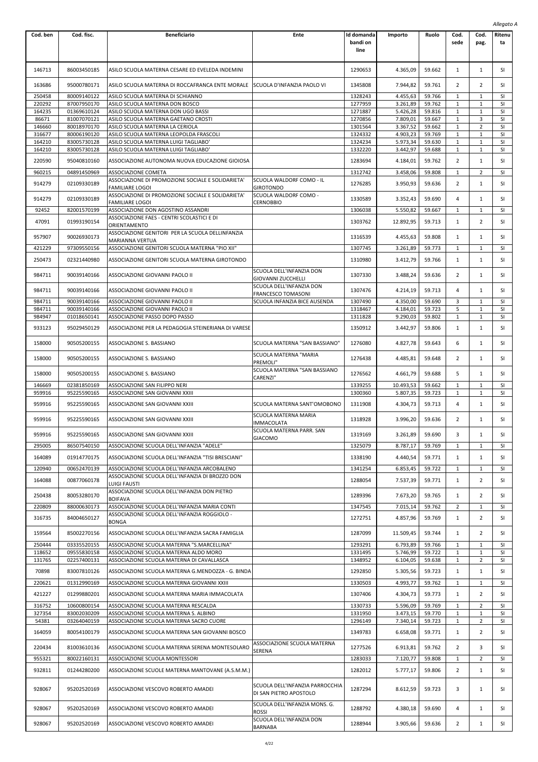*Allegato A*

| Cod. ben | Cod. fisc. | Beneficiario | Ente | Id domanda bandi on line | Importo | Ruolo | Cod. sede | Cod. pag. | Ritenuta |
|---|---|---|---|---|---|---|---|---|---|
| 146713 | 86003450185 | ASILO SCUOLA MATERNA CESARE ED EVELEDA INDEMINI | | 1290653 | 4.365,09 | 59.662 | 1 | 1 | SI |
| 163686 | 95000780171 | ASILO SCUOLA MATERNA DI ROCCAFRANCA ENTE MORALE | SCUOLA D'INFANZIA PAOLO VI | 1345808 | 7.944,82 | 59.761 | 2 | 2 | SI |
| 250458 | 80009140122 | ASILO SCUOLA MATERNA DI SCHIANNO | | 1328243 | 4.455,63 | 59.766 | 1 | 1 | SI |
| 220292 | 87007950170 | ASILO SCUOLA MATERNA DON BOSCO | | 1277959 | 3.261,89 | 59.762 | 1 | 1 | SI |
| 164235 | 01369610124 | ASILO SCUOLA MATERNA DON UGO BASSI | | 1271887 | 5.426,28 | 59.816 | 1 | 1 | SI |
| 86671 | 81007070121 | ASILO SCUOLA MATERNA GAETANO CROSTI | | 1270856 | 7.809,01 | 59.667 | 1 | 3 | SI |
| 146660 | 80018970170 | ASILO SCUOLA MATERNA LA CERIOLA | | 1301564 | 3.367,52 | 59.662 | 1 | 2 | SI |
| 316677 | 80006190120 | ASILO SCUOLA MATERNA LEOPOLDA FRASCOLI | | 1324332 | 4.903,23 | 59.769 | 1 | 1 | SI |
| 164210 | 83005730128 | ASILO SCUOLA MATERNA LUIGI TAGLIABO' | | 1324234 | 5.973,34 | 59.630 | 1 | 1 | SI |
| 164210 | 83005730128 | ASILO SCUOLA MATERNA LUIGI TAGLIABO' | | 1332220 | 3.442,97 | 59.688 | 1 | 1 | SI |
| 220590 | 95040810160 | ASSOCIAZIONE AUTONOMA NUOVA EDUCAZIONE GIOIOSA | | 1283694 | 4.184,01 | 59.762 | 2 | 1 | SI |
| 960215 | 04891450969 | ASSOCIAZIONE COMETA | | 1312742 | 3.458,06 | 59.808 | 1 | 2 | SI |
| 914279 | 02109330189 | ASSOCIAZIONE DI PROMOZIONE SOCIALE E SOLIDARIETA' FAMILIARE LOGOI | SCUOLA WALDORF COMO - IL GIROTONDO | 1276285 | 3.950,93 | 59.636 | 2 | 1 | SI |
| 914279 | 02109330189 | ASSOCIAZIONE DI PROMOZIONE SOCIALE E SOLIDARIETA' FAMILIARE LOGOI | SCUOLA WALDORF COMO - CERNOBBIO | 1330589 | 3.352,43 | 59.690 | 4 | 1 | SI |
| 92452 | 82001570199 | ASSOCIAZIONE DON AGOSTINO ASSANDRI | | 1306038 | 5.550,82 | 59.667 | 1 | 1 | SI |
| 47091 | 01993190154 | ASSOCIAZIONE FAES - CENTRI SCOLASTICI E DI ORIENTAMENTO | | 1303762 | 12.892,95 | 59.713 | 1 | 2 | SI |
| 957907 | 90026930173 | ASSOCIAZIONE GENITORI PER LA SCUOLA DELLINFANZIA MARIANNA VERTUA | | 1316539 | 4.455,63 | 59.808 | 1 | 1 | SI |
| 421229 | 97309550156 | ASSOCIAZIONE GENITORI SCUOLA MATERNA "PIO XII" | | 1307745 | 3.261,89 | 59.773 | 1 | 1 | SI |
| 250473 | 02321440980 | ASSOCIAZIONE GENITORI SCUOLA MATERNA GIROTONDO | | 1310980 | 3.412,79 | 59.766 | 1 | 1 | SI |
| 984711 | 90039140166 | ASSOCIAZIONE GIOVANNI PAOLO II | SCUOLA DELL'INFANZIA DON GIOVANNI ZUCCHELLI | 1307330 | 3.488,24 | 59.636 | 2 | 1 | SI |
| 984711 | 90039140166 | ASSOCIAZIONE GIOVANNI PAOLO II | SCUOLA DELL'INFANZIA DON FRANCESCO TOMASONI | 1307476 | 4.214,19 | 59.713 | 4 | 1 | SI |
| 984711 | 90039140166 | ASSOCIAZIONE GIOVANNI PAOLO II | SCUOLA INFANZIA BICE AUSENDA | 1307490 | 4.350,00 | 59.690 | 3 | 1 | SI |
| 984711 | 90039140166 | ASSOCIAZIONE GIOVANNI PAOLO II | | 1318467 | 4.184,01 | 59.723 | 5 | 1 | SI |
| 984947 | 01018650141 | ASSOCIAZIONE PASSO DOPO PASSO | | 1311828 | 9.290,03 | 59.802 | 1 | 1 | SI |
| 933123 | 95029450129 | ASSOCIAZIONE PER LA PEDAGOGIA STEINERIANA DI VARESE | | 1350912 | 3.442,97 | 59.806 | 1 | 1 | SI |
| 158000 | 90505200155 | ASSOCIAZIONE S. BASSIANO | SCUOLA MATERNA "SAN BASSIANO" | 1276080 | 4.827,78 | 59.643 | 6 | 1 | SI |
| 158000 | 90505200155 | ASSOCIAZIONE S. BASSIANO | SCUOLA MATERNA "MARIA PREMOLI" | 1276438 | 4.485,81 | 59.648 | 2 | 1 | SI |
| 158000 | 90505200155 | ASSOCIAZIONE S. BASSIANO | SCUOLA MATERNA "SAN BASSIANO CARENZI" | 1276562 | 4.661,79 | 59.688 | 5 | 1 | SI |
| 146669 | 02381850169 | ASSOCIAZIONE SAN FILIPPO NERI | | 1339255 | 10.493,53 | 59.662 | 1 | 1 | SI |
| 959916 | 95225590165 | ASSOCIAZIONE SAN GIOVANNI XXIII | | 1300360 | 5.807,35 | 59.723 | 1 | 1 | SI |
| 959916 | 95225590165 | ASSOCIAZIONE SAN GIOVANNI XXIII | SCUOLA MATERNA SANT'OMOBONO | 1311908 | 4.304,73 | 59.713 | 4 | 1 | SI |
| 959916 | 95225590165 | ASSOCIAZIONE SAN GIOVANNI XXIII | SCUOLA MATERNA MARIA IMMACOLATA | 1318928 | 3.996,20 | 59.636 | 2 | 1 | SI |
| 959916 | 95225590165 | ASSOCIAZIONE SAN GIOVANNI XXIII | SCUOLA MATERNA PARR. SAN GIACOMO | 1319169 | 3.261,89 | 59.690 | 3 | 1 | SI |
| 295005 | 86507540150 | ASSOCIAZIONE SCUOLA DELL'INFANZIA "ADELE" | | 1325079 | 8.787,17 | 59.769 | 1 | 1 | SI |
| 164089 | 01914770175 | ASSOCIAZIONE SCUOLA DELL'INFANZIA "TISI BRESCIANI" | | 1338190 | 4.440,54 | 59.771 | 1 | 1 | SI |
| 120940 | 00652470139 | ASSOCIAZIONE SCUOLA DELL'INFANZIA ARCOBALENO | | 1341254 | 6.853,45 | 59.722 | 1 | 1 | SI |
| 164088 | 00877060178 | ASSOCIAZIONE SCUOLA DELL'INFANZIA DI BROZZO DON LUIGI FAUSTI | | 1288054 | 7.537,39 | 59.771 | 1 | 2 | SI |
| 250438 | 80053280170 | ASSOCIAZIONE SCUOLA DELL'INFANZIA DON PIETRO BOIFAVA | | 1289396 | 7.673,20 | 59.765 | 1 | 2 | SI |
| 220809 | 88000630173 | ASSOCIAZIONE SCUOLA DELL'INFANZIA MARIA CONTI | | 1347545 | 7.015,14 | 59.762 | 2 | 1 | SI |
| 316735 | 84004650127 | ASSOCIAZIONE SCUOLA DELL'INFANZIA ROGGIOLO - BONGA | | 1272751 | 4.857,96 | 59.769 | 1 | 2 | SI |
| 159564 | 85002270156 | ASSOCIAZIONE SCUOLA DELL'INFANZIA SACRA FAMIGLIA | | 1287099 | 11.509,45 | 59.744 | 1 | 2 | SI |
| 250444 | 03335520155 | ASSOCIAZIONE SCUOLA MATERNA "S.MARCELLINA" | | 1293291 | 6.793,89 | 59.766 | 1 | 1 | SI |
| 118652 | 09555830158 | ASSOCIAZIONE SCUOLA MATERNA ALDO MORO | | 1331495 | 5.746,99 | 59.722 | 1 | 1 | SI |
| 131765 | 02257400131 | ASSOCIAZIONE SCUOLA MATERNA DI CAVALLASCA | | 1348952 | 6.104,05 | 59.638 | 1 | 2 | SI |
| 70898 | 83007810126 | ASSOCIAZIONE SCUOLA MATERNA G.MENDOZZA - G. BINDA | | 1292850 | 5.305,56 | 59.723 | 1 | 1 | SI |
| 220621 | 01312990169 | ASSOCIAZIONE SCUOLA MATERNA GIOVANNI XXIII | | 1330503 | 4.993,77 | 59.762 | 1 | 1 | SI |
| 421227 | 01299880201 | ASSOCIAZIONE SCUOLA MATERNA MARIA IMMACOLATA | | 1307406 | 4.304,73 | 59.773 | 1 | 2 | SI |
| 316752 | 10600800154 | ASSOCIAZIONE SCUOLA MATERNA RESCALDA | | 1330733 | 5.596,09 | 59.769 | 1 | 2 | SI |
| 327354 | 83002030209 | ASSOCIAZIONE SCUOLA MATERNA S. ALBINO | | 1331950 | 3.473,15 | 59.770 | 1 | 1 | SI |
| 54381 | 03264040159 | ASSOCIAZIONE SCUOLA MATERNA SACRO CUORE | | 1296149 | 7.340,14 | 59.723 | 1 | 2 | SI |
| 164059 | 80054100179 | ASSOCIAZIONE SCUOLA MATERNA SAN GIOVANNI BOSCO | | 1349783 | 6.658,08 | 59.771 | 1 | 2 | SI |
| 220434 | 81003610136 | ASSOCIAZIONE SCUOLA MATERNA SERENA MONTESOLARO | ASSOCIAZIONE SCUOLA MATERNA SERENA | 1277526 | 6.913,81 | 59.762 | 2 | 3 | SI |
| 955321 | 80022160131 | ASSOCIAZIONE SCUOLA MONTESSORI | | 1283033 | 7.120,77 | 59.808 | 1 | 2 | SI |
| 932811 | 01244280200 | ASSOCIAZIONE SCUOLE MATERNA MANTOVANE (A.S.M.M.) | | 1282012 | 5.777,17 | 59.806 | 2 | 1 | SI |
| 928067 | 95202520169 | ASSOCIAZIONE VESCOVO ROBERTO AMADEI | SCUOLA DELL'INFANZIA PARROCCHIA DI SAN PIETRO APOSTOLO | 1287294 | 8.612,59 | 59.723 | 3 | 1 | SI |
| 928067 | 95202520169 | ASSOCIAZIONE VESCOVO ROBERTO AMADEI | SCUOLA DELL'INFANZIA MONS. G. ROSSI | 1288792 | 4.380,18 | 59.690 | 4 | 1 | SI |
| 928067 | 95202520169 | ASSOCIAZIONE VESCOVO ROBERTO AMADEI | SCUOLA DELL'INFANZIA DON BARNABA | 1288944 | 3.905,66 | 59.636 | 2 | 1 | SI |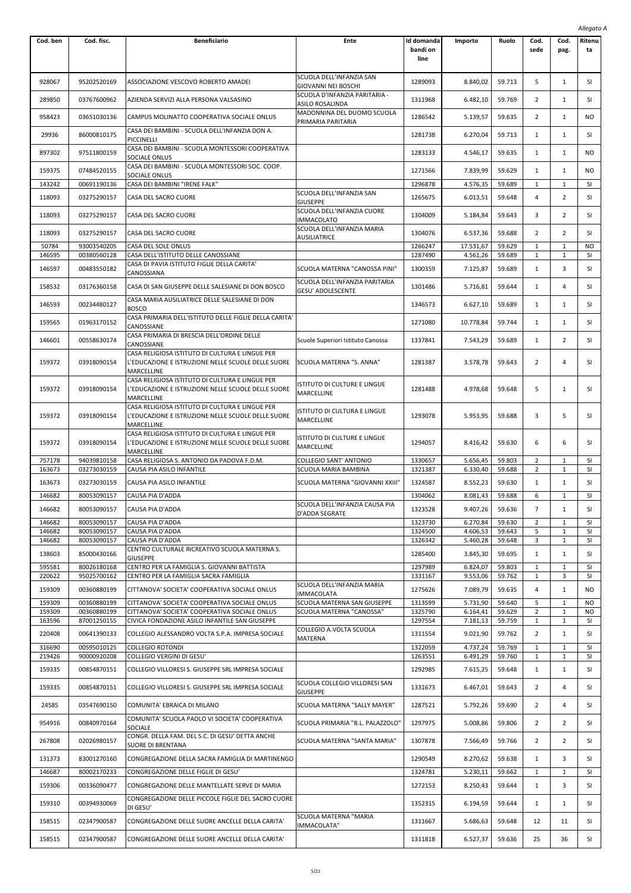*Allegato A*

| Cod. ben | Cod. fisc. | Beneficiario | Ente | Id domanda bandi on line | Importo | Ruolo | Cod. sede | Cod. pag. | Ritenuta |
|---|---|---|---|---|---|---|---|---|---|
| 928067 | 95202520169 | ASSOCIAZIONE VESCOVO ROBERTO AMADEI | SCUOLA DELL'INFANZIA SAN GIOVANNI NEI BOSCHI | 1289093 | 8.840,02 | 59.713 | 5 | 1 | SI |
| 289850 | 03767600962 | AZIENDA SERVIZI ALLA PERSONA VALSASINO | SCUOLA D'INFANZIA PARITARIA - ASILO ROSALINDA | 1311968 | 6.482,10 | 59.769 | 2 | 1 | SI |
| 958423 | 03651030136 | CAMPUS MOLINATTO COOPERATIVA SOCIALE ONLUS | MADONNINA DEL DUOMO SCUOLA PRIMARIA PARITARIA | 1286542 | 5.139,57 | 59.635 | 2 | 1 | NO |
| 29936 | 86000810175 | CASA DEI BAMBINI - SCUOLA DELL'INFANZIA DON A. PICCINELLI | | 1281738 | 6.270,04 | 59.713 | 1 | 1 | SI |
| 897302 | 97511800159 | CASA DEI BAMBINI - SCUOLA MONTESSORI COOPERATIVA SOCIALE ONLUS | | 1283133 | 4.546,17 | 59.635 | 1 | 1 | NO |
| 159375 | 07484520155 | CASA DEI BAMBINI - SCUOLA MONTESSORI SOC. COOP. SOCIALE ONLUS | | 1271566 | 7.839,99 | 59.629 | 1 | 1 | NO |
| 143242 | 00691190136 | CASA DEI BAMBINI "IRENE FALK" | | 1296878 | 4.576,35 | 59.689 | 1 | 1 | SI |
| 118093 | 03275290157 | CASA DEL SACRO CUORE | SCUOLA DELL'INFANZIA SAN GIUSEPPE | 1265675 | 6.013,51 | 59.648 | 4 | 2 | SI |
| 118093 | 03275290157 | CASA DEL SACRO CUORE | SCUOLA DELL'INFANZIA CUORE IMMACOLATO | 1304009 | 5.184,84 | 59.643 | 3 | 2 | SI |
| 118093 | 03275290157 | CASA DEL SACRO CUORE | SCUOLA DELL'INFANZIA MARIA AUSILIATRICE | 1304076 | 6.537,36 | 59.688 | 2 | 2 | SI |
| 50784 | 93003540205 | CASA DEL SOLE ONLUS | | 1266247 | 17.531,67 | 59.629 | 1 | 1 | NO |
| 146595 | 00380560128 | CASA DELL'ISTITUTO DELLE CANOSSIANE | | 1287490 | 4.561,26 | 59.689 | 1 | 1 | SI |
| 146597 | 00483550182 | CASA DI PAVIA ISTITUTO FIGLIE DELLA CARITA' CANOSSIANA | SCUOLA MATERNA "CANOSSA PINI" | 1300359 | 7.125,87 | 59.689 | 1 | 3 | SI |
| 158532 | 03176360158 | CASA DI SAN GIUSEPPE DELLE SALESIANE DI DON BOSCO | SCUOLA DELL'INFANZIA PARITARIA GESU' ADOLESCENTE | 1301486 | 5.716,81 | 59.644 | 1 | 4 | SI |
| 146593 | 00234480127 | CASA MARIA AUSILIATRICE DELLE SALESIANE DI DON BOSCO | | 1346573 | 6.627,10 | 59.689 | 1 | 1 | SI |
| 159565 | 01963170152 | CASA PRIMARIA DELL'ISTITUTO DELLE FIGLIE DELLA CARITA' CANOSSIANE | | 1271080 | 10.778,84 | 59.744 | 1 | 1 | SI |
| 146601 | 00558630174 | CASA PRIMARIA DI BRESCIA DELL'ORDINE DELLE CANOSSIANE | Scuole Superiori Istituto Canossa | 1337841 | 7.543,29 | 59.689 | 1 | 2 | SI |
| 159372 | 03918090154 | CASA RELIGIOSA ISTITUTO DI CULTURA E LINGUE PER L'EDUCAZIONE E ISTRUZIONE NELLE SCUOLE DELLE SUORE MARCELLINE | SCUOLA MATERNA "S. ANNA" | 1281387 | 3.578,78 | 59.643 | 2 | 4 | SI |
| 159372 | 03918090154 | CASA RELIGIOSA ISTITUTO DI CULTURA E LINGUE PER L'EDUCAZIONE E ISTRUZIONE NELLE SCUOLE DELLE SUORE MARCELLINE | ISTITUTO DI CULTURE E LINGUE MARCELLINE | 1281488 | 4.978,68 | 59.648 | 5 | 1 | SI |
| 159372 | 03918090154 | CASA RELIGIOSA ISTITUTO DI CULTURA E LINGUE PER L'EDUCAZIONE E ISTRUZIONE NELLE SCUOLE DELLE SUORE MARCELLINE | ISTITUTO DI CULTURA E LINGUE MARCELLINE | 1293078 | 5.953,95 | 59.688 | 3 | 5 | SI |
| 159372 | 03918090154 | CASA RELIGIOSA ISTITUTO DI CULTURA E LINGUE PER L'EDUCAZIONE E ISTRUZIONE NELLE SCUOLE DELLE SUORE MARCELLINE | ISTITUTO DI CULTURE E LINGUE MARCELLINE | 1294057 | 8.416,42 | 59.630 | 6 | 6 | SI |
| 757178 | 94039810158 | CASA RELIGIOSA S. ANTONIO DA PADOVA F.D.M. | COLLEGIO SANT' ANTONIO | 1330657 | 5.656,45 | 59.803 | 2 | 1 | SI |
| 163673 | 03273030159 | CAUSA PIA ASILO INFANTILE | SCUOLA MARIA BAMBINA | 1321387 | 6.330,40 | 59.688 | 2 | 1 | SI |
| 163673 | 03273030159 | CAUSA PIA ASILO INFANTILE | SCUOLA MATERNA "GIOVANNI XXIII" | 1324587 | 8.552,23 | 59.630 | 1 | 1 | SI |
| 146682 | 80053090157 | CAUSA PIA D'ADDA | | 1304062 | 8.081,43 | 59.688 | 6 | 1 | SI |
| 146682 | 80053090157 | CAUSA PIA D'ADDA | SCUOLA DELL'INFANZIA CAUSA PIA D'ADDA SEGRATE | 1323528 | 9.407,26 | 59.636 | 7 | 1 | SI |
| 146682 | 80053090157 | CAUSA PIA D'ADDA | | 1323730 | 6.270,84 | 59.630 | 2 | 1 | SI |
| 146682 | 80053090157 | CAUSA PIA D'ADDA | | 1324500 | 4.606,53 | 59.643 | 5 | 1 | SI |
| 146682 | 80053090157 | CAUSA PIA D'ADDA | | 1326342 | 5.460,28 | 59.648 | 3 | 1 | SI |
| 138603 | 85000430166 | CENTRO CULTURALE RICREATIVO SCUOLA MATERNA S. GIUSEPPE | | 1285400 | 3.845,30 | 59.695 | 1 | 1 | SI |
| 595581 | 80026180168 | CENTRO PER LA FAMIGLIA S. GIOVANNI BATTISTA | | 1297989 | 6.824,07 | 59.803 | 1 | 1 | SI |
| 220622 | 95025700162 | CENTRO PER LA FAMIGLIA SACRA FAMIGLIA | | 1331167 | 9.553,06 | 59.762 | 1 | 3 | SI |
| 159309 | 00360880199 | CITTANOVA' SOCIETA' COOPERATIVA SOCIALE ONLUS | SCUOLA DELL'INFANZIA MARIA IMMACOLATA | 1275626 | 7.089,79 | 59.635 | 4 | 1 | NO |
| 159309 | 00360880199 | CITTANOVA' SOCIETA' COOPERATIVA SOCIALE ONLUS | SCUOLA MATERNA SAN GIUSEPPE | 1313599 | 5.731,90 | 59.640 | 5 | 1 | NO |
| 159309 | 00360880199 | CITTANOVA' SOCIETA' COOPERATIVA SOCIALE ONLUS | SCUOLA MATERNA "CANOSSA" | 1325790 | 6.164,41 | 59.629 | 2 | 1 | NO |
| 163596 | 87001250155 | CIVICA FONDAZIONE ASILO INFANTILE SAN GIUSEPPE | | 1297554 | 7.181,13 | 59.759 | 1 | 1 | SI |
| 220408 | 00641390133 | COLLEGIO ALESSANDRO VOLTA S.P.A. IMPRESA SOCIALE | COLLEGIO A.VOLTA SCUOLA MATERNA | 1311554 | 9.021,90 | 59.762 | 2 | 1 | SI |
| 316690 | 00595010125 | COLLEGIO ROTONDI | | 1322059 | 4.737,24 | 59.769 | 1 | 1 | SI |
| 219426 | 90000920208 | COLLEGIO VERGINI DI GESU' | | 1263551 | 6.491,29 | 59.760 | 1 | 1 | SI |
| 159335 | 00854870151 | COLLEGIO VILLORESI S. GIUSEPPE SRL IMPRESA SOCIALE | | 1292985 | 7.615,25 | 59.648 | 1 | 1 | SI |
| 159335 | 00854870151 | COLLEGIO VILLORESI S. GIUSEPPE SRL IMPRESA SOCIALE | SCUOLA COLLEGIO VILLORESI SAN GIUSEPPE | 1331673 | 6.467,01 | 59.643 | 2 | 4 | SI |
| 24585 | 03547690150 | COMUNITA' EBRAICA DI MILANO | SCUOLA MATERNA "SALLY MAYER" | 1287521 | 5.792,26 | 59.690 | 2 | 4 | SI |
| 954916 | 00840970164 | COMUNITA' SCUOLA PAOLO VI SOCIETA' COOPERATIVA SOCIALE | SCUOLA PRIMARIA "B.L. PALAZZOLO" | 1297975 | 5.008,86 | 59.806 | 2 | 2 | SI |
| 267808 | 02026980157 | CONGR. DELLA FAM. DEL S.C. DI GESU' DETTA ANCHE SUORE DI BRENTANA | SCUOLA MATERNA "SANTA MARIA" | 1307878 | 7.566,49 | 59.766 | 2 | 2 | SI |
| 131373 | 83001270160 | CONGREGAZIONE DELLA SACRA FAMIGLIA DI MARTINENGO | | 1290549 | 8.270,62 | 59.638 | 1 | 3 | SI |
| 146687 | 80002170233 | CONGREGAZIONE DELLE FIGLIE DI GESU' | | 1324781 | 5.230,11 | 59.662 | 1 | 1 | SI |
| 159306 | 00336090477 | CONGREGAZIONE DELLE MANTELLATE SERVE DI MARIA | | 1272153 | 8.250,43 | 59.644 | 1 | 3 | SI |
| 159310 | 00394930069 | CONGREGAZIONE DELLE PICCOLE FIGLIE DEL SACRO CUORE DI GESU' | | 1352315 | 6.194,59 | 59.644 | 1 | 1 | SI |
| 158515 | 02347900587 | CONGREGAZIONE DELLE SUORE ANCELLE DELLA CARITA' | SCUOLA MATERNA "MARIA IMMACOLATA" | 1311667 | 5.686,63 | 59.648 | 12 | 11 | SI |
| 158515 | 02347900587 | CONGREGAZIONE DELLE SUORE ANCELLE DELLA CARITA' | | 1311818 | 6.527,37 | 59.636 | 25 | 36 | SI |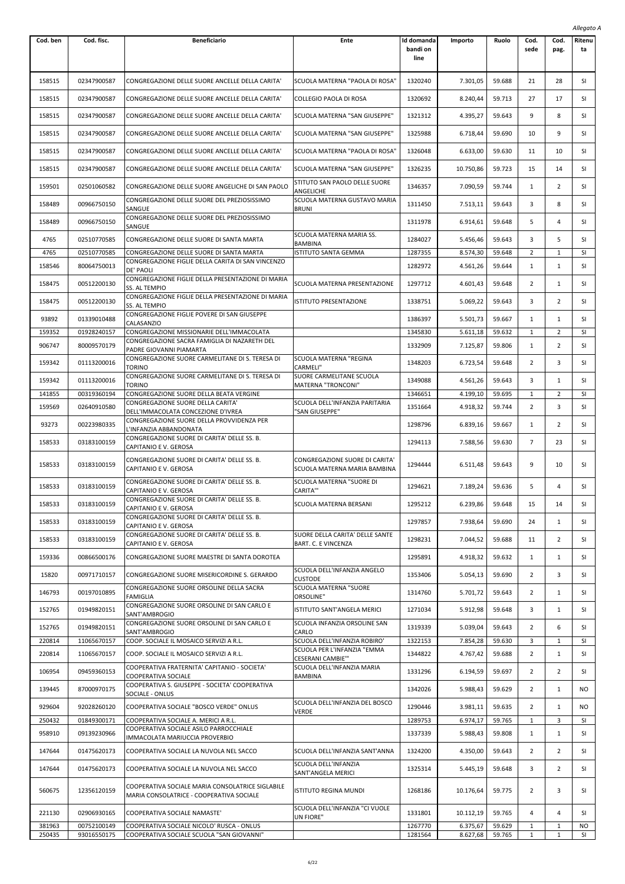*Allegato A*

| Cod. ben | Cod. fisc. | Beneficiario | Ente | Id domanda bandi on line | Importo | Ruolo | Cod. sede | Cod. pag. | Ritenuta |
|---|---|---|---|---|---|---|---|---|---|
| 158515 | 02347900587 | CONGREGAZIONE DELLE SUORE ANCELLE DELLA CARITA' | SCUOLA MATERNA "PAOLA DI ROSA" | 1320240 | 7.301,05 | 59.688 | 21 | 28 | SI |
| 158515 | 02347900587 | CONGREGAZIONE DELLE SUORE ANCELLE DELLA CARITA' | COLLEGIO PAOLA DI ROSA | 1320692 | 8.240,44 | 59.713 | 27 | 17 | SI |
| 158515 | 02347900587 | CONGREGAZIONE DELLE SUORE ANCELLE DELLA CARITA' | SCUOLA MATERNA "SAN GIUSEPPE" | 1321312 | 4.395,27 | 59.643 | 9 | 8 | SI |
| 158515 | 02347900587 | CONGREGAZIONE DELLE SUORE ANCELLE DELLA CARITA' | SCUOLA MATERNA "SAN GIUSEPPE" | 1325988 | 6.718,44 | 59.690 | 10 | 9 | SI |
| 158515 | 02347900587 | CONGREGAZIONE DELLE SUORE ANCELLE DELLA CARITA' | SCUOLA MATERNA "PAOLA DI ROSA" | 1326048 | 6.633,00 | 59.630 | 11 | 10 | SI |
| 158515 | 02347900587 | CONGREGAZIONE DELLE SUORE ANCELLE DELLA CARITA' | SCUOLA MATERNA "SAN GIUSEPPE" | 1326235 | 10.750,86 | 59.723 | 15 | 14 | SI |
| 159501 | 02501060582 | CONGREGAZIONE DELLE SUORE ANGELICHE DI SAN PAOLO | STITUTO SAN PAOLO DELLE SUORE ANGELICHE | 1346357 | 7.090,59 | 59.744 | 1 | 2 | SI |
| 158489 | 00966750150 | CONGREGAZIONE DELLE SUORE DEL PREZIOSISSIMO SANGUE | SCUOLA MATERNA GUSTAVO MARIA BRUNI | 1311450 | 7.513,11 | 59.643 | 3 | 8 | SI |
| 158489 | 00966750150 | CONGREGAZIONE DELLE SUORE DEL PREZIOSISSIMO SANGUE | | 1311978 | 6.914,61 | 59.648 | 5 | 4 | SI |
| 4765 | 02510770585 | CONGREGAZIONE DELLE SUORE DI SANTA MARTA | SCUOLA MATERNA MARIA SS. BAMBINA | 1284027 | 5.456,46 | 59.643 | 3 | 5 | SI |
| 4765 | 02510770585 | CONGREGAZIONE DELLE SUORE DI SANTA MARTA | ISTITUTO SANTA GEMMA | 1287355 | 8.574,30 | 59.648 | 2 | 1 | SI |
| 158546 | 80064750013 | CONGREGAZIONE FIGLIE DELLA CARITA DI SAN VINCENZO DE' PAOLI | | 1282972 | 4.561,26 | 59.644 | 1 | 1 | SI |
| 158475 | 00512200130 | CONGREGAZIONE FIGLIE DELLA PRESENTAZIONE DI MARIA SS. AL TEMPIO | SCUOLA MATERNA PRESENTAZIONE | 1297712 | 4.601,43 | 59.648 | 2 | 1 | SI |
| 158475 | 00512200130 | CONGREGAZIONE FIGLIE DELLA PRESENTAZIONE DI MARIA SS. AL TEMPIO | ISTITUTO PRESENTAZIONE | 1338751 | 5.069,22 | 59.643 | 3 | 2 | SI |
| 93892 | 01339010488 | CONGREGAZIONE FIGLIE POVERE DI SAN GIUSEPPE CALASANZIO | | 1386397 | 5.501,73 | 59.667 | 1 | 1 | SI |
| 159352 | 01928240157 | CONGREGAZIONE MISSIONARIE DELL'IMMACOLATA | | 1345830 | 5.611,18 | 59.632 | 1 | 2 | SI |
| 906747 | 80009570179 | CONGREGAZIONE SACRA FAMIGLIA DI NAZARETH DEL PADRE GIOVANNI PIAMARTA | | 1332909 | 7.125,87 | 59.806 | 1 | 2 | SI |
| 159342 | 01113200016 | CONGREGAZIONE SUORE CARMELITANE DI S. TERESA DI TORINO | SCUOLA MATERNA "REGINA CARMELI" | 1348203 | 6.723,54 | 59.648 | 2 | 3 | SI |
| 159342 | 01113200016 | CONGREGAZIONE SUORE CARMELITANE DI S. TERESA DI TORINO | SUORE CARMELITANE SCUOLA MATERNA "TRONCONI" | 1349088 | 4.561,26 | 59.643 | 3 | 1 | SI |
| 141855 | 00319360194 | CONGREGAZIONE SUORE DELLA BEATA VERGINE | | 1346651 | 4.199,10 | 59.695 | 1 | 2 | SI |
| 159569 | 02640910580 | CONGREGAZIONE SUORE DELLA CARITA' DELL'IMMACOLATA CONCEZIONE D'IVREA | SCUOLA DELL'INFANZIA PARITARIA "SAN GIUSEPPE" | 1351664 | 4.918,32 | 59.744 | 2 | 3 | SI |
| 93273 | 00223980335 | CONGREGAZIONE SUORE DELLA PROVVIDENZA PER L'INFANZIA ABBANDONATA | | 1298796 | 6.839,16 | 59.667 | 1 | 2 | SI |
| 158533 | 03183100159 | CONGREGAZIONE SUORE DI CARITA' DELLE SS. B. CAPITANIO E V. GEROSA | | 1294113 | 7.588,56 | 59.630 | 7 | 23 | SI |
| 158533 | 03183100159 | CONGREGAZIONE SUORE DI CARITA' DELLE SS. B. CAPITANIO E V. GEROSA | CONGREGAZIONE SUORE DI CARITA' SCUOLA MATERNA MARIA BAMBINA | 1294444 | 6.511,48 | 59.643 | 9 | 10 | SI |
| 158533 | 03183100159 | CONGREGAZIONE SUORE DI CARITA' DELLE SS. B. CAPITANIO E V. GEROSA | SCUOLA MATERNA "SUORE DI CARITA'" | 1294621 | 7.189,24 | 59.636 | 5 | 4 | SI |
| 158533 | 03183100159 | CONGREGAZIONE SUORE DI CARITA' DELLE SS. B. CAPITANIO E V. GEROSA | SCUOLA MATERNA BERSANI | 1295212 | 6.239,86 | 59.648 | 15 | 14 | SI |
| 158533 | 03183100159 | CONGREGAZIONE SUORE DI CARITA' DELLE SS. B. CAPITANIO E V. GEROSA | | 1297857 | 7.938,64 | 59.690 | 24 | 1 | SI |
| 158533 | 03183100159 | CONGREGAZIONE SUORE DI CARITA' DELLE SS. B. CAPITANIO E V. GEROSA | SUORE DELLA CARITA' DELLE SANTE BART. C. E VINCENZA | 1298231 | 7.044,52 | 59.688 | 11 | 2 | SI |
| 159336 | 00866500176 | CONGREGAZIONE SUORE MAESTRE DI SANTA DOROTEA | | 1295891 | 4.918,32 | 59.632 | 1 | 1 | SI |
| 15820 | 00971710157 | CONGREGAZIONE SUORE MISERICORDINE S. GERARDO | SCUOLA DELL'INFANZIA ANGELO CUSTODE | 1353406 | 5.054,13 | 59.690 | 2 | 3 | SI |
| 146793 | 00197010895 | CONGREGAZIONE SUORE ORSOLINE DELLA SACRA FAMIGLIA | SCUOLA MATERNA "SUORE ORSOLINE" | 1314760 | 5.701,72 | 59.643 | 2 | 1 | SI |
| 152765 | 01949820151 | CONGREGAZIONE SUORE ORSOLINE DI SAN CARLO E SANT'AMBROGIO | ISTITUTO SANT'ANGELA MERICI | 1271034 | 5.912,98 | 59.648 | 3 | 1 | SI |
| 152765 | 01949820151 | CONGREGAZIONE SUORE ORSOLINE DI SAN CARLO E SANT'AMBROGIO | SCUOLA INFANZIA ORSOLINE SAN CARLO | 1319339 | 5.039,04 | 59.643 | 2 | 6 | SI |
| 220814 | 11065670157 | COOP. SOCIALE IL MOSAICO SERVIZI A R.L. | SCUOLA DELL'INFANZIA ROBIRO' | 1322153 | 7.854,28 | 59.630 | 3 | 1 | SI |
| 220814 | 11065670157 | COOP. SOCIALE IL MOSAICO SERVIZI A R.L. | SCUOLA PER L'INFANZIA "EMMA CESERANI CAMBIE'" | 1344822 | 4.767,42 | 59.688 | 2 | 1 | SI |
| 106954 | 09459360153 | COOPERATIVA FRATERNITA' CAPITANIO - SOCIETA' COOPERATIVA SOCIALE | SCUOLA DELL'INFANZIA MARIA BAMBINA | 1331296 | 6.194,59 | 59.697 | 2 | 2 | SI |
| 139445 | 87000970175 | COOPERATIVA S. GIUSEPPE - SOCIETA' COOPERATIVA SOCIALE - ONLUS | | 1342026 | 5.988,43 | 59.629 | 2 | 1 | NO |
| 929604 | 92028260120 | COOPERATIVA SOCIALE "BOSCO VERDE" ONLUS | SCUOLA DELL'INFANZIA DEL BOSCO VERDE | 1290446 | 3.981,11 | 59.635 | 2 | 1 | NO |
| 250432 | 01849300171 | COOPERATIVA SOCIALE A. MERICI A R.L. | | 1289753 | 6.974,17 | 59.765 | 1 | 3 | SI |
| 958910 | 09139230966 | COOPERATIVA SOCIALE ASILO PARROCCHIALE IMMACOLATA MARIUCCIA PROVERBIO | | 1337339 | 5.988,43 | 59.808 | 1 | 1 | SI |
| 147644 | 01475620173 | COOPERATIVA SOCIALE LA NUVOLA NEL SACCO | SCUOLA DELL'INFANZIA SANT'ANNA | 1324200 | 4.350,00 | 59.643 | 2 | 2 | SI |
| 147644 | 01475620173 | COOPERATIVA SOCIALE LA NUVOLA NEL SACCO | SCUOLA DELL'INFANZIA SANT'ANGELA MERICI | 1325314 | 5.445,19 | 59.648 | 3 | 2 | SI |
| 560675 | 12356120159 | COOPERATIVA SOCIALE MARIA CONSOLATRICE SIGLABILE MARIA CONSOLATRICE - COOPERATIVA SOCIALE | ISTITUTO REGINA MUNDI | 1268186 | 10.176,64 | 59.775 | 2 | 3 | SI |
| 221130 | 02906930165 | COOPERATIVA SOCIALE NAMASTE' | SCUOLA DELL'INFANZIA "CI VUOLE UN FIORE" | 1331801 | 10.112,19 | 59.765 | 4 | 4 | SI |
| 381963 | 00752100149 | COOPERATIVA SOCIALE NICOLO' RUSCA - ONLUS | | 1267770 | 6.375,67 | 59.629 | 1 | 1 | NO |
| 250435 | 93016550175 | COOPERATIVA SOCIALE SCUOLA "SAN GIOVANNI" | | 1281564 | 8.627,68 | 59.765 | 1 | 1 | SI |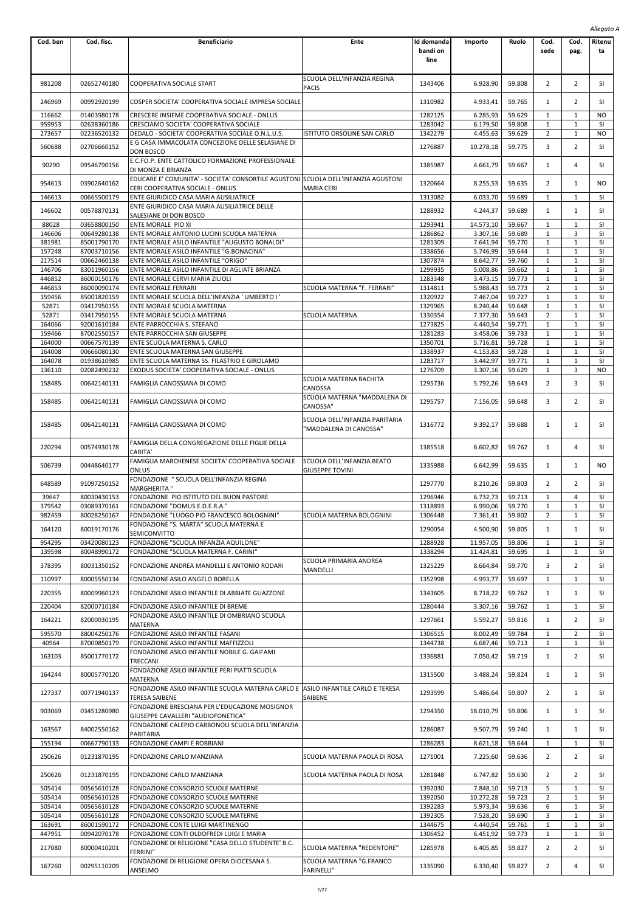*Allegato A*

| Cod. ben | Cod. fisc. | Beneficiario | Ente | Id domanda bandi on line | Importo | Ruolo | Cod. sede | Cod. pag. | Ritenuta |
|---|---|---|---|---|---|---|---|---|---|
| 981208 | 02652740180 | COOPERATIVA SOCIALE START | SCUOLA DELL'INFANZIA REGINA PACIS | 1343406 | 6.928,90 | 59.808 | 2 | 2 | SI |
| 246969 | 00992920199 | COSPER SOCIETA' COOPERATIVA SOCIALE IMPRESA SOCIALE | | 1310982 | 4.933,41 | 59.765 | 1 | 2 | SI |
| 116662 | 01403980178 | CRESCERE INSIEME COOPERATIVA SOCIALE - ONLUS | | 1282125 | 6.285,93 | 59.629 | 1 | 1 | NO |
| 959953 | 02638360186 | CRESCIAMO SOCIETA' COOPERATIVA SOCIALE | | 1283042 | 6.179,50 | 59.808 | 1 | 1 | SI |
| 273657 | 02236520132 | DEDALO - SOCIETA' COOPERATIVA SOCIALE O.N.L.U.S. | ISTITUTO ORSOLINE SAN CARLO | 1342279 | 4.455,63 | 59.629 | 2 | 1 | NO |
| 560688 | 02706660152 | E G CASA IMMACOLATA CONCEZIONE DELLE SELASIANE DI DON BOSCO | | 1276887 | 10.278,18 | 59.775 | 3 | 2 | SI |
| 90290 | 09546790156 | E.C.FO.P. ENTE CATTOLICO FORMAZIONE PROFESSIONALE DI MONZA E BRIANZA | | 1385987 | 4.661,79 | 59.667 | 1 | 4 | SI |
| 954613 | 03902640162 | EDUCARE E' COMUNITA' - SOCIETA' CONSORTILE AGUSTONI CERI COOPERATIVA SOCIALE - ONLUS | SCUOLA DELL'INFANZIA AGUSTONI MARIA CERI | 1320664 | 8.255,53 | 59.635 | 2 | 1 | NO |
| 146613 | 00665500179 | ENTE GIURIDICO CASA MARIA AUSILIATRICE | | 1313082 | 6.033,70 | 59.689 | 1 | 1 | SI |
| 146602 | 00578870131 | ENTE GIURIDICO CASA MARIA AUSILIATRICE DELLE SALESIANE DI DON BOSCO | | 1288932 | 4.244,37 | 59.689 | 1 | 1 | SI |
| 88028 | 03658800150 | ENTE MORALE PIO XI | | 1293941 | 14.573,10 | 59.667 | 1 | 1 | SI |
| 146606 | 00649280138 | ENTE MORALE ANTONIO LUCINI SCUOLA MATERNA | | 1286862 | 3.307,16 | 59.689 | 1 | 3 | SI |
| 381981 | 85001790170 | ENTE MORALE ASILO INFANTILE "AUGUSTO BONALDI" | | 1281309 | 7.641,94 | 59.770 | 1 | 1 | SI |
| 157248 | 87003710156 | ENTE MORALE ASILO INFANTILE "G.BONACINA" | | 1338656 | 5.746,99 | 59.644 | 1 | 1 | SI |
| 217514 | 00662460138 | ENTE MORALE ASILO INFANTILE "ORIGO" | | 1307874 | 8.642,77 | 59.760 | 1 | 1 | SI |
| 146706 | 83011960156 | ENTE MORALE ASILO INFANTILE DI AGLIATE BRIANZA | | 1299935 | 5.008,86 | 59.662 | 1 | 1 | SI |
| 446852 | 86000150176 | ENTE MORALE CERVI MARIA ZILIOLI | | 1283348 | 3.473,15 | 59.773 | 1 | 1 | SI |
| 446853 | 86000090174 | ENTE MORALE FERRARI | SCUOLA MATERNA "F. FERRARI" | 1314811 | 5.988,43 | 59.773 | 2 | 1 | SI |
| 159456 | 85001820159 | ENTE MORALE SCUOLA DELL'INFANZIA ' UMBERTO I ' | | 1320922 | 7.467,04 | 59.727 | 1 | 1 | SI |
| 52871 | 03417950155 | ENTE MORALE SCUOLA MATERNA | | 1329965 | 8.240,44 | 59.648 | 1 | 1 | SI |
| 52871 | 03417950155 | ENTE MORALE SCUOLA MATERNA | SCUOLA MATERNA | 1330354 | 7.377,30 | 59.643 | 2 | 1 | SI |
| 164066 | 92001610184 | ENTE PARROCCHIA S. STEFANO | | 1273825 | 4.440,54 | 59.771 | 1 | 1 | SI |
| 159466 | 87002550157 | ENTE PARROCCHIA SAN GIUSEPPE | | 1281283 | 3.458,06 | 59.733 | 1 | 1 | SI |
| 164000 | 00667570139 | ENTE SCUOLA MATERNA S. CARLO | | 1350701 | 5.716,81 | 59.728 | 1 | 1 | SI |
| 164008 | 00666080130 | ENTE SCUOLA MATERNA SAN GIUSEPPE | | 1338937 | 4.153,83 | 59.728 | 1 | 1 | SI |
| 164078 | 01938610985 | ENTE SCUOLA MATERNA SS. FILASTRIO E GIROLAMO | | 1283717 | 3.442,97 | 59.771 | 1 | 1 | SI |
| 136110 | 02082490232 | EXODUS SOCIETA' COOPERATIVA SOCIALE - ONLUS | | 1276709 | 3.307,16 | 59.629 | 1 | 3 | NO |
| 158485 | 00642140131 | FAMIGLIA CANOSSIANA DI COMO | SCUOLA MATERNA BACHITA CANOSSA | 1295736 | 5.792,26 | 59.643 | 2 | 3 | SI |
| 158485 | 00642140131 | FAMIGLIA CANOSSIANA DI COMO | SCUOLA MATERNA "MADDALENA DI CANOSSA" | 1295757 | 7.156,05 | 59.648 | 3 | 2 | SI |
| 158485 | 00642140131 | FAMIGLIA CANOSSIANA DI COMO | SCUOLA DELL'INFANZIA PARITARIA "MADDALENA DI CANOSSA" | 1316772 | 9.392,17 | 59.688 | 1 | 1 | SI |
| 220294 | 00574930178 | FAMIGLIA DELLA CONGREGAZIONE DELLE FIGLIE DELLA CARITA' | | 1385518 | 6.602,82 | 59.762 | 1 | 4 | SI |
| 506739 | 00448640177 | FAMIGLIA MARCHENESE SOCIETA' COOPERATIVA SOCIALE ONLUS | SCUOLA DELL'INFANZIA BEATO GIUSEPPE TOVINI | 1335988 | 6.642,99 | 59.635 | 1 | 1 | NO |
| 648589 | 91097250152 | FONDAZIONE " SCUOLA DELL'INFANZIA REGINA MARGHERITA " | | 1297770 | 8.210,26 | 59.803 | 2 | 2 | SI |
| 39647 | 80030430153 | FONDAZIONE PIO ISTITUTO DEL BUON PASTORE | | 1296946 | 6.732,73 | 59.713 | 1 | 4 | SI |
| 379542 | 03089370161 | FONDAZIONE "DOMUS E.D.E.R.A." | | 1318893 | 6.990,06 | 59.770 | 1 | 1 | SI |
| 982459 | 80028250167 | FONDAZIONE "LUOGO PIO FRANCESCO BOLOGNINI" | SCUOLA MATERNA BOLOGNINI | 1306448 | 7.361,41 | 59.802 | 2 | 1 | SI |
| 164120 | 80019170176 | FONDAZIONE "S. MARTA" SCUOLA MATERNA E SEMICONVITTO | | 1290054 | 4.500,90 | 59.805 | 1 | 1 | SI |
| 954295 | 03420080123 | FONDAZIONE "SCUOLA INFANZIA AQUILONE" | | 1288928 | 11.957,05 | 59.806 | 1 | 1 | SI |
| 139598 | 80048990172 | FONDAZIONE "SCUOLA MATERNA F. CARINI" | | 1338294 | 11.424,81 | 59.695 | 1 | 1 | SI |
| 378395 | 80031350152 | FONDAZIONE ANDREA MANDELLI E ANTONIO RODARI | SCUOLA PRIMARIA ANDREA MANDELLI | 1325229 | 8.664,84 | 59.770 | 3 | 2 | SI |
| 110997 | 80005550134 | FONDAZIONE ASILO ANGELO BORELLA | | 1352998 | 4.993,77 | 59.697 | 1 | 1 | SI |
| 220355 | 80009960123 | FONDAZIONE ASILO INFANTILE DI ABBIATE GUAZZONE | | 1343605 | 8.718,22 | 59.762 | 1 | 1 | SI |
| 220404 | 82000710184 | FONDAZIONE ASILO INFANTILE DI BREME | | 1280444 | 3.307,16 | 59.762 | 1 | 1 | SI |
| 164221 | 82000030195 | FONDAZIONE ASILO INFANTILE DI OMBRIANO SCUOLA MATERNA | | 1297661 | 5.592,27 | 59.816 | 1 | 2 | SI |
| 595570 | 88004250176 | FONDAZIONE ASILO INFANTILE FASANI | | 1306515 | 8.002,49 | 59.784 | 1 | 2 | SI |
| 40964 | 87000850179 | FONDAZIONE ASILO INFANTILE MAFFIZZOLI | | 1344738 | 6.687,46 | 59.713 | 1 | 1 | SI |
| 163103 | 85001770172 | FONDAZIONE ASILO INFANTILE NOBILE G. GAIFAMI TRECCANI | | 1336881 | 7.050,42 | 59.719 | 1 | 2 | SI |
| 164244 | 80005770120 | FONDAZIONE ASILO INFANTILE PERI PIATTI SCUOLA MATERNA | | 1315500 | 3.488,24 | 59.824 | 1 | 1 | SI |
| 127337 | 00771940137 | FONDAZIONE ASILO INFANTILE SCUOLA MATERNA CARLO E TERESA SAIBENE | ASILO INFANTILE CARLO E TERESA SAIBENE | 1293599 | 5.486,64 | 59.807 | 2 | 1 | SI |
| 903069 | 03451280980 | FONDAZIONE BRESCIANA PER L'EDUCAZIONE MOSIGNOR GIUSEPPE CAVALLERI "AUDIOFONETICA" | | 1294350 | 18.010,79 | 59.806 | 1 | 1 | SI |
| 163567 | 84002550162 | FONDAZIONE CALEPIO CARBONOLI SCUOLA DELL'INFANZIA PARITARIA | | 1286087 | 9.507,79 | 59.740 | 1 | 1 | SI |
| 155194 | 00667790133 | FONDAZIONE CAMPI E ROBBIANI | | 1286283 | 8.621,18 | 59.644 | 1 | 1 | SI |
| 250626 | 01231870195 | FONDAZIONE CARLO MANZIANA | SCUOLA MATERNA PAOLA DI ROSA | 1271001 | 7.225,60 | 59.636 | 2 | 2 | SI |
| 250626 | 01231870195 | FONDAZIONE CARLO MANZIANA | SCUOLA MATERNA PAOLA DI ROSA | 1281848 | 6.747,82 | 59.630 | 2 | 2 | SI |
| 505414 | 00565610128 | FONDAZIONE CONSORZIO SCUOLE MATERNE | | 1392030 | 7.848,10 | 59.713 | 5 | 1 | SI |
| 505414 | 00565610128 | FONDAZIONE CONSORZIO SCUOLE MATERNE | | 1392050 | 10.272,28 | 59.723 | 2 | 1 | SI |
| 505414 | 00565610128 | FONDAZIONE CONSORZIO SCUOLE MATERNE | | 1392283 | 5.973,34 | 59.636 | 6 | 1 | SI |
| 505414 | 00565610128 | FONDAZIONE CONSORZIO SCUOLE MATERNE | | 1392305 | 7.528,20 | 59.690 | 3 | 1 | SI |
| 163691 | 86001590172 | FONDAZIONE CONTE LUIGI MARTINENGO | | 1344675 | 4.440,54 | 59.761 | 1 | 1 | SI |
| 447951 | 00942070178 | FONDAZIONE CONTI OLDOFREDI LUIGI E MARIA | | 1306452 | 6.451,92 | 59.773 | 1 | 1 | SI |
| 217080 | 80000410201 | FONDAZIONE DI RELIGIONE "CASA DELLO STUDENTE' B.C. FERRINI" | SCUOLA MATERNA "REDENTORE" | 1285978 | 6.405,85 | 59.827 | 2 | 2 | SI |
| 167260 | 00295110209 | FONDAZIONE DI RELIGIONE OPERA DIOCESANA S. ANSELMO | SCUOLA MATERNA "G.FRANCO FARINELLI" | 1335090 | 6.330,40 | 59.827 | 2 | 4 | SI |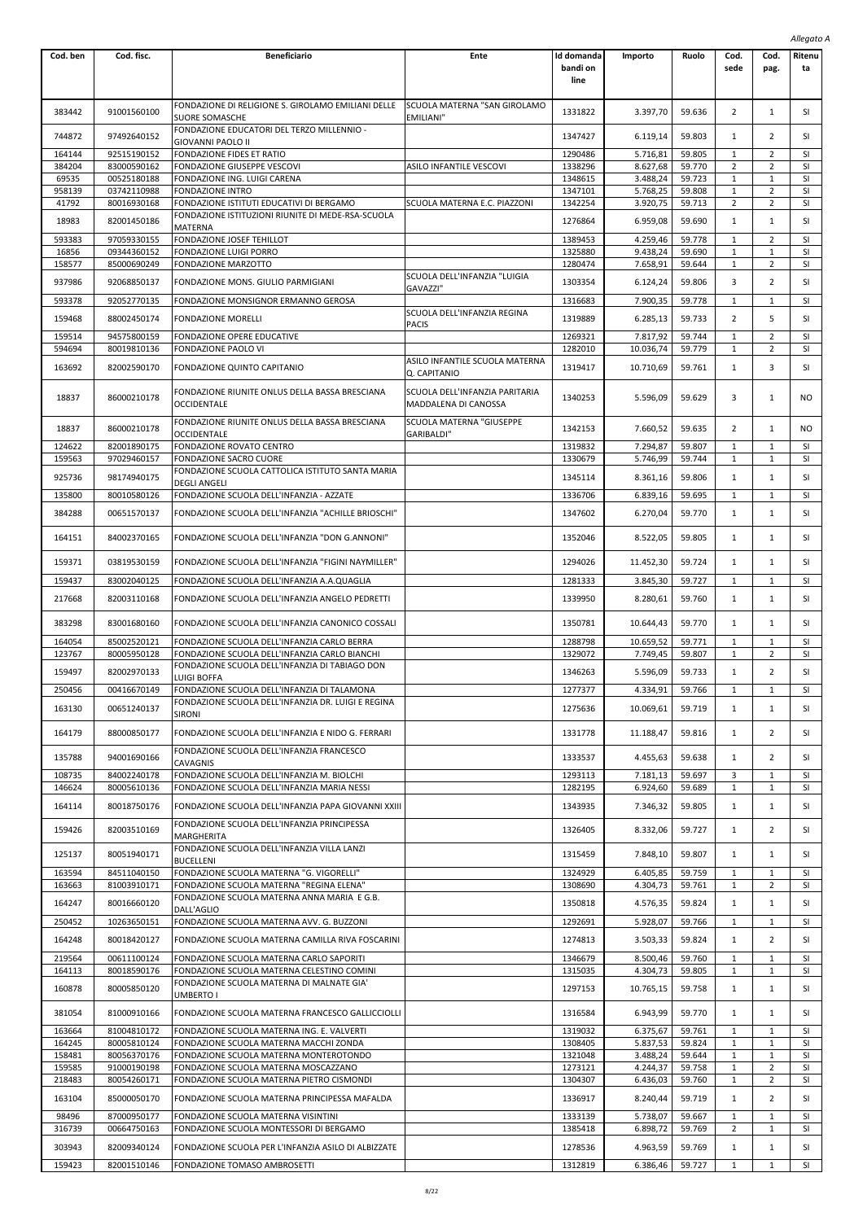*Allegato A*

| Cod. ben | Cod. fisc. | Beneficiario | Ente | Id domanda bandi on line | Importo | Ruolo | Cod. sede | Cod. pag. | Ritenuta |
|---|---|---|---|---|---|---|---|---|---|
| 383442 | 91001560100 | FONDAZIONE DI RELIGIONE S. GIROLAMO EMILIANI DELLE SUORE SOMASCHE | SCUOLA MATERNA "SAN GIROLAMO EMILIANI" | 1331822 | 3.397,70 | 59.636 | 2 | 1 | SI |
| 744872 | 97492640152 | FONDAZIONE EDUCATORI DEL TERZO MILLENNIO - GIOVANNI PAOLO II | | 1347427 | 6.119,14 | 59.803 | 1 | 2 | SI |
| 164144 | 92515190152 | FONDAZIONE FIDES ET RATIO | | 1290486 | 5.716,81 | 59.805 | 1 | 2 | SI |
| 384204 | 83000590162 | FONDAZIONE GIUSEPPE VESCOVI | ASILO INFANTILE VESCOVI | 1338296 | 8.627,68 | 59.770 | 2 | 2 | SI |
| 69535 | 00525180188 | FONDAZIONE ING. LUIGI CARENA | | 1348615 | 3.488,24 | 59.723 | 1 | 1 | SI |
| 958139 | 03742110988 | FONDAZIONE INTRO | | 1347101 | 5.768,25 | 59.808 | 1 | 2 | SI |
| 41792 | 80016930168 | FONDAZIONE ISTITUTI EDUCATIVI DI BERGAMO | SCUOLA MATERNA E.C. PIAZZONI | 1342254 | 3.920,75 | 59.713 | 2 | 2 | SI |
| 18983 | 82001450186 | FONDAZIONE ISTITUZIONI RIUNITE DI MEDE-RSA-SCUOLA MATERNA | | 1276864 | 6.959,08 | 59.690 | 1 | 1 | SI |
| 593383 | 97059330155 | FONDAZIONE JOSEF TEHILLOT | | 1389453 | 4.259,46 | 59.778 | 1 | 2 | SI |
| 16856 | 09344360152 | FONDAZIONE LUIGI PORRO | | 1325880 | 9.438,24 | 59.690 | 1 | 1 | SI |
| 158577 | 85000690249 | FONDAZIONE MARZOTTO | | 1280474 | 7.658,91 | 59.644 | 1 | 2 | SI |
| 937986 | 92068850137 | FONDAZIONE MONS. GIULIO PARMIGIANI | SCUOLA DELL'INFANZIA "LUIGIA GAVAZZI" | 1303354 | 6.124,24 | 59.806 | 3 | 2 | SI |
| 593378 | 92052770135 | FONDAZIONE MONSIGNOR ERMANNO GEROSA | | 1316683 | 7.900,35 | 59.778 | 1 | 1 | SI |
| 159468 | 88002450174 | FONDAZIONE MORELLI | SCUOLA DELL'INFANZIA REGINA PACIS | 1319889 | 6.285,13 | 59.733 | 2 | 5 | SI |
| 159514 | 94575800159 | FONDAZIONE OPERE EDUCATIVE | | 1269321 | 7.817,92 | 59.744 | 1 | 2 | SI |
| 594694 | 80019810136 | FONDAZIONE PAOLO VI | | 1282010 | 10.036,74 | 59.779 | 1 | 2 | SI |
| 163692 | 82002590170 | FONDAZIONE QUINTO CAPITANIO | ASILO INFANTILE SCUOLA MATERNA Q. CAPITANIO | 1319417 | 10.710,69 | 59.761 | 1 | 3 | SI |
| 18837 | 86000210178 | FONDAZIONE RIUNITE ONLUS DELLA BASSA BRESCIANA OCCIDENTALE | SCUOLA DELL'INFANZIA PARITARIA MADDALENA DI CANOSSA | 1340253 | 5.596,09 | 59.629 | 3 | 1 | NO |
| 18837 | 86000210178 | FONDAZIONE RIUNITE ONLUS DELLA BASSA BRESCIANA OCCIDENTALE | SCUOLA MATERNA "GIUSEPPE GARIBALDI" | 1342153 | 7.660,52 | 59.635 | 2 | 1 | NO |
| 124622 | 82001890175 | FONDAZIONE ROVATO CENTRO | | 1319832 | 7.294,87 | 59.807 | 1 | 1 | SI |
| 159563 | 97029460157 | FONDAZIONE SACRO CUORE | | 1330679 | 5.746,99 | 59.744 | 1 | 1 | SI |
| 925736 | 98174940175 | FONDAZIONE SCUOLA CATTOLICA ISTITUTO SANTA MARIA DEGLI ANGELI | | 1345114 | 8.361,16 | 59.806 | 1 | 1 | SI |
| 135800 | 80010580126 | FONDAZIONE SCUOLA DELL'INFANZIA - AZZATE | | 1336706 | 6.839,16 | 59.695 | 1 | 1 | SI |
| 384288 | 00651570137 | FONDAZIONE SCUOLA DELL'INFANZIA "ACHILLE BRIOSCHI" | | 1347602 | 6.270,04 | 59.770 | 1 | 1 | SI |
| 164151 | 84002370165 | FONDAZIONE SCUOLA DELL'INFANZIA "DON G.ANNONI" | | 1352046 | 8.522,05 | 59.805 | 1 | 1 | SI |
| 159371 | 03819530159 | FONDAZIONE SCUOLA DELL'INFANZIA "FIGINI NAYMILLER" | | 1294026 | 11.452,30 | 59.724 | 1 | 1 | SI |
| 159437 | 83002040125 | FONDAZIONE SCUOLA DELL'INFANZIA A.A.QUAGLIA | | 1281333 | 3.845,30 | 59.727 | 1 | 1 | SI |
| 217668 | 82003110168 | FONDAZIONE SCUOLA DELL'INFANZIA ANGELO PEDRETTI | | 1339950 | 8.280,61 | 59.760 | 1 | 1 | SI |
| 383298 | 83001680160 | FONDAZIONE SCUOLA DELL'INFANZIA CANONICO COSSALI | | 1350781 | 10.644,43 | 59.770 | 1 | 1 | SI |
| 164054 | 85002520121 | FONDAZIONE SCUOLA DELL'INFANZIA CARLO BERRA | | 1288798 | 10.659,52 | 59.771 | 1 | 1 | SI |
| 123767 | 80005950128 | FONDAZIONE SCUOLA DELL'INFANZIA CARLO BIANCHI | | 1329072 | 7.749,45 | 59.807 | 1 | 2 | SI |
| 159497 | 82002970133 | FONDAZIONE SCUOLA DELL'INFANZIA DI TABIAGO DON LUIGI BOFFA | | 1346263 | 5.596,09 | 59.733 | 1 | 2 | SI |
| 250456 | 00416670149 | FONDAZIONE SCUOLA DELL'INFANZIA DI TALAMONA | | 1277377 | 4.334,91 | 59.766 | 1 | 1 | SI |
| 163130 | 00651240137 | FONDAZIONE SCUOLA DELL'INFANZIA DR. LUIGI E REGINA SIRONI | | 1275636 | 10.069,61 | 59.719 | 1 | 1 | SI |
| 164179 | 88000850177 | FONDAZIONE SCUOLA DELL'INFANZIA E NIDO G. FERRARI | | 1331778 | 11.188,47 | 59.816 | 1 | 2 | SI |
| 135788 | 94001690166 | FONDAZIONE SCUOLA DELL'INFANZIA FRANCESCO CAVAGNIS | | 1333537 | 4.455,63 | 59.638 | 1 | 2 | SI |
| 108735 | 84002240178 | FONDAZIONE SCUOLA DELL'INFANZIA M. BIOLCHI | | 1293113 | 7.181,13 | 59.697 | 3 | 1 | SI |
| 146624 | 80005610136 | FONDAZIONE SCUOLA DELL'INFANZIA MARIA NESSI | | 1282195 | 6.924,60 | 59.689 | 1 | 1 | SI |
| 164114 | 80018750176 | FONDAZIONE SCUOLA DELL'INFANZIA PAPA GIOVANNI XXIII | | 1343935 | 7.346,32 | 59.805 | 1 | 1 | SI |
| 159426 | 82003510169 | FONDAZIONE SCUOLA DELL'INFANZIA PRINCIPESSA MARGHERITA | | 1326405 | 8.332,06 | 59.727 | 1 | 2 | SI |
| 125137 | 80051940171 | FONDAZIONE SCUOLA DELL'INFANZIA VILLA LANZI BUCELLENI | | 1315459 | 7.848,10 | 59.807 | 1 | 1 | SI |
| 163594 | 84511040150 | FONDAZIONE SCUOLA MATERNA "G. VIGORELLI" | | 1324929 | 6.405,85 | 59.759 | 1 | 1 | SI |
| 163663 | 81003910171 | FONDAZIONE SCUOLA MATERNA "REGINA ELENA" | | 1308690 | 4.304,73 | 59.761 | 1 | 2 | SI |
| 164247 | 80016660120 | FONDAZIONE SCUOLA MATERNA ANNA MARIA E G.B. DALL'AGLIO | | 1350818 | 4.576,35 | 59.824 | 1 | 1 | SI |
| 250452 | 10263650151 | FONDAZIONE SCUOLA MATERNA AVV. G. BUZZONI | | 1292691 | 5.928,07 | 59.766 | 1 | 1 | SI |
| 164248 | 80018420127 | FONDAZIONE SCUOLA MATERNA CAMILLA RIVA FOSCARINI | | 1274813 | 3.503,33 | 59.824 | 1 | 2 | SI |
| 219564 | 00611100124 | FONDAZIONE SCUOLA MATERNA CARLO SAPORITI | | 1346679 | 8.500,46 | 59.760 | 1 | 1 | SI |
| 164113 | 80018590176 | FONDAZIONE SCUOLA MATERNA CELESTINO COMINI | | 1315035 | 4.304,73 | 59.805 | 1 | 1 | SI |
| 160878 | 80005850120 | FONDAZIONE SCUOLA MATERNA DI MALNATE GIA' UMBERTO I | | 1297153 | 10.765,15 | 59.758 | 1 | 1 | SI |
| 381054 | 81000910166 | FONDAZIONE SCUOLA MATERNA FRANCESCO GALLICCIOLLI | | 1316584 | 6.943,99 | 59.770 | 1 | 1 | SI |
| 163664 | 81004810172 | FONDAZIONE SCUOLA MATERNA ING. E. VALVERTI | | 1319032 | 6.375,67 | 59.761 | 1 | 1 | SI |
| 164245 | 80005810124 | FONDAZIONE SCUOLA MATERNA MACCHI ZONDA | | 1308405 | 5.837,53 | 59.824 | 1 | 1 | SI |
| 158481 | 80056370176 | FONDAZIONE SCUOLA MATERNA MONTEROTONDO | | 1321048 | 3.488,24 | 59.644 | 1 | 1 | SI |
| 159585 | 91000190198 | FONDAZIONE SCUOLA MATERNA MOSCAZZANO | | 1273121 | 4.244,37 | 59.758 | 1 | 2 | SI |
| 218483 | 80054260171 | FONDAZIONE SCUOLA MATERNA PIETRO CISMONDI | | 1304307 | 6.436,03 | 59.760 | 1 | 2 | SI |
| 163104 | 85000050170 | FONDAZIONE SCUOLA MATERNA PRINCIPESSA MAFALDA | | 1336917 | 8.240,44 | 59.719 | 1 | 2 | SI |
| 98496 | 87000950177 | FONDAZIONE SCUOLA MATERNA VISINTINI | | 1333139 | 5.738,07 | 59.667 | 1 | 1 | SI |
| 316739 | 00664750163 | FONDAZIONE SCUOLA MONTESSORI DI BERGAMO | | 1385418 | 6.898,72 | 59.769 | 2 | 1 | SI |
| 303943 | 82009340124 | FONDAZIONE SCUOLA PER L'INFANZIA ASILO DI ALBIZZATE | | 1278536 | 4.963,59 | 59.769 | 1 | 1 | SI |
| 159423 | 82001510146 | FONDAZIONE TOMASO AMBROSETTI | | 1312819 | 6.386,46 | 59.727 | 1 | 1 | SI |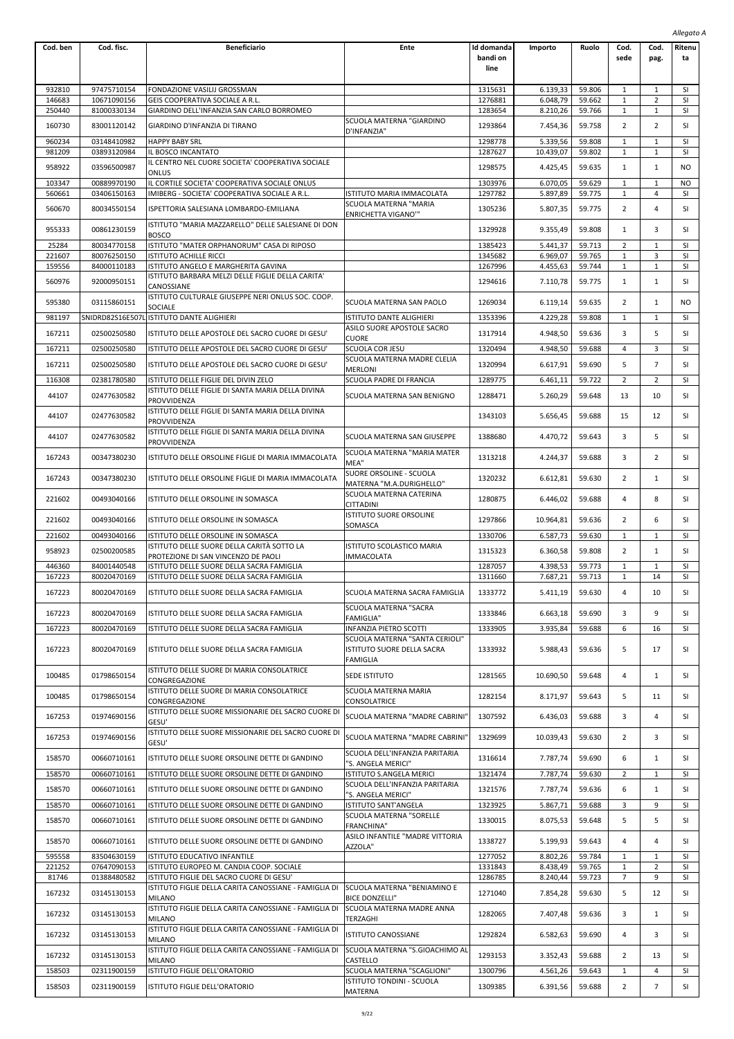*Allegato A*

| Cod. ben | Cod. fisc. | Beneficiario | Ente | Id domanda bandi on line | Importo | Ruolo | Cod. sede | Cod. pag. | Ritenuta |
|---|---|---|---|---|---|---|---|---|---|
| 932810 | 97475710154 | FONDAZIONE VASILIJ GROSSMAN | | 1315631 | 6.139,33 | 59.806 | 1 | 1 | SI |
| 146683 | 10671090156 | GEIS COOPERATIVA SOCIALE A R.L. | | 1276881 | 6.048,79 | 59.662 | 1 | 2 | SI |
| 250440 | 81000330134 | GIARDINO DELL'INFANZIA SAN CARLO BORROMEO | | 1283654 | 8.210,26 | 59.766 | 1 | 1 | SI |
| 160730 | 83001120142 | GIARDINO D'INFANZIA DI TIRANO | SCUOLA MATERNA "GIARDINO D'INFANZIA" | 1293864 | 7.454,36 | 59.758 | 2 | 2 | SI |
| 960234 | 03148410982 | HAPPY BABY SRL | | 1298778 | 5.339,56 | 59.808 | 1 | 1 | SI |
| 981209 | 03893120984 | IL BOSCO INCANTATO | | 1287627 | 10.439,07 | 59.802 | 1 | 1 | SI |
| 958922 | 03596500987 | IL CENTRO NEL CUORE SOCIETA' COOPERATIVA SOCIALE ONLUS | | 1298575 | 4.425,45 | 59.635 | 1 | 1 | NO |
| 103347 | 00889970190 | IL CORTILE SOCIETA' COOPERATIVA SOCIALE ONLUS | | 1303976 | 6.070,05 | 59.629 | 1 | 1 | NO |
| 560661 | 03406150163 | IMIBERG - SOCIETA' COOPERATIVA SOCIALE A R.L. | ISTITUTO MARIA IMMACOLATA | 1297782 | 5.897,89 | 59.775 | 1 | 4 | SI |
| 560670 | 80034550154 | ISPETTORIA SALESIANA LOMBARDO-EMILIANA | SCUOLA MATERNA "MARIA ENRICHETTA VIGANO'" | 1305236 | 5.807,35 | 59.775 | 2 | 4 | SI |
| 955333 | 00861230159 | ISTITUTO "MARIA MAZZARELLO" DELLE SALESIANE DI DON BOSCO | | 1329928 | 9.355,49 | 59.808 | 1 | 3 | SI |
| 25284 | 80034770158 | ISTITUTO "MATER ORPHANORUM" CASA DI RIPOSO | | 1385423 | 5.441,37 | 59.713 | 2 | 1 | SI |
| 221607 | 80076250150 | ISTITUTO ACHILLE RICCI | | 1345682 | 6.969,07 | 59.765 | 1 | 3 | SI |
| 159556 | 84000110183 | ISTITUTO ANGELO E MARGHERITA GAVINA | | 1267996 | 4.455,63 | 59.744 | 1 | 1 | SI |
| 560976 | 92000950151 | ISTITUTO BARBARA MELZI DELLE FIGLIE DELLA CARITA' CANOSSIANE | | 1294616 | 7.110,78 | 59.775 | 1 | 1 | SI |
| 595380 | 03115860151 | ISTITUTO CULTURALE GIUSEPPE NERI ONLUS SOC. COOP. SOCIALE | SCUOLA MATERNA SAN PAOLO | 1269034 | 6.119,14 | 59.635 | 2 | 1 | NO |
| 981197 | SNIDRD82S16E507L | ISTITUTO DANTE ALIGHIERI | ISTITUTO DANTE ALIGHIERI | 1353396 | 4.229,28 | 59.808 | 1 | 1 | SI |
| 167211 | 02500250580 | ISTITUTO DELLE APOSTOLE DEL SACRO CUORE DI GESU' | ASILO SUORE APOSTOLE SACRO CUORE | 1317914 | 4.948,50 | 59.636 | 3 | 5 | SI |
| 167211 | 02500250580 | ISTITUTO DELLE APOSTOLE DEL SACRO CUORE DI GESU' | SCUOLA COR JESU | 1320494 | 4.948,50 | 59.688 | 4 | 3 | SI |
| 167211 | 02500250580 | ISTITUTO DELLE APOSTOLE DEL SACRO CUORE DI GESU' | SCUOLA MATERNA MADRE CLELIA MERLONI | 1320994 | 6.617,91 | 59.690 | 5 | 7 | SI |
| 116308 | 02381780580 | ISTITUTO DELLE FIGLIE DEL DIVIN ZELO | SCUOLA PADRE DI FRANCIA | 1289775 | 6.461,11 | 59.722 | 2 | 2 | SI |
| 44107 | 02477630582 | ISTITUTO DELLE FIGLIE DI SANTA MARIA DELLA DIVINA PROVVIDENZA | SCUOLA MATERNA SAN BENIGNO | 1288471 | 5.260,29 | 59.648 | 13 | 10 | SI |
| 44107 | 02477630582 | ISTITUTO DELLE FIGLIE DI SANTA MARIA DELLA DIVINA PROVVIDENZA | | 1343103 | 5.656,45 | 59.688 | 15 | 12 | SI |
| 44107 | 02477630582 | ISTITUTO DELLE FIGLIE DI SANTA MARIA DELLA DIVINA PROVVIDENZA | SCUOLA MATERNA SAN GIUSEPPE | 1388680 | 4.470,72 | 59.643 | 3 | 5 | SI |
| 167243 | 00347380230 | ISTITUTO DELLE ORSOLINE FIGLIE DI MARIA IMMACOLATA | SCUOLA MATERNA "MARIA MATER MEA" | 1313218 | 4.244,37 | 59.688 | 3 | 2 | SI |
| 167243 | 00347380230 | ISTITUTO DELLE ORSOLINE FIGLIE DI MARIA IMMACOLATA | SUORE ORSOLINE - SCUOLA MATERNA "M.A.DURIGHELLO" | 1320232 | 6.612,81 | 59.630 | 2 | 1 | SI |
| 221602 | 00493040166 | ISTITUTO DELLE ORSOLINE IN SOMASCA | SCUOLA MATERNA CATERINA CITTADINI | 1280875 | 6.446,02 | 59.688 | 4 | 8 | SI |
| 221602 | 00493040166 | ISTITUTO DELLE ORSOLINE IN SOMASCA | ISTITUTO SUORE ORSOLINE SOMASCA | 1297866 | 10.964,81 | 59.636 | 2 | 6 | SI |
| 221602 | 00493040166 | ISTITUTO DELLE ORSOLINE IN SOMASCA | | 1330706 | 6.587,73 | 59.630 | 1 | 1 | SI |
| 958923 | 02500200585 | ISTITUTO DELLE SUORE DELLA CARITÀ SOTTO LA PROTEZIONE DI SAN VINCENZO DE PAOLI | ISTITUTO SCOLASTICO MARIA IMMACOLATA | 1315323 | 6.360,58 | 59.808 | 2 | 1 | SI |
| 446360 | 84001440548 | ISTITUTO DELLE SUORE DELLA SACRA FAMIGLIA | | 1287057 | 4.398,53 | 59.773 | 1 | 1 | SI |
| 167223 | 80020470169 | ISTITUTO DELLE SUORE DELLA SACRA FAMIGLIA | | 1311660 | 7.687,21 | 59.713 | 1 | 14 | SI |
| 167223 | 80020470169 | ISTITUTO DELLE SUORE DELLA SACRA FAMIGLIA | SCUOLA MATERNA SACRA FAMIGLIA | 1333772 | 5.411,19 | 59.630 | 4 | 10 | SI |
| 167223 | 80020470169 | ISTITUTO DELLE SUORE DELLA SACRA FAMIGLIA | SCUOLA MATERNA "SACRA FAMIGLIA" | 1333846 | 6.663,18 | 59.690 | 3 | 9 | SI |
| 167223 | 80020470169 | ISTITUTO DELLE SUORE DELLA SACRA FAMIGLIA | INFANZIA PIETRO SCOTTI | 1333905 | 3.935,84 | 59.688 | 6 | 16 | SI |
| 167223 | 80020470169 | ISTITUTO DELLE SUORE DELLA SACRA FAMIGLIA | SCUOLA MATERNA "SANTA CERIOLI" ISTITUTO SUORE DELLA SACRA FAMIGLIA | 1333932 | 5.988,43 | 59.636 | 5 | 17 | SI |
| 100485 | 01798650154 | ISTITUTO DELLE SUORE DI MARIA CONSOLATRICE CONGREGAZIONE | SEDE ISTITUTO | 1281565 | 10.690,50 | 59.648 | 4 | 1 | SI |
| 100485 | 01798650154 | ISTITUTO DELLE SUORE DI MARIA CONSOLATRICE CONGREGAZIONE | SCUOLA MATERNA MARIA CONSOLATRICE | 1282154 | 8.171,97 | 59.643 | 5 | 11 | SI |
| 167253 | 01974690156 | ISTITUTO DELLE SUORE MISSIONARIE DEL SACRO CUORE DI GESU' | SCUOLA MATERNA "MADRE CABRINI" | 1307592 | 6.436,03 | 59.688 | 3 | 4 | SI |
| 167253 | 01974690156 | ISTITUTO DELLE SUORE MISSIONARIE DEL SACRO CUORE DI GESU' | SCUOLA MATERNA "MADRE CABRINI" | 1329699 | 10.039,43 | 59.630 | 2 | 3 | SI |
| 158570 | 00660710161 | ISTITUTO DELLE SUORE ORSOLINE DETTE DI GANDINO | SCUOLA DELL'INFANZIA PARITARIA "S. ANGELA MERICI" | 1316614 | 7.787,74 | 59.690 | 6 | 1 | SI |
| 158570 | 00660710161 | ISTITUTO DELLE SUORE ORSOLINE DETTE DI GANDINO | ISTITUTO S.ANGELA MERICI | 1321474 | 7.787,74 | 59.630 | 2 | 1 | SI |
| 158570 | 00660710161 | ISTITUTO DELLE SUORE ORSOLINE DETTE DI GANDINO | SCUOLA DELL'INFANZIA PARITARIA "S. ANGELA MERICI" | 1321576 | 7.787,74 | 59.636 | 6 | 1 | SI |
| 158570 | 00660710161 | ISTITUTO DELLE SUORE ORSOLINE DETTE DI GANDINO | ISTITUTO SANT'ANGELA | 1323925 | 5.867,71 | 59.688 | 3 | 9 | SI |
| 158570 | 00660710161 | ISTITUTO DELLE SUORE ORSOLINE DETTE DI GANDINO | SCUOLA MATERNA "SORELLE FRANCHINA" | 1330015 | 8.075,53 | 59.648 | 5 | 5 | SI |
| 158570 | 00660710161 | ISTITUTO DELLE SUORE ORSOLINE DETTE DI GANDINO | ASILO INFANTILE "MADRE VITTORIA AZZOLA" | 1338727 | 5.199,93 | 59.643 | 4 | 4 | SI |
| 595558 | 83504630159 | ISTITUTO EDUCATIVO INFANTILE | | 1277052 | 8.802,26 | 59.784 | 1 | 1 | SI |
| 221252 | 07647090153 | ISTITUTO EUROPEO M. CANDIA COOP. SOCIALE | | 1331843 | 8.438,49 | 59.765 | 1 | 2 | SI |
| 81746 | 01388480582 | ISTITUTO FIGLIE DEL SACRO CUORE DI GESU' | | 1286785 | 8.240,44 | 59.723 | 7 | 9 | SI |
| 167232 | 03145130153 | ISTITUTO FIGLIE DELLA CARITA CANOSSIANE - FAMIGLIA DI MILANO | SCUOLA MATERNA "BENIAMINO E BICE DONZELLI" | 1271040 | 7.854,28 | 59.630 | 5 | 12 | SI |
| 167232 | 03145130153 | ISTITUTO FIGLIE DELLA CARITA CANOSSIANE - FAMIGLIA DI MILANO | SCUOLA MATERNA MADRE ANNA TERZAGHI | 1282065 | 7.407,48 | 59.636 | 3 | 1 | SI |
| 167232 | 03145130153 | ISTITUTO FIGLIE DELLA CARITA CANOSSIANE - FAMIGLIA DI MILANO | ISTITUTO CANOSSIANE | 1292824 | 6.582,63 | 59.690 | 4 | 3 | SI |
| 167232 | 03145130153 | ISTITUTO FIGLIE DELLA CARITA CANOSSIANE - FAMIGLIA DI MILANO | SCUOLA MATERNA "S.GIOACHIMO AL CASTELLO | 1293153 | 3.352,43 | 59.688 | 2 | 13 | SI |
| 158503 | 02311900159 | ISTITUTO FIGLIE DELL'ORATORIO | SCUOLA MATERNA "SCAGLIONI" | 1300796 | 4.561,26 | 59.643 | 1 | 4 | SI |
| 158503 | 02311900159 | ISTITUTO FIGLIE DELL'ORATORIO | ISTITUTO TONDINI - SCUOLA MATERNA | 1309385 | 6.391,56 | 59.688 | 2 | 7 | SI |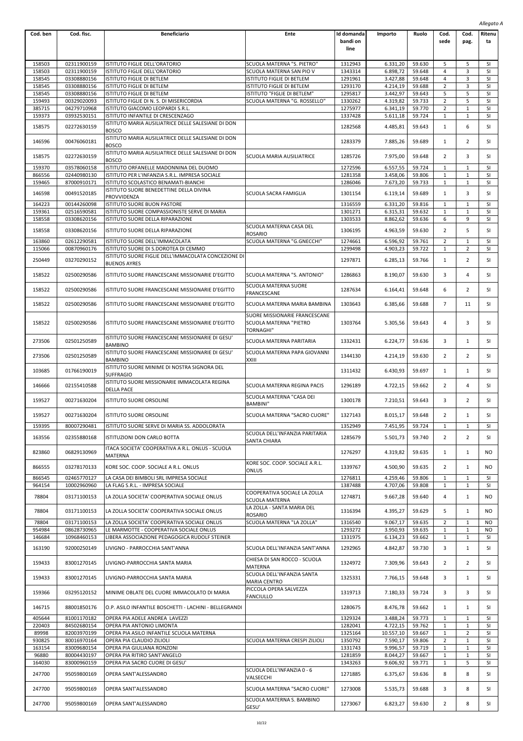*Allegato A*

| Cod. ben | Cod. fisc. | Beneficiario | Ente | Id domanda bandi on line | Importo | Ruolo | Cod. sede | Cod. pag. | Ritenuta |
|---|---|---|---|---|---|---|---|---|---|
| 158503 | 02311900159 | ISTITUTO FIGLIE DELL'ORATORIO | SCUOLA MATERNA "S. PIETRO" | 1312943 | 6.331,20 | 59.630 | 5 | 5 | SI |
| 158503 | 02311900159 | ISTITUTO FIGLIE DELL'ORATORIO | SCUOLA MATERNA SAN PIO V | 1343314 | 6.898,72 | 59.648 | 4 | 3 | SI |
| 158545 | 03308880156 | ISTITUTO FIGLIE DI BETLEM | ISTITUTO FIGLIE DI BETLEM | 1291961 | 3.427,88 | 59.648 | 4 | 3 | SI |
| 158545 | 03308880156 | ISTITUTO FIGLIE DI BETLEM | ISTITUTO FIGLIE DI BETLEM | 1293170 | 4.214,19 | 59.688 | 2 | 3 | SI |
| 158545 | 03308880156 | ISTITUTO FIGLIE DI BETLEM | ISTITUTO "FIGLIE DI BETLEM" | 1295817 | 3.442,97 | 59.643 | 5 | 5 | SI |
| 159493 | 00329020093 | ISTITUTO FIGLIE DI N. S. DI MISERICORDIA | SCUOLA MATERNA "G. ROSSELLO" | 1330262 | 4.319,82 | 59.733 | 2 | 5 | SI |
| 385715 | 04279710968 | ISTITUTO GIACOMO LEOPARDI S.R.L. | | 1275977 | 6.341,19 | 59.770 | 2 | 1 | SI |
| 159373 | 03932530151 | ISTITUTO INFANTILE DI CRESCENZAGO | | 1337428 | 5.611,18 | 59.724 | 1 | 1 | SI |
| 158575 | 02272630159 | ISTITUTO MARIA AUSILIATRICE DELLE SALESIANE DI DON BOSCO | | 1282568 | 4.485,81 | 59.643 | 1 | 6 | SI |
| 146596 | 00476060181 | ISTITUTO MARIA AUSILIATRICE DELLE SALESIANE DI DON BOSCO | | 1283379 | 7.885,26 | 59.689 | 1 | 2 | SI |
| 158575 | 02272630159 | ISTITUTO MARIA AUSILIATRICE DELLE SALESIANE DI DON BOSCO | SCUOLA MARIA AUSILIATRICE | 1285726 | 7.975,00 | 59.648 | 2 | 3 | SI |
| 159370 | 03578060158 | ISTITUTO ORFANELLE MADONNINA DEL DUOMO | | 1272596 | 6.557,55 | 59.724 | 1 | 1 | SI |
| 866556 | 02440980130 | ISTITUTO PER L'INFANZIA S.R.L. IMPRESA SOCIALE | | 1281358 | 3.458,06 | 59.806 | 1 | 1 | SI |
| 159465 | 87000910171 | ISTITUTO SCOLASTICO BENAMATI-BIANCHI | | 1286046 | 7.673,20 | 59.733 | 1 | 1 | SI |
| 146598 | 00491520185 | ISTITUTO SUORE BENEDETTINE DELLA DIVINA PROVVIDENZA | SCUOLA SACRA FAMIGLIA | 1301154 | 6.119,14 | 59.689 | 1 | 3 | SI |
| 164223 | 00144260098 | ISTITUTO SUORE BUON PASTORE | | 1316559 | 6.331,20 | 59.816 | 1 | 1 | SI |
| 159361 | 02516590581 | ISTITUTO SUORE COMPASSIONISTE SERVE DI MARIA | | 1301271 | 6.315,31 | 59.632 | 1 | 1 | SI |
| 158558 | 03308620156 | ISTITUTO SUORE DELLA RIPARAZIONE | | 1303533 | 8.862,62 | 59.636 | 6 | 9 | SI |
| 158558 | 03308620156 | ISTITUTO SUORE DELLA RIPARAZIONE | SCUOLA MATERNA CASA DEL ROSARIO | 1306195 | 4.963,59 | 59.630 | 2 | 5 | SI |
| 163860 | 02612290581 | ISTITUTO SUORE DELL'IMMACOLATA | SCUOLA MATERNA "G.GNECCHI" | 1274661 | 6.596,92 | 59.761 | 2 | 1 | SI |
| 115066 | 00870960176 | ISTITUTO SUORE DI S.DOROTEA DI CEMMO | | 1299498 | 4.903,23 | 59.722 | 1 | 2 | SI |
| 250449 | 03270290152 | ISTITUTO SUORE FIGLIE DELL'IMMACOLATA CONCEZIONE DI BUENOS AYRES | | 1297871 | 6.285,13 | 59.766 | 1 | 2 | SI |
| 158522 | 02500290586 | ISTITUTO SUORE FRANCESCANE MISSIONARIE D'EGITTO | SCUOLA MATERNA "S. ANTONIO" | 1286863 | 8.190,07 | 59.630 | 3 | 4 | SI |
| 158522 | 02500290586 | ISTITUTO SUORE FRANCESCANE MISSIONARIE D'EGITTO | SCUOLA MATERNA SUORE FRANCESCANE | 1287634 | 6.164,41 | 59.648 | 6 | 2 | SI |
| 158522 | 02500290586 | ISTITUTO SUORE FRANCESCANE MISSIONARIE D'EGITTO | SCUOLA MATERNA MARIA BAMBINA | 1303643 | 6.385,66 | 59.688 | 7 | 11 | SI |
| 158522 | 02500290586 | ISTITUTO SUORE FRANCESCANE MISSIONARIE D'EGITTO | SUORE MISSIONARIE FRANCESCANE SCUOLA MATERNA "PIETRO TORNAGHI" | 1303764 | 5.305,56 | 59.643 | 4 | 3 | SI |
| 273506 | 02501250589 | ISTITUTO SUORE FRANCESCANE MISSIONARIE DI GESU' BAMBINO | SCUOLA MATERNA PARITARIA | 1332431 | 6.224,77 | 59.636 | 3 | 1 | SI |
| 273506 | 02501250589 | ISTITUTO SUORE FRANCESCANE MISSIONARIE DI GESU' BAMBINO | SCUOLA MATERNA PAPA GIOVANNI XXIII | 1344130 | 4.214,19 | 59.630 | 2 | 2 | SI |
| 103685 | 01766190019 | ISTITUTO SUORE MINIME DI NOSTRA SIGNORA DEL SUFFRAGIO | | 1311432 | 6.430,93 | 59.697 | 1 | 1 | SI |
| 146666 | 02155410588 | ISTITUTO SUORE MISSIONARIE IMMACOLATA REGINA DELLA PACE | SCUOLA MATERNA REGINA PACIS | 1296189 | 4.722,15 | 59.662 | 2 | 4 | SI |
| 159527 | 00271630204 | ISTITUTO SUORE ORSOLINE | SCUOLA MATERNA "CASA DEI BAMBINI" | 1300178 | 7.210,51 | 59.643 | 3 | 2 | SI |
| 159527 | 00271630204 | ISTITUTO SUORE ORSOLINE | SCUOLA MATERNA "SACRO CUORE" | 1327143 | 8.015,17 | 59.648 | 2 | 1 | SI |
| 159395 | 80007290481 | ISTITUTO SUORE SERVE DI MARIA SS. ADDOLORATA | | 1352949 | 7.451,95 | 59.724 | 1 | 1 | SI |
| 163556 | 02355880168 | ISTITUZIONI DON CARLO BOTTA | SCUOLA DELL'INFANZIA PARITARIA SANTA CHIARA | 1285679 | 5.501,73 | 59.740 | 2 | 2 | SI |
| 823860 | 06829130969 | ITACA SOCIETA' COOPERATIVA A R.L. ONLUS - SCUOLA MATERNA | | 1276297 | 4.319,82 | 59.635 | 1 | 1 | NO |
| 866555 | 03278170133 | KORE SOC. COOP. SOCIALE A R.L. ONLUS | KORE SOC. COOP. SOCIALE A.R.L. ONLUS | 1339767 | 4.500,90 | 59.635 | 2 | 1 | NO |
| 866545 | 02465770127 | LA CASA DEI BIMBOLI SRL IMPRESA SOCIALE | | 1276811 | 4.259,46 | 59.806 | 1 | 1 | SI |
| 964154 | 10002960960 | LA FLAG S.R.L. - IMPRESA SOCIALE | | 1387488 | 4.707,06 | 59.808 | 1 | 1 | SI |
| 78804 | 03171100153 | LA ZOLLA SOCIETA' COOPERATIVA SOCIALE ONLUS | COOPERATIVA SOCIALE LA ZOLLA SCUOLA MATERNA | 1274871 | 9.667,28 | 59.640 | 4 | 1 | NO |
| 78804 | 03171100153 | LA ZOLLA SOCIETA' COOPERATIVA SOCIALE ONLUS | LA ZOLLA - SANTA MARIA DEL ROSARIO | 1316394 | 4.395,27 | 59.629 | 5 | 1 | NO |
| 78804 | 03171100153 | LA ZOLLA SOCIETA' COOPERATIVA SOCIALE ONLUS | SCUOLA MATERNA "LA ZOLLA" | 1316540 | 9.067,17 | 59.635 | 2 | 1 | NO |
| 954984 | 08628730965 | LE MARMOTTE - COOPERATIVA SOCIALE ONLUS | | 1293272 | 3.950,93 | 59.635 | 1 | 1 | NO |
| 146684 | 10968460153 | LIBERA ASSOCIAZIONE PEDAGOGICA RUDOLF STEINER | | 1331975 | 6.134,23 | 59.662 | 1 | 1 | SI |
| 163190 | 92000250149 | LIVIGNO - PARROCCHIA SANT'ANNA | SCUOLA DELL'INFANZIA SANT'ANNA | 1292965 | 4.842,87 | 59.730 | 3 | 1 | SI |
| 159433 | 83001270145 | LIVIGNO-PARROCCHIA SANTA MARIA | CHIESA DI SAN ROCCO - SCUOLA MATERNA | 1324972 | 7.309,96 | 59.643 | 2 | 2 | SI |
| 159433 | 83001270145 | LIVIGNO-PARROCCHIA SANTA MARIA | SCUOLA DELL'INFANZIA SANTA MARIA CENTRO | 1325331 | 7.766,15 | 59.648 | 3 | 1 | SI |
| 159366 | 03295120152 | MINIME OBLATE DEL CUORE IMMACOLATO DI MARIA | PICCOLA OPERA SALVEZZA FANCIULLO | 1319713 | 7.180,33 | 59.724 | 3 | 3 | SI |
| 146715 | 88001850176 | O.P. ASILO INFANTILE BOSCHETTI - LACHINI - BELLEGRANDI | | 1280675 | 8.476,78 | 59.662 | 1 | 1 | SI |
| 405644 | 81001170182 | OPERA PIA ADELE ANDREA LAVEZZI | | 1329324 | 3.488,24 | 59.773 | 1 | 1 | SI |
| 220403 | 84502680154 | OPERA PIA ANTONIO LIMONTA | | 1282041 | 4.722,15 | 59.762 | 1 | 1 | SI |
| 89998 | 82003970199 | OPERA PIA ASILO INFANTILE SCUOLA MATERNA | | 1325164 | 10.557,10 | 59.667 | 1 | 2 | SI |
| 930825 | 80016970164 | OPERA PIA CLAUDIO ZILIOLI | SCUOLA MATERNA CRESPI ZILIOLI | 1350792 | 7.590,17 | 59.806 | 2 | 1 | SI |
| 163154 | 83009680154 | OPERA PIA GIULIANA RONZONI | | 1331743 | 9.996,57 | 59.719 | 1 | 1 | SI |
| 96880 | 80004430197 | OPERA PIA RITIRO SANT'ANGELO | | 1281859 | 8.044,27 | 59.667 | 1 | 1 | SI |
| 164030 | 83000960159 | OPERA PIA SACRO CUORE DI GESU' | | 1343263 | 9.606,92 | 59.771 | 1 | 5 | SI |
| 247700 | 95059800169 | OPERA SANT'ALESSANDRO | SCUOLA DELL'INFANZIA 0 - 6 VALSECCHI | 1271885 | 6.375,67 | 59.636 | 8 | 8 | SI |
| 247700 | 95059800169 | OPERA SANT'ALESSANDRO | SCUOLA MATERNA "SACRO CUORE" | 1273008 | 5.535,73 | 59.688 | 3 | 8 | SI |
| 247700 | 95059800169 | OPERA SANT'ALESSANDRO | SCUOLA MATERNA S. BAMBINO GESU' | 1273067 | 6.823,27 | 59.630 | 2 | 8 | SI |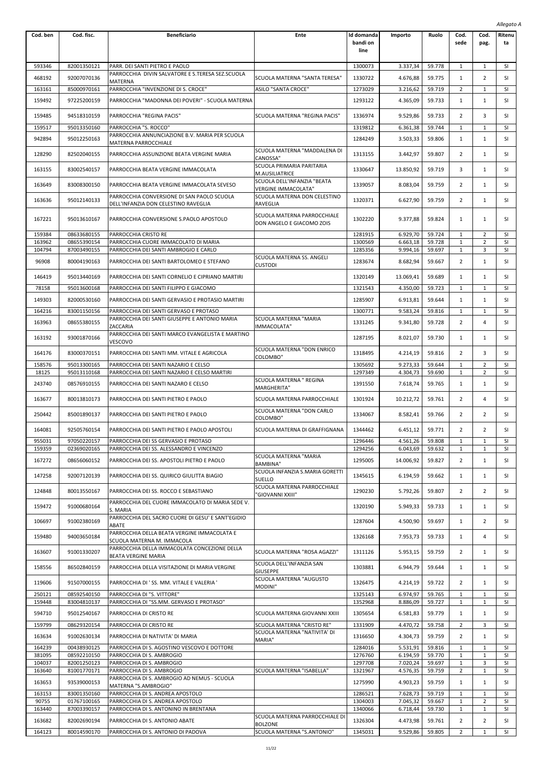*Allegato A*

| Cod. ben | Cod. fisc. | Beneficiario | Ente | Id domanda bandi on line | Importo | Ruolo | Cod. sede | Cod. pag. | Ritenuta |
|---|---|---|---|---|---|---|---|---|---|
| 593346 | 82001350121 | PARR. DEI SANTI PIETRO E PAOLO | | 1300073 | 3.337,34 | 59.778 | 1 | 1 | SI |
| 468192 | 92007070136 | PARROCCHIA DIVIN SALVATORE E S.TERESA SEZ.SCUOLA MATERNA | SCUOLA MATERNA "SANTA TERESA" | 1330722 | 4.676,88 | 59.775 | 1 | 2 | SI |
| 163161 | 85000970161 | PARROCCHIA "INVENZIONE DI S. CROCE" | ASILO "SANTA CROCE" | 1273029 | 3.216,62 | 59.719 | 2 | 1 | SI |
| 159492 | 97225200159 | PARROCCHIA "MADONNA DEI POVERI" - SCUOLA MATERNA | | 1293122 | 4.365,09 | 59.733 | 1 | 1 | SI |
| 159485 | 94518310159 | PARROCCHIA "REGINA PACIS" | SCUOLA MATERNA "REGINA PACIS" | 1336974 | 9.529,86 | 59.733 | 2 | 3 | SI |
| 159517 | 95013350160 | PARROCCHIA "S. ROCCO" | | 1319812 | 6.361,38 | 59.744 | 1 | 1 | SI |
| 942894 | 95012250163 | PARROCCHIA ANNUNCIAZIONE B.V. MARIA PER SCUOLA MATERNA PARROCCHIALE | | 1284249 | 3.503,33 | 59.806 | 1 | 1 | SI |
| 128290 | 82502040155 | PARROCCHIA ASSUNZIONE BEATA VERGINE MARIA | SCUOLA MATERNA "MADDALENA DI CANOSSA" | 1313155 | 3.442,97 | 59.807 | 2 | 1 | SI |
| 163155 | 83002540157 | PARROCCHIA BEATA VERGINE IMMACOLATA | SCUOLA PRIMARIA PARITARIA M.AUSILIATRICE | 1330647 | 13.850,92 | 59.719 | 3 | 1 | SI |
| 163649 | 83008300150 | PARROCCHIA BEATA VERGINE IMMACOLATA SEVESO | SCUOLA DELL'INFANZIA "BEATA VERGINE IMMACOLATA" | 1339057 | 8.083,04 | 59.759 | 2 | 1 | SI |
| 163636 | 95012140133 | PARROCCHIA CONVERSIONE DI SAN PAOLO SCUOLA DELL'INFANZIA DON CELESTINO RAVEGLIA | SCUOLA MATERNA DON CELESTINO RAVEGLIA | 1320371 | 6.627,90 | 59.759 | 2 | 1 | SI |
| 167221 | 95013610167 | PARROCCHIA CONVERSIONE S.PAOLO APOSTOLO | SCUOLA MATERNA PARROCCHIALE DON ANGELO E GIACOMO ZOIS | 1302220 | 9.377,88 | 59.824 | 1 | 1 | SI |
| 159384 | 08633680155 | PARROCCHIA CRISTO RE | | 1281915 | 6.929,70 | 59.724 | 1 | 2 | SI |
| 163962 | 08655390154 | PARROCCHIA CUORE IMMACOLATO DI MARIA | | 1300569 | 6.663,18 | 59.728 | 1 | 2 | SI |
| 104794 | 87003490155 | PARROCCHIA DEI SANTI AMBROGIO E CARLO | | 1285356 | 9.994,16 | 59.697 | 1 | 3 | SI |
| 96908 | 80004190163 | PARROCCHIA DEI SANTI BARTOLOMEO E STEFANO | SCUOLA MATERNA SS. ANGELI CUSTODI | 1283674 | 8.682,94 | 59.667 | 2 | 1 | SI |
| 146419 | 95013440169 | PARROCCHIA DEI SANTI CORNELIO E CIPRIANO MARTIRI | | 1320149 | 13.069,41 | 59.689 | 1 | 1 | SI |
| 78158 | 95013600168 | PARROCCHIA DEI SANTI FILIPPO E GIACOMO | | 1321543 | 4.350,00 | 59.723 | 1 | 1 | SI |
| 149303 | 82000530160 | PARROCCHIA DEI SANTI GERVASIO E PROTASIO MARTIRI | | 1285907 | 6.913,81 | 59.644 | 1 | 1 | SI |
| 164216 | 83001150156 | PARROCCHIA DEI SANTI GERVASO E PROTASO | | 1300771 | 9.583,24 | 59.816 | 1 | 1 | SI |
| 163963 | 08655380155 | PARROCCHIA DEI SANTI GIUSEPPE E ANTONIO MARIA ZACCARIA | SCUOLA MATERNA "MARIA IMMACOLATA" | 1331245 | 9.341,80 | 59.728 | 2 | 4 | SI |
| 163192 | 93001870166 | PARROCCHIA DEI SANTI MARCO EVANGELISTA E MARTINO VESCOVO | | 1287195 | 8.021,07 | 59.730 | 1 | 1 | SI |
| 164176 | 83000370151 | PARROCCHIA DEI SANTI MM. VITALE E AGRICOLA | SCUOLA MATERNA "DON ENRICO COLOMBO" | 1318495 | 4.214,19 | 59.816 | 2 | 3 | SI |
| 158576 | 95013300165 | PARROCCHIA DEI SANTI NAZARIO E CELSO | | 1305692 | 9.273,33 | 59.644 | 1 | 2 | SI |
| 18125 | 95013110168 | PARROCCHIA DEI SANTI NAZARIO E CELSO MARTIRI | | 1297349 | 4.304,73 | 59.690 | 1 | 2 | SI |
| 243740 | 08576910155 | PARROCCHIA DEI SANTI NAZARO E CELSO | SCUOLA MATERNA " REGINA MARGHERITA" | 1391550 | 7.618,74 | 59.765 | 1 | 1 | SI |
| 163677 | 80013810173 | PARROCCHIA DEI SANTI PIETRO E PAOLO | SCUOLA MATERNA PARROCCHIALE | 1301924 | 10.212,72 | 59.761 | 2 | 4 | SI |
| 250442 | 85001890137 | PARROCCHIA DEI SANTI PIETRO E PAOLO | SCUOLA MATERNA "DON CARLO COLOMBO" | 1334067 | 8.582,41 | 59.766 | 2 | 2 | SI |
| 164081 | 92505760154 | PARROCCHIA DEI SANTI PIETRO E PAOLO APOSTOLI | SCUOLA MATERNA DI GRAFFIGNANA | 1344462 | 6.451,12 | 59.771 | 2 | 2 | SI |
| 955031 | 97050220157 | PARROCCHIA DEI SS GERVASIO E PROTASO | | 1296446 | 4.561,26 | 59.808 | 1 | 1 | SI |
| 159359 | 02369020165 | PARROCCHIA DEI SS. ALESSANDRO E VINCENZO | | 1294256 | 6.043,69 | 59.632 | 1 | 1 | SI |
| 167272 | 08656060152 | PARROCCHIA DEI SS. APOSTOLI PIETRO E PAOLO | SCUOLA MATERNA "MARIA BAMBINA" | 1295005 | 14.006,92 | 59.827 | 2 | 1 | SI |
| 147258 | 92007120139 | PARROCCHIA DEI SS. QUIRICO GIULITTA BIAGIO | SCUOLA INFANZIA S.MARIA GORETTI SUELLO | 1345615 | 6.194,59 | 59.662 | 1 | 1 | SI |
| 124848 | 80013550167 | PARROCCHIA DEI SS. ROCCO E SEBASTIANO | SCUOLA MATERNA PARROCCHIALE "GIOVANNI XXIII" | 1290230 | 5.792,26 | 59.807 | 2 | 2 | SI |
| 159472 | 91000680164 | PARROCCHIA DEL CUORE IMMACOLATO DI MARIA SEDE V. S. MARIA | | 1320190 | 5.949,33 | 59.733 | 1 | 1 | SI |
| 106697 | 91002380169 | PARROCCHIA DEL SACRO CUORE DI GESU' E SANT'EGIDIO ABATE | | 1287604 | 4.500,90 | 59.697 | 1 | 2 | SI |
| 159480 | 94003650184 | PARROCCHIA DELLA BEATA VERGINE IMMACOLATA E SCUOLA MATERNA M. IMMACOLA | | 1326168 | 7.953,73 | 59.733 | 1 | 4 | SI |
| 163607 | 91001330207 | PARROCCHIA DELLA IMMACOLATA CONCEZIONE DELLA BEATA VERGINE MARIA | SCUOLA MATERNA "ROSA AGAZZI" | 1311126 | 5.953,15 | 59.759 | 2 | 1 | SI |
| 158556 | 86502840159 | PARROCCHIA DELLA VISITAZIONE DI MARIA VERGINE | SCUOLA DELL'INFANZIA SAN GIUSEPPE | 1303881 | 6.944,79 | 59.644 | 1 | 1 | SI |
| 119606 | 91507000155 | PARROCCHIA DI ' SS. MM. VITALE E VALERIA ' | SCUOLA MATERNA "AUGUSTO MODINI" | 1326475 | 4.214,19 | 59.722 | 2 | 1 | SI |
| 250121 | 08592540150 | PARROCCHIA DI "S. VITTORE" | | 1325143 | 6.974,97 | 59.765 | 1 | 1 | SI |
| 159448 | 83004810137 | PARROCCHIA DI "SS.MM. GERVASO E PROTASO" | | 1352968 | 8.886,09 | 59.727 | 1 | 1 | SI |
| 594710 | 95012540167 | PARROCCHIA DI CRISTO RE | SCUOLA MATERNA GIOVANNI XXIII | 1305654 | 6.581,83 | 59.779 | 1 | 1 | SI |
| 159799 | 08629320154 | PARROCCHIA DI CRISTO RE | SCUOLA MATERNA "CRISTO RE" | 1331909 | 4.470,72 | 59.758 | 2 | 3 | SI |
| 163634 | 91002630134 | PARROCCHIA DI NATIVITA' DI MARIA | SCUOLA MATERNA "NATIVITA' DI MARIA" | 1316650 | 4.304,73 | 59.759 | 2 | 1 | SI |
| 164239 | 00438930125 | PARROCCHIA DI S. AGOSTINO VESCOVO E DOTTORE | | 1284016 | 5.531,91 | 59.816 | 1 | 1 | SI |
| 381095 | 08592210150 | PARROCCHIA DI S. AMBROGIO | | 1276760 | 6.194,59 | 59.770 | 1 | 1 | SI |
| 104037 | 82001250123 | PARROCCHIA DI S. AMBROGIO | | 1297708 | 7.020,24 | 59.697 | 1 | 3 | SI |
| 163640 | 81001770171 | PARROCCHIA DI S. AMBROGIO | SCUOLA MATERNA "ISABELLA" | 1321967 | 4.576,35 | 59.759 | 2 | 1 | SI |
| 163653 | 93539000153 | PARROCCHIA DI S. AMBROGIO AD NEMUS - SCUOLA MATERNA "S.AMBROGIO" | | 1275990 | 4.903,23 | 59.759 | 1 | 1 | SI |
| 163153 | 83001350160 | PARROCCHIA DI S. ANDREA APOSTOLO | | 1286521 | 7.628,73 | 59.719 | 1 | 1 | SI |
| 90755 | 01767100165 | PARROCCHIA DI S. ANDREA APOSTOLO | | 1304003 | 7.045,32 | 59.667 | 1 | 2 | SI |
| 163440 | 87003390157 | PARROCCHIA DI S. ANTONINO IN BRENTANA | | 1340066 | 6.718,44 | 59.730 | 1 | 1 | SI |
| 163682 | 82002690194 | PARROCCHIA DI S. ANTONIO ABATE | SCUOLA MATERNA PARROCCHIALE DI BOLZONE | 1326304 | 4.473,98 | 59.761 | 2 | 2 | SI |
| 164123 | 80014590170 | PARROCCHIA DI S. ANTONIO DI PADOVA | SCUOLA MATERNA "S.ANTONIO" | 1345031 | 9.529,86 | 59.805 | 2 | 1 | SI |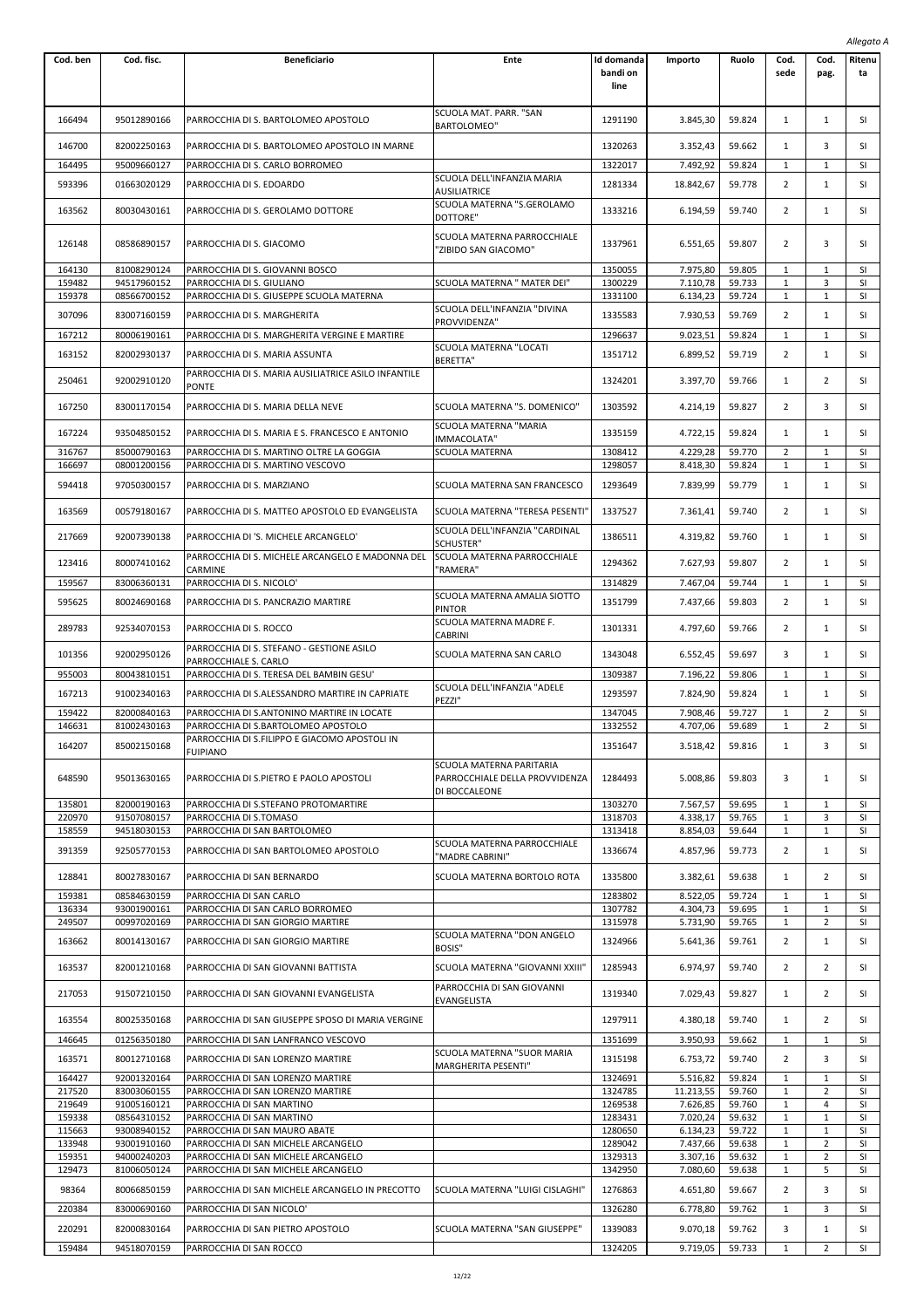*Allegato A*

| Cod. ben | Cod. fisc. | Beneficiario | Ente | Id domanda bandi on line | Importo | Ruolo | Cod. sede | Cod. pag. | Ritenuta |
|---|---|---|---|---|---|---|---|---|---|
| 166494 | 95012890166 | PARROCCHIA DI S. BARTOLOMEO APOSTOLO | SCUOLA MAT. PARR. "SAN BARTOLOMEO" | 1291190 | 3.845,30 | 59.824 | 1 | 1 | SI |
| 146700 | 82002250163 | PARROCCHIA DI S. BARTOLOMEO APOSTOLO IN MARNE | | 1320263 | 3.352,43 | 59.662 | 1 | 3 | SI |
| 164495 | 95009660127 | PARROCCHIA DI S. CARLO BORROMEO | | 1322017 | 7.492,92 | 59.824 | 1 | 1 | SI |
| 593396 | 01663020129 | PARROCCHIA DI S. EDOARDO | SCUOLA DELL'INFANZIA MARIA AUSILIATRICE | 1281334 | 18.842,67 | 59.778 | 2 | 1 | SI |
| 163562 | 80030430161 | PARROCCHIA DI S. GEROLAMO DOTTORE | SCUOLA MATERNA "S.GEROLAMO DOTTORE" | 1333216 | 6.194,59 | 59.740 | 2 | 1 | SI |
| 126148 | 08586890157 | PARROCCHIA DI S. GIACOMO | SCUOLA MATERNA PARROCCHIALE "ZIBIDO SAN GIACOMO" | 1337961 | 6.551,65 | 59.807 | 2 | 3 | SI |
| 164130 | 81008290124 | PARROCCHIA DI S. GIOVANNI BOSCO | | 1350055 | 7.975,80 | 59.805 | 1 | 1 | SI |
| 159482 | 94517960152 | PARROCCHIA DI S. GIULIANO | SCUOLA MATERNA " MATER DEI" | 1300229 | 7.110,78 | 59.733 | 1 | 3 | SI |
| 159378 | 08566700152 | PARROCCHIA DI S. GIUSEPPE SCUOLA MATERNA | | 1331100 | 6.134,23 | 59.724 | 1 | 1 | SI |
| 307096 | 83007160159 | PARROCCHIA DI S. MARGHERITA | SCUOLA DELL'INFANZIA "DIVINA PROVVIDENZA" | 1335583 | 7.930,53 | 59.769 | 2 | 1 | SI |
| 167212 | 80006190161 | PARROCCHIA DI S. MARGHERITA VERGINE E MARTIRE | | 1296637 | 9.023,51 | 59.824 | 1 | 1 | SI |
| 163152 | 82002930137 | PARROCCHIA DI S. MARIA ASSUNTA | SCUOLA MATERNA "LOCATI BERETTA" | 1351712 | 6.899,52 | 59.719 | 2 | 1 | SI |
| 250461 | 92002910120 | PARROCCHIA DI S. MARIA AUSILIATRICE ASILO INFANTILE PONTE | | 1324201 | 3.397,70 | 59.766 | 1 | 2 | SI |
| 167250 | 83001170154 | PARROCCHIA DI S. MARIA DELLA NEVE | SCUOLA MATERNA "S. DOMENICO" | 1303592 | 4.214,19 | 59.827 | 2 | 3 | SI |
| 167224 | 93504850152 | PARROCCHIA DI S. MARIA E S. FRANCESCO E ANTONIO | SCUOLA MATERNA "MARIA IMMACOLATA" | 1335159 | 4.722,15 | 59.824 | 1 | 1 | SI |
| 316767 | 85000790163 | PARROCCHIA DI S. MARTINO OLTRE LA GOGGIA | SCUOLA MATERNA | 1308412 | 4.229,28 | 59.770 | 2 | 1 | SI |
| 166697 | 08001200156 | PARROCCHIA DI S. MARTINO VESCOVO | | 1298057 | 8.418,30 | 59.824 | 1 | 1 | SI |
| 594418 | 97050300157 | PARROCCHIA DI S. MARZIANO | SCUOLA MATERNA SAN FRANCESCO | 1293649 | 7.839,99 | 59.779 | 1 | 1 | SI |
| 163569 | 00579180167 | PARROCCHIA DI S. MATTEO APOSTOLO ED EVANGELISTA | SCUOLA MATERNA "TERESA PESENTI" | 1337527 | 7.361,41 | 59.740 | 2 | 1 | SI |
| 217669 | 92007390138 | PARROCCHIA DI 'S. MICHELE ARCANGELO' | SCUOLA DELL'INFANZIA "CARDINAL SCHUSTER" | 1386511 | 4.319,82 | 59.760 | 1 | 1 | SI |
| 123416 | 80007410162 | PARROCCHIA DI S. MICHELE ARCANGELO E MADONNA DEL CARMINE | SCUOLA MATERNA PARROCCHIALE "RAMERA" | 1294362 | 7.627,93 | 59.807 | 2 | 1 | SI |
| 159567 | 83006360131 | PARROCCHIA DI S. NICOLO' | | 1314829 | 7.467,04 | 59.744 | 1 | 1 | SI |
| 595625 | 80024690168 | PARROCCHIA DI S. PANCRAZIO MARTIRE | SCUOLA MATERNA AMALIA SIOTTO PINTOR | 1351799 | 7.437,66 | 59.803 | 2 | 1 | SI |
| 289783 | 92534070153 | PARROCCHIA DI S. ROCCO | SCUOLA MATERNA MADRE F. CABRINI | 1301331 | 4.797,60 | 59.766 | 2 | 1 | SI |
| 101356 | 92002950126 | PARROCCHIA DI S. STEFANO - GESTIONE ASILO PARROCCHIALE S. CARLO | SCUOLA MATERNA SAN CARLO | 1343048 | 6.552,45 | 59.697 | 3 | 1 | SI |
| 955003 | 80043810151 | PARROCCHIA DI S. TERESA DEL BAMBIN GESU' | | 1309387 | 7.196,22 | 59.806 | 1 | 1 | SI |
| 167213 | 91002340163 | PARROCCHIA DI S.ALESSANDRO MARTIRE IN CAPRIATE | SCUOLA DELL'INFANZIA "ADELE PEZZI" | 1293597 | 7.824,90 | 59.824 | 1 | 1 | SI |
| 159422 | 82000840163 | PARROCCHIA DI S.ANTONINO MARTIRE IN LOCATE | | 1347045 | 7.908,46 | 59.727 | 1 | 2 | SI |
| 146631 | 81002430163 | PARROCCHIA DI S.BARTOLOMEO APOSTOLO | | 1332552 | 4.707,06 | 59.689 | 1 | 2 | SI |
| 164207 | 85002150168 | PARROCCHIA DI S.FILIPPO E GIACOMO APOSTOLI IN FUIPIANO | | 1351647 | 3.518,42 | 59.816 | 1 | 3 | SI |
| 648590 | 95013630165 | PARROCCHIA DI S.PIETRO E PAOLO APOSTOLI | SCUOLA MATERNA PARITARIA PARROCCHIALE DELLA PROVVIDENZA DI BOCCALEONE | 1284493 | 5.008,86 | 59.803 | 3 | 1 | SI |
| 135801 | 82000190163 | PARROCCHIA DI S.STEFANO PROTOMARTIRE | | 1303270 | 7.567,57 | 59.695 | 1 | 1 | SI |
| 220970 | 91507080157 | PARROCCHIA DI S.TOMASO | | 1318703 | 4.338,17 | 59.765 | 1 | 3 | SI |
| 158559 | 94518030153 | PARROCCHIA DI SAN BARTOLOMEO | | 1313418 | 8.854,03 | 59.644 | 1 | 1 | SI |
| 391359 | 92505770153 | PARROCCHIA DI SAN BARTOLOMEO APOSTOLO | SCUOLA MATERNA PARROCCHIALE "MADRE CABRINI" | 1336674 | 4.857,96 | 59.773 | 2 | 1 | SI |
| 128841 | 80027830167 | PARROCCHIA DI SAN BERNARDO | SCUOLA MATERNA BORTOLO ROTA | 1335800 | 3.382,61 | 59.638 | 1 | 2 | SI |
| 159381 | 08584630159 | PARROCCHIA DI SAN CARLO | | 1283802 | 8.522,05 | 59.724 | 1 | 1 | SI |
| 136334 | 93001900161 | PARROCCHIA DI SAN CARLO BORROMEO | | 1307782 | 4.304,73 | 59.695 | 1 | 1 | SI |
| 249507 | 00997020169 | PARROCCHIA DI SAN GIORGIO MARTIRE | | 1315978 | 5.731,90 | 59.765 | 1 | 2 | SI |
| 163662 | 80014130167 | PARROCCHIA DI SAN GIORGIO MARTIRE | SCUOLA MATERNA "DON ANGELO BOSIS" | 1324966 | 5.641,36 | 59.761 | 2 | 1 | SI |
| 163537 | 82001210168 | PARROCCHIA DI SAN GIOVANNI BATTISTA | SCUOLA MATERNA "GIOVANNI XXIII" | 1285943 | 6.974,97 | 59.740 | 2 | 2 | SI |
| 217053 | 91507210150 | PARROCCHIA DI SAN GIOVANNI EVANGELISTA | PARROCCHIA DI SAN GIOVANNI EVANGELISTA | 1319340 | 7.029,43 | 59.827 | 1 | 2 | SI |
| 163554 | 80025350168 | PARROCCHIA DI SAN GIUSEPPE SPOSO DI MARIA VERGINE | | 1297911 | 4.380,18 | 59.740 | 1 | 2 | SI |
| 146645 | 01256350180 | PARROCCHIA DI SAN LANFRANCO VESCOVO | | 1351699 | 3.950,93 | 59.662 | 1 | 1 | SI |
| 163571 | 80012710168 | PARROCCHIA DI SAN LORENZO MARTIRE | SCUOLA MATERNA "SUOR MARIA MARGHERITA PESENTI" | 1315198 | 6.753,72 | 59.740 | 2 | 3 | SI |
| 164427 | 92001320164 | PARROCCHIA DI SAN LORENZO MARTIRE | | 1324691 | 5.516,82 | 59.824 | 1 | 1 | SI |
| 217520 | 83003060155 | PARROCCHIA DI SAN LORENZO MARTIRE | | 1324785 | 11.213,55 | 59.760 | 1 | 2 | SI |
| 219649 | 91005160121 | PARROCCHIA DI SAN MARTINO | | 1269538 | 7.626,85 | 59.760 | 1 | 4 | SI |
| 159338 | 08564310152 | PARROCCHIA DI SAN MARTINO | | 1283431 | 7.020,24 | 59.632 | 1 | 1 | SI |
| 115663 | 93008940152 | PARROCCHIA DI SAN MAURO ABATE | | 1280650 | 6.134,23 | 59.722 | 1 | 1 | SI |
| 133948 | 93001910160 | PARROCCHIA DI SAN MICHELE ARCANGELO | | 1289042 | 7.437,66 | 59.638 | 1 | 2 | SI |
| 159351 | 94000240203 | PARROCCHIA DI SAN MICHELE ARCANGELO | | 1329313 | 3.307,16 | 59.632 | 1 | 2 | SI |
| 129473 | 81006050124 | PARROCCHIA DI SAN MICHELE ARCANGELO | | 1342950 | 7.080,60 | 59.638 | 1 | 5 | SI |
| 98364 | 80066850159 | PARROCCHIA DI SAN MICHELE ARCANGELO IN PRECOTTO | SCUOLA MATERNA "LUIGI CISLAGHI" | 1276863 | 4.651,80 | 59.667 | 2 | 3 | SI |
| 220384 | 83000690160 | PARROCCHIA DI SAN NICOLO' | | 1326280 | 6.778,80 | 59.762 | 1 | 3 | SI |
| 220291 | 82000830164 | PARROCCHIA DI SAN PIETRO APOSTOLO | SCUOLA MATERNA "SAN GIUSEPPE" | 1339083 | 9.070,18 | 59.762 | 3 | 1 | SI |
| 159484 | 94518070159 | PARROCCHIA DI SAN ROCCO | | 1324205 | 9.719,05 | 59.733 | 1 | 2 | SI |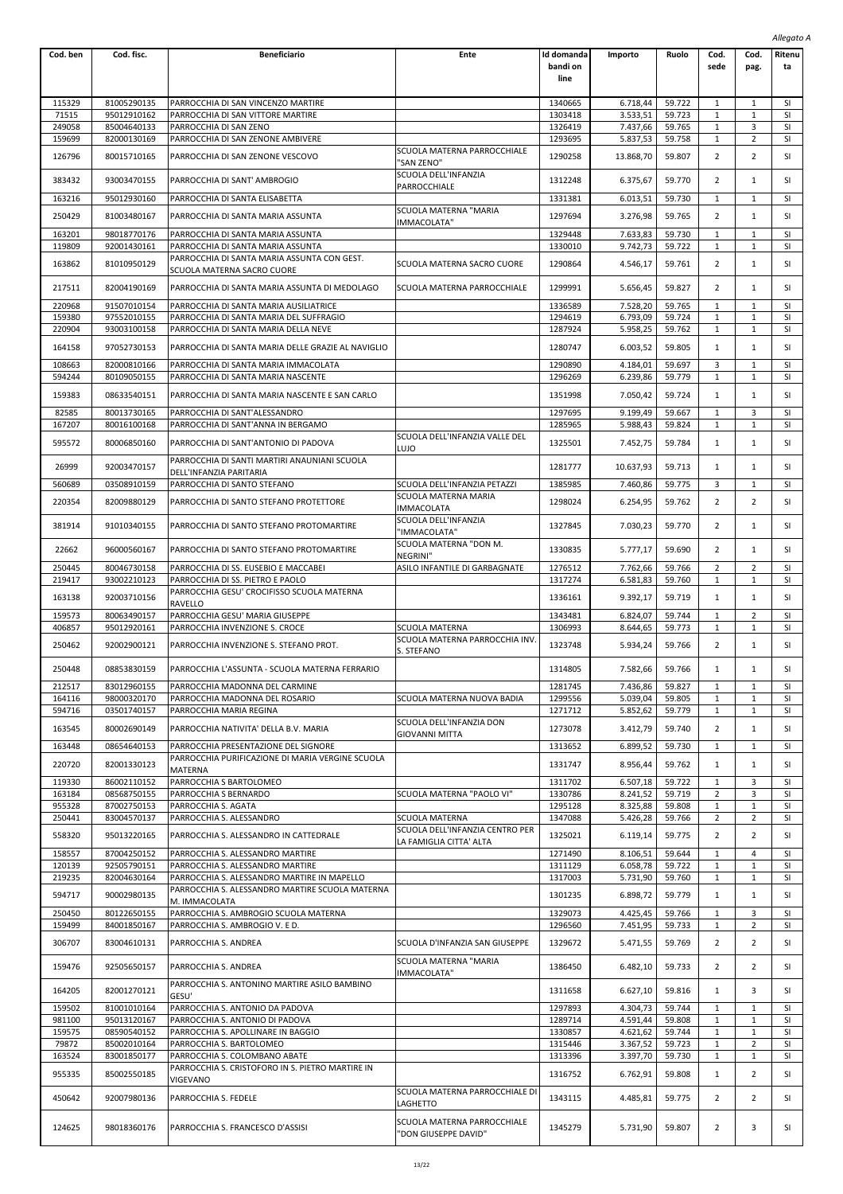*Allegato A*

| Cod. ben | Cod. fisc. | Beneficiario | Ente | Id domanda bandi on line | Importo | Ruolo | Cod. sede | Cod. pag. | Ritenuta |
|---|---|---|---|---|---|---|---|---|---|
| 115329 | 81005290135 | PARROCCHIA DI SAN VINCENZO MARTIRE | | 1340665 | 6.718,44 | 59.722 | 1 | 1 | SI |
| 71515 | 95012910162 | PARROCCHIA DI SAN VITTORE MARTIRE | | 1303418 | 3.533,51 | 59.723 | 1 | 1 | SI |
| 249058 | 85004640133 | PARROCCHIA DI SAN ZENO | | 1326419 | 7.437,66 | 59.765 | 1 | 3 | SI |
| 159699 | 82000130169 | PARROCCHIA DI SAN ZENONE AMBIVERE | | 1293695 | 5.837,53 | 59.758 | 1 | 2 | SI |
| 126796 | 80015710165 | PARROCCHIA DI SAN ZENONE VESCOVO | SCUOLA MATERNA PARROCCHIALE "SAN ZENO" | 1290258 | 13.868,70 | 59.807 | 2 | 2 | SI |
| 383432 | 93003470155 | PARROCCHIA DI SANT' AMBROGIO | SCUOLA DELL'INFANZIA PARROCCHIALE | 1312248 | 6.375,67 | 59.770 | 2 | 1 | SI |
| 163216 | 95012930160 | PARROCCHIA DI SANTA ELISABETTA | | 1331381 | 6.013,51 | 59.730 | 1 | 1 | SI |
| 250429 | 81003480167 | PARROCCHIA DI SANTA MARIA ASSUNTA | SCUOLA MATERNA "MARIA IMMACOLATA" | 1297694 | 3.276,98 | 59.765 | 2 | 1 | SI |
| 163201 | 98018770176 | PARROCCHIA DI SANTA MARIA ASSUNTA | | 1329448 | 7.633,83 | 59.730 | 1 | 1 | SI |
| 119809 | 92001430161 | PARROCCHIA DI SANTA MARIA ASSUNTA | | 1330010 | 9.742,73 | 59.722 | 1 | 1 | SI |
| 163862 | 81010950129 | PARROCCHIA DI SANTA MARIA ASSUNTA CON GEST. SCUOLA MATERNA SACRO CUORE | SCUOLA MATERNA SACRO CUORE | 1290864 | 4.546,17 | 59.761 | 2 | 1 | SI |
| 217511 | 82004190169 | PARROCCHIA DI SANTA MARIA ASSUNTA DI MEDOLAGO | SCUOLA MATERNA PARROCCHIALE | 1299991 | 5.656,45 | 59.827 | 2 | 1 | SI |
| 220968 | 91507010154 | PARROCCHIA DI SANTA MARIA AUSILIATRICE | | 1336589 | 7.528,20 | 59.765 | 1 | 1 | SI |
| 159380 | 97552010155 | PARROCCHIA DI SANTA MARIA DEL SUFFRAGIO | | 1294619 | 6.793,09 | 59.724 | 1 | 1 | SI |
| 220904 | 93003100158 | PARROCCHIA DI SANTA MARIA DELLA NEVE | | 1287924 | 5.958,25 | 59.762 | 1 | 1 | SI |
| 164158 | 97052730153 | PARROCCHIA DI SANTA MARIA DELLE GRAZIE AL NAVIGLIO | | 1280747 | 6.003,52 | 59.805 | 1 | 1 | SI |
| 108663 | 82000810166 | PARROCCHIA DI SANTA MARIA IMMACOLATA | | 1290890 | 4.184,01 | 59.697 | 3 | 1 | SI |
| 594244 | 80109050155 | PARROCCHIA DI SANTA MARIA NASCENTE | | 1296269 | 6.239,86 | 59.779 | 1 | 1 | SI |
| 159383 | 08633540151 | PARROCCHIA DI SANTA MARIA NASCENTE E SAN CARLO | | 1351998 | 7.050,42 | 59.724 | 1 | 1 | SI |
| 82585 | 80013730165 | PARROCCHIA DI SANT'ALESSANDRO | | 1297695 | 9.199,49 | 59.667 | 1 | 3 | SI |
| 167207 | 80016100168 | PARROCCHIA DI SANT'ANNA IN BERGAMO | | 1285965 | 5.988,43 | 59.824 | 1 | 1 | SI |
| 595572 | 80006850160 | PARROCCHIA DI SANT'ANTONIO DI PADOVA | SCUOLA DELL'INFANZIA VALLE DEL LUJO | 1325501 | 7.452,75 | 59.784 | 1 | 1 | SI |
| 26999 | 92003470157 | PARROCCHIA DI SANTI MARTIRI ANAUNIANI SCUOLA DELL'INFANZIA PARITARIA | | 1281777 | 10.637,93 | 59.713 | 1 | 1 | SI |
| 560689 | 03508910159 | PARROCCHIA DI SANTO STEFANO | SCUOLA DELL'INFANZIA PETAZZI | 1385985 | 7.460,86 | 59.775 | 3 | 1 | SI |
| 220354 | 82009880129 | PARROCCHIA DI SANTO STEFANO PROTETTORE | SCUOLA MATERNA MARIA IMMACOLATA | 1298024 | 6.254,95 | 59.762 | 2 | 2 | SI |
| 381914 | 91010340155 | PARROCCHIA DI SANTO STEFANO PROTOMARTIRE | SCUOLA DELL'INFANZIA "IMMACOLATA" | 1327845 | 7.030,23 | 59.770 | 2 | 1 | SI |
| 22662 | 96000560167 | PARROCCHIA DI SANTO STEFANO PROTOMARTIRE | SCUOLA MATERNA "DON M. NEGRINI" | 1330835 | 5.777,17 | 59.690 | 2 | 1 | SI |
| 250445 | 80046730158 | PARROCCHIA DI SS. EUSEBIO E MACCABEI | ASILO INFANTILE DI GARBAGNATE | 1276512 | 7.762,66 | 59.766 | 2 | 2 | SI |
| 219417 | 93002210123 | PARROCCHIA DI SS. PIETRO E PAOLO | | 1317274 | 6.581,83 | 59.760 | 1 | 1 | SI |
| 163138 | 92003710156 | PARROCCHIA GESU' CROCIFISSO SCUOLA MATERNA RAVELLO | | 1336161 | 9.392,17 | 59.719 | 1 | 1 | SI |
| 159573 | 80063490157 | PARROCCHIA GESU' MARIA GIUSEPPE | | 1343481 | 6.824,07 | 59.744 | 1 | 2 | SI |
| 406857 | 95012920161 | PARROCCHIA INVENZIONE S. CROCE | SCUOLA MATERNA | 1306993 | 8.644,65 | 59.773 | 1 | 1 | SI |
| 250462 | 92002900121 | PARROCCHIA INVENZIONE S. STEFANO PROT. | SCUOLA MATERNA PARROCCHIA INV. S. STEFANO | 1323748 | 5.934,24 | 59.766 | 2 | 1 | SI |
| 250448 | 08853830159 | PARROCCHIA L'ASSUNTA - SCUOLA MATERNA FERRARIO | | 1314805 | 7.582,66 | 59.766 | 1 | 1 | SI |
| 212517 | 83012960155 | PARROCCHIA MADONNA DEL CARMINE | | 1281745 | 7.436,86 | 59.827 | 1 | 1 | SI |
| 164116 | 98000320170 | PARROCCHIA MADONNA DEL ROSARIO | SCUOLA MATERNA NUOVA BADIA | 1299556 | 5.039,04 | 59.805 | 1 | 1 | SI |
| 594716 | 03501740157 | PARROCCHIA MARIA REGINA | | 1271712 | 5.852,62 | 59.779 | 1 | 1 | SI |
| 163545 | 80002690149 | PARROCCHIA NATIVITA' DELLA B.V. MARIA | SCUOLA DELL'INFANZIA DON GIOVANNI MITTA | 1273078 | 3.412,79 | 59.740 | 2 | 1 | SI |
| 163448 | 08654640153 | PARROCCHIA PRESENTAZIONE DEL SIGNORE | | 1313652 | 6.899,52 | 59.730 | 1 | 1 | SI |
| 220720 | 82001330123 | PARROCCHIA PURIFICAZIONE DI MARIA VERGINE SCUOLA MATERNA | | 1331747 | 8.956,44 | 59.762 | 1 | 1 | SI |
| 119330 | 86002110152 | PARROCCHIA S BARTOLOMEO | | 1311702 | 6.507,18 | 59.722 | 1 | 3 | SI |
| 163184 | 08568750155 | PARROCCHIA S BERNARDO | SCUOLA MATERNA "PAOLO VI" | 1330786 | 8.241,52 | 59.719 | 2 | 3 | SI |
| 955328 | 87002750153 | PARROCCHIA S. AGATA | | 1295128 | 8.325,88 | 59.808 | 1 | 1 | SI |
| 250441 | 83004570137 | PARROCCHIA S. ALESSANDRO | SCUOLA MATERNA | 1347088 | 5.426,28 | 59.766 | 2 | 2 | SI |
| 558320 | 95013220165 | PARROCCHIA S. ALESSANDRO IN CATTEDRALE | SCUOLA DELL'INFANZIA CENTRO PER LA FAMIGLIA CITTA' ALTA | 1325021 | 6.119,14 | 59.775 | 2 | 2 | SI |
| 158557 | 87004250152 | PARROCCHIA S. ALESSANDRO MARTIRE | | 1271490 | 8.106,51 | 59.644 | 1 | 4 | SI |
| 120139 | 92505790151 | PARROCCHIA S. ALESSANDRO MARTIRE | | 1311129 | 6.058,78 | 59.722 | 1 | 1 | SI |
| 219235 | 82004630164 | PARROCCHIA S. ALESSANDRO MARTIRE IN MAPELLO | | 1317003 | 5.731,90 | 59.760 | 1 | 1 | SI |
| 594717 | 90002980135 | PARROCCHIA S. ALESSANDRO MARTIRE SCUOLA MATERNA M. IMMACOLATA | | 1301235 | 6.898,72 | 59.779 | 1 | 1 | SI |
| 250450 | 80122650155 | PARROCCHIA S. AMBROGIO SCUOLA MATERNA | | 1329073 | 4.425,45 | 59.766 | 1 | 3 | SI |
| 159499 | 84001850167 | PARROCCHIA S. AMBROGIO V. E D. | | 1296560 | 7.451,95 | 59.733 | 1 | 2 | SI |
| 306707 | 83004610131 | PARROCCHIA S. ANDREA | SCUOLA D'INFANZIA SAN GIUSEPPE | 1329672 | 5.471,55 | 59.769 | 2 | 2 | SI |
| 159476 | 92505650157 | PARROCCHIA S. ANDREA | SCUOLA MATERNA "MARIA IMMACOLATA" | 1386450 | 6.482,10 | 59.733 | 2 | 2 | SI |
| 164205 | 82001270121 | PARROCCHIA S. ANTONINO MARTIRE ASILO BAMBINO GESU' | | 1311658 | 6.627,10 | 59.816 | 1 | 3 | SI |
| 159502 | 81001010164 | PARROCCHIA S. ANTONIO DA PADOVA | | 1297893 | 4.304,73 | 59.744 | 1 | 1 | SI |
| 981100 | 95013120167 | PARROCCHIA S. ANTONIO DI PADOVA | | 1289714 | 4.591,44 | 59.808 | 1 | 1 | SI |
| 159575 | 08590540152 | PARROCCHIA S. APOLLINARE IN BAGGIO | | 1330857 | 4.621,62 | 59.744 | 1 | 1 | SI |
| 79872 | 85002010164 | PARROCCHIA S. BARTOLOMEO | | 1315446 | 3.367,52 | 59.723 | 1 | 2 | SI |
| 163524 | 83001850177 | PARROCCHIA S. COLOMBANO ABATE | | 1313396 | 3.397,70 | 59.730 | 1 | 1 | SI |
| 955335 | 85002550185 | PARROCCHIA S. CRISTOFORO IN S. PIETRO MARTIRE IN VIGEVANO | | 1316752 | 6.762,91 | 59.808 | 1 | 2 | SI |
| 450642 | 92007980136 | PARROCCHIA S. FEDELE | SCUOLA MATERNA PARROCCHIALE DI LAGHETTO | 1343115 | 4.485,81 | 59.775 | 2 | 2 | SI |
| 124625 | 98018360176 | PARROCCHIA S. FRANCESCO D'ASSISI | SCUOLA MATERNA PARROCCHIALE "DON GIUSEPPE DAVID" | 1345279 | 5.731,90 | 59.807 | 2 | 3 | SI |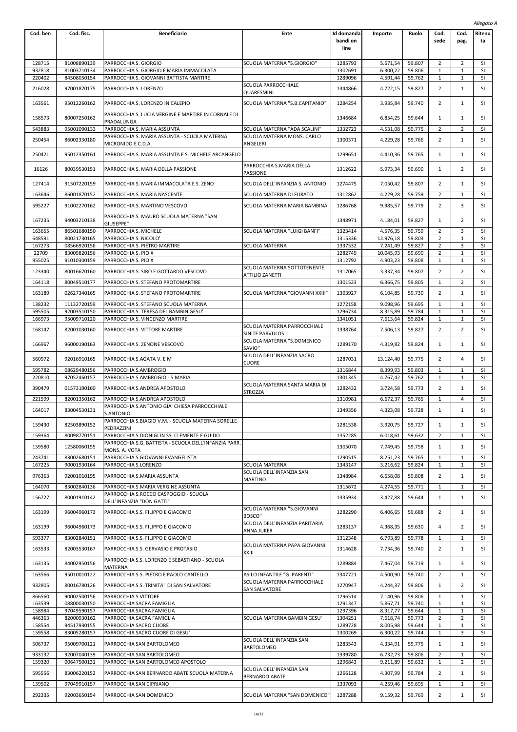*Allegato A*

| Cod. ben | Cod. fisc. | Beneficiario | Ente | Id domanda bandi on line | Importo | Ruolo | Cod. sede | Cod. pag. | Ritenuta |
|---|---|---|---|---|---|---|---|---|---|
| 128715 | 81008890139 | PARROCCHIA S. GIORGIO | SCUOLA MATERNA "S.GIORGIO" | 1285793 | 5.671,54 | 59.807 | 2 | 2 | SI |
| 932818 | 81003710134 | PARROCCHIA S. GIORGIO E MARIA IMMACOLATA | | 1302691 | 6.300,22 | 59.806 | 1 | 1 | SI |
| 220402 | 84508050154 | PARROCCHIA S. GIOVANNI BATTISTA MARTIRE | | 1289096 | 4.591,44 | 59.762 | 1 | 1 | SI |
| 216028 | 97001870175 | PARROCCHIA S. LORENZO | SCUOLA PARROCCHIALE QUARESMINI | 1344866 | 4.722,15 | 59.827 | 2 | 1 | SI |
| 163561 | 95012260162 | PARROCCHIA S. LORENZO IN CALEPIO | SCUOLA MATERNA "S.B.CAPITANIO" | 1284254 | 3.935,84 | 59.740 | 2 | 1 | SI |
| 158573 | 80007250162 | PARROCCHIA S. LUCIA VERGINE E MARTIRE IN CORNALE DI PRADALUNGA | | 1346684 | 6.854,25 | 59.644 | 1 | 1 | SI |
| 543883 | 95001090133 | PARROCCHIA S. MARIA ASSUNTA | SCUOLA MATERNA "ADA SCALINI" | 1332723 | 4.531,08 | 59.775 | 2 | 2 | SI |
| 250454 | 86002330180 | PARROCCHIA S. MARIA ASSUNTA - SCUOLA MATERNA MICRONIDO E C.D.A. | SCUOLA MATERNA MONS. CARLO ANGELERI | 1300371 | 4.229,28 | 59.766 | 2 | 1 | SI |
| 250421 | 95012350161 | PARROCCHIA S. MARIA ASSUNTA E S. MICHELE ARCANGELO | | 1299651 | 4.410,36 | 59.765 | 1 | 1 | SI |
| 16126 | 80039530151 | PARROCCHIA S. MARIA DELLA PASSIONE | PARROCCHIA S.MARIA DELLA PASSIONE | 1312622 | 5.973,34 | 59.690 | 1 | 2 | SI |
| 127414 | 91507220159 | PARROCCHIA S. MARIA IMMACOLATA E S. ZENO | SCUOLA DELL'INFANZIA S. ANTONIO | 1274475 | 7.050,42 | 59.807 | 2 | 1 | SI |
| 163646 | 86001870152 | PARROCCHIA S. MARIA NASCENTE | SCUOLA MATERNA DI FURATO | 1312862 | 4.229,28 | 59.759 | 2 | 1 | SI |
| 595227 | 91002270162 | PARROCCHIA S. MARTINO VESCOVO | SCUOLA MATERNA MARIA BAMBINA | 1286768 | 9.985,57 | 59.779 | 2 | 3 | SI |
| 167235 | 94003210138 | PARROCCHIA S. MAURO SCUOLA MATERNA "SAN GIUSEPPE" | | 1348971 | 4.184,01 | 59.827 | 1 | 2 | SI |
| 163655 | 86501680150 | PARROCCHIA S. MICHELE | SCUOLA MATERNA "LUIGI BANFI" | 1323414 | 4.576,35 | 59.759 | 2 | 3 | SI |
| 648591 | 80021730165 | PARROCCHIA S. NICOLO' | | 1315336 | 12.976,18 | 59.803 | 2 | 1 | SI |
| 167273 | 08566920156 | PARROCCHIA S. PIETRO MARTIRE | SCUOLA MATERNA | 1337532 | 7.241,49 | 59.827 | 2 | 3 | SI |
| 22709 | 83009820156 | PARROCCHIA S. PIO X | | 1282749 | 10.045,93 | 59.690 | 2 | 1 | SI |
| 955025 | 91010300159 | PARROCCHIA S. PIO X | | 1312792 | 4.903,23 | 59.808 | 1 | 1 | SI |
| 123340 | 80016670160 | PARROCCHIA S. SIRO E GOTTARDO VESCOVO | SCUOLA MATERNA SOTTOTENENTE ATTILIO ZANETTI | 1317065 | 3.337,34 | 59.807 | 2 | 2 | SI |
| 164118 | 80049510177 | PARROCCHIA S. STEFANO PROTOMARTIRE | | 1301523 | 6.366,75 | 59.805 | 1 | 2 | SI |
| 163189 | 02627340165 | PARROCCHIA S. STEFANO PROTOMARTIRE | SCUOLA MATERNA "GIOVANNI XXIII" | 1303927 | 6.104,85 | 59.730 | 2 | 1 | SI |
| 138232 | 11132720159 | PARROCCHIA S. STEFANO SCUOLA MATERNA | | 1272158 | 9.098,96 | 59.695 | 1 | 1 | SI |
| 595505 | 92003510150 | PARROCCHIA S. TERESA DEL BAMBIN GESU' | | 1296734 | 8.315,89 | 59.784 | 1 | 1 | SI |
| 166973 | 95009710120 | PARROCCHIA S. VINCENZO MARTIRE | | 1341051 | 7.613,64 | 59.824 | 1 | 1 | SI |
| 168147 | 82001030160 | PARROCCHIA S. VITTORE MARTIRE | SCUOLA MATERNA PARROCCHIALE SINITE PARVULOS | 1338764 | 7.506,13 | 59.827 | 2 | 2 | SI |
| 166967 | 96000190163 | PARROCCHIA S. ZENONE VESCOVO | SCUOLA MATERNA "S.DOMENICO SAVIO" | 1289170 | 4.319,82 | 59.824 | 1 | 1 | SI |
| 560972 | 92016910165 | PARROCCHIA S.AGATA V. E M | SCUOLA DELL'INFANZIA SACRO CUORE | 1287031 | 13.124,40 | 59.775 | 2 | 4 | SI |
| 595782 | 08629480156 | PARROCCHIA S.AMBROGIO | | 1316844 | 8.399,93 | 59.803 | 1 | 1 | SI |
| 220810 | 97052460157 | PARROCCHIA S.AMBROGIO - S.MARIA | | 1301345 | 4.767,42 | 59.762 | 1 | 1 | SI |
| 390479 | 01573190160 | PARROCCHIA S.ANDREA APOSTOLO | SCUOLA MATERNA SANTA MARIA DI STROZZA | 1282432 | 3.724,58 | 59.773 | 2 | 1 | SI |
| 221599 | 82001350162 | PARROCCHIA S.ANDREA APOSTOLO | | 1310981 | 6.672,37 | 59.765 | 1 | 4 | SI |
| 164017 | 83004530131 | PARROCCHIA S.ANTONIO GIA' CHIESA PARROCCHIALE S.ANTONIO | | 1349356 | 4.323,08 | 59.728 | 1 | 1 | SI |
| 159430 | 82503890152 | PARROCCHIA S.BIAGIO V.M. - SCUOLA MATERNA SORELLE PEDRAZZINI | | 1281538 | 3.920,75 | 59.727 | 1 | 1 | SI |
| 159364 | 80098770151 | PARROCCHIA S.DIONIGI IN SS. CLEMENTE E GUIDO | | 1352285 | 6.018,61 | 59.632 | 2 | 1 | SI |
| 159580 | 12580060155 | PARROCCHIA S.G. BATTISTA - SCUOLA DELL'INFANZIA PARR. MONS. A. VOTA | | 1305070 | 7.749,45 | 59.758 | 1 | 1 | SI |
| 243741 | 83002680151 | PARROCCHIA S.GIOVANNI EVANGELISTA | | 1290515 | 8.251,23 | 59.765 | 1 | 1 | SI |
| 167225 | 90001930164 | PARROCCHIA S.LORENZO | SCUOLA MATERNA | 1343147 | 3.216,62 | 59.824 | 1 | 1 | SI |
| 976363 | 92001010195 | PARROCCHIA S.MARIA ASSUNTA | SCUOLA DELL'INFANZIA SAN MARTINO | 1348984 | 6.658,08 | 59.808 | 2 | 1 | SI |
| 164070 | 83002840136 | PARROCCHIA S.MARIA VERGINE ASSUNTA | | 1315672 | 4.274,55 | 59.771 | 1 | 1 | SI |
| 156727 | 80001910142 | PARROCCHIA S.ROCCO CASPOGGIO - SCUOLA DELL'INFANZIA "DON GATTI" | | 1335934 | 3.427,88 | 59.644 | 1 | 1 | SI |
| 163199 | 96004960173 | PARROCCHIA S.S. FILIPPO E GIACOMO | SCUOLA MATERNA "S.GIOVANNI BOSCO" | 1282290 | 6.406,65 | 59.688 | 2 | 1 | SI |
| 163199 | 96004960173 | PARROCCHIA S.S. FILIPPO E GIACOMO | SCUOLA DELL'INFANZIA PARITARIA ANNA JUKER | 1283137 | 4.368,35 | 59.630 | 4 | 2 | SI |
| 593377 | 83002840151 | PARROCCHIA S.S. FILIPPO E GIACOMO | | 1312348 | 6.793,89 | 59.778 | 1 | 1 | SI |
| 163533 | 82003530167 | PARROCCHIA S.S. GERVASIO E PROTASIO | SCUOLA MATERNA PAPA GIOVANNI XXIII | 1314628 | 7.734,36 | 59.740 | 2 | 1 | SI |
| 163135 | 84002950156 | PARROCCHIA S.S. LORENZO E SEBASTIANO - SCUOLA MATERNA | | 1289884 | 7.467,04 | 59.719 | 1 | 3 | SI |
| 163566 | 95010010122 | PARROCCHIA S.S. PIETRO E PAOLO CANTELLO | ASILO INFANTILE "G. PARENTI" | 1347721 | 4.500,90 | 59.740 | 2 | 1 | SI |
| 932805 | 80016780126 | PARROCCHIA S.S. TRINITA' DI SAN SALVATORE | SCUOLA MATERNA PARROCCHIALE SAN SALVATORE | 1270947 | 4.244,37 | 59.806 | 1 | 2 | SI |
| 866560 | 90002500156 | PARROCCHIA S.VITTORE | | 1296514 | 7.140,96 | 59.806 | 1 | 1 | SI |
| 163539 | 08800030150 | PARROCCHIA SACRA FAMIGLIA | | 1291347 | 5.867,71 | 59.740 | 1 | 1 | SI |
| 158984 | 97049590157 | PARROCCHIA SACRA FAMIGLIA | | 1297396 | 8.317,77 | 59.644 | 1 | 1 | SI |
| 446363 | 82000930162 | PARROCCHIA SACRA FAMIGLIA | SCUOLA MATERNA BAMBIN GESU' | 1304251 | 7.618,74 | 59.773 | 2 | 2 | SI |
| 158554 | 94517930155 | PARROCCHIA SACRO CUORE | | 1289728 | 8.005,98 | 59.644 | 1 | 1 | SI |
| 159558 | 83005280157 | PARROCCHIA SACRO CUORE DI GESU' | | 1300269 | 6.300,22 | 59.744 | 1 | 3 | SI |
| 506737 | 95009700121 | PARROCCHIA SAN BARTOLOMEO | SCUOLA DELL'INFANZIA SAN BARTOLOMEO | 1283543 | 4.334,91 | 59.775 | 1 | 1 | SI |
| 933132 | 92007040139 | PARROCCHIA SAN BARTOLOMEO | | 1339780 | 6.732,73 | 59.806 | 2 | 1 | SI |
| 159320 | 00647500131 | PARROCCHIA SAN BARTOLOMEO APOSTOLO | | 1296843 | 9.211,89 | 59.632 | 1 | 2 | SI |
| 595556 | 83006220152 | PARROCCHIA SAN BERNARDO ABATE SCUOLA MATERNA | SCUOLA DELL'INFANZIA SAN BERNARDO ABATE | 1266128 | 4.307,99 | 59.784 | 2 | 1 | SI |
| 139502 | 97049910157 | PARROCCHIA SAN CIPRIANO | | 1337093 | 4.259,46 | 59.695 | 1 | 1 | SI |
| 292335 | 92003650154 | PARROCCHIA SAN DOMENICO | SCUOLA MATERNA "SAN DOMENICO" | 1287288 | 9.159,32 | 59.769 | 2 | 1 | SI |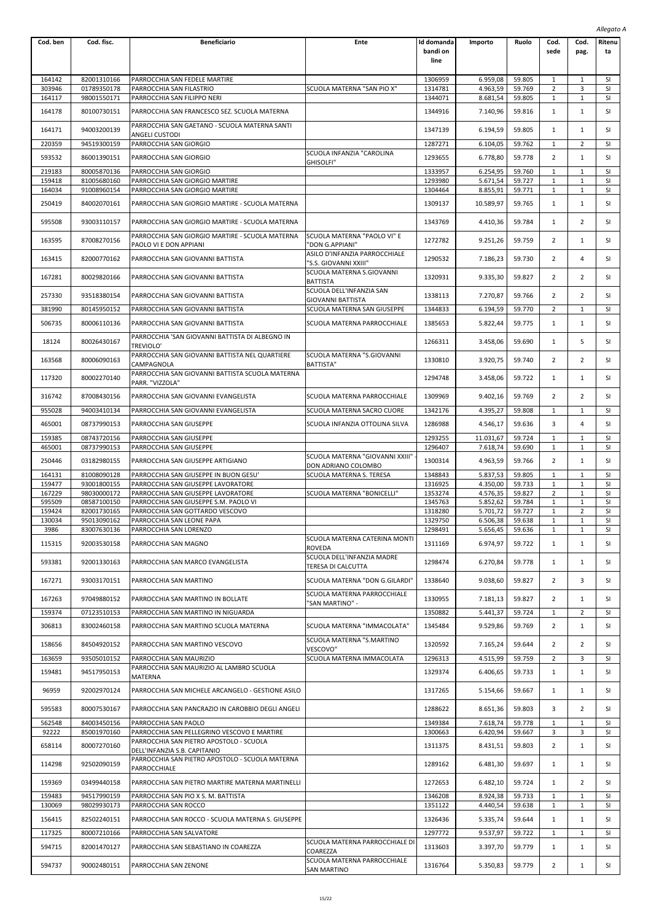Allegato A

| Cod. ben | Cod. fisc. | Beneficiario | Ente | Id domanda bandi on line | Importo | Ruolo | Cod. sede | Cod. pag. | Ritenuta |
|---|---|---|---|---|---|---|---|---|---|
| 164142 | 82001310166 | PARROCCHIA SAN FEDELE MARTIRE | | 1306959 | 6.959,08 | 59.805 | 1 | 1 | SI |
| 303946 | 01789350178 | PARROCCHIA SAN FILASTRIO | SCUOLA MATERNA "SAN PIO X" | 1314781 | 4.963,59 | 59.769 | 2 | 3 | SI |
| 164117 | 98001550171 | PARROCCHIA SAN FILIPPO NERI | | 1344071 | 8.681,54 | 59.805 | 1 | 1 | SI |
| 164178 | 80100730151 | PARROCCHIA SAN FRANCESCO SEZ. SCUOLA MATERNA | | 1344916 | 7.140,96 | 59.816 | 1 | 1 | SI |
| 164171 | 94003200139 | PARROCCHIA SAN GAETANO - SCUOLA MATERNA SANTI ANGELI CUSTODI | | 1347139 | 6.194,59 | 59.805 | 1 | 1 | SI |
| 220359 | 94519300159 | PARROCCHIA SAN GIORGIO | | 1287271 | 6.104,05 | 59.762 | 1 | 2 | SI |
| 593532 | 86001390151 | PARROCCHIA SAN GIORGIO | SCUOLA INFANZIA "CAROLINA GHISOLFI" | 1293655 | 6.778,80 | 59.778 | 2 | 1 | SI |
| 219183 | 80005870136 | PARROCCHIA SAN GIORGIO | | 1333957 | 6.254,95 | 59.760 | 1 | 1 | SI |
| 159418 | 81005680160 | PARROCCHIA SAN GIORGIO MARTIRE | | 1293980 | 5.671,54 | 59.727 | 1 | 1 | SI |
| 164034 | 91008960154 | PARROCCHIA SAN GIORGIO MARTIRE | | 1304464 | 8.855,91 | 59.771 | 1 | 1 | SI |
| 250419 | 84002070161 | PARROCCHIA SAN GIORGIO MARTIRE - SCUOLA MATERNA | | 1309137 | 10.589,97 | 59.765 | 1 | 1 | SI |
| 595508 | 93003110157 | PARROCCHIA SAN GIORGIO MARTIRE - SCUOLA MATERNA | | 1343769 | 4.410,36 | 59.784 | 1 | 2 | SI |
| 163595 | 87008270156 | PARROCCHIA SAN GIORGIO MARTIRE - SCUOLA MATERNA PAOLO VI E DON APPIANI | SCUOLA MATERNA "PAOLO VI" E "DON G.APPIANI" | 1272782 | 9.251,26 | 59.759 | 2 | 1 | SI |
| 163415 | 82000770162 | PARROCCHIA SAN GIOVANNI BATTISTA | ASILO D'INFANZIA PARROCCHIALE "S.S. GIOVANNI XXIII" | 1290532 | 7.186,23 | 59.730 | 2 | 4 | SI |
| 167281 | 80029820166 | PARROCCHIA SAN GIOVANNI BATTISTA | SCUOLA MATERNA S.GIOVANNI BATTISTA | 1320931 | 9.335,30 | 59.827 | 2 | 2 | SI |
| 257330 | 93518380154 | PARROCCHIA SAN GIOVANNI BATTISTA | SCUOLA DELL'INFANZIA SAN GIOVANNI BATTISTA | 1338113 | 7.270,87 | 59.766 | 2 | 2 | SI |
| 381990 | 80145950152 | PARROCCHIA SAN GIOVANNI BATTISTA | SCUOLA MATERNA SAN GIUSEPPE | 1344833 | 6.194,59 | 59.770 | 2 | 1 | SI |
| 506735 | 80006110136 | PARROCCHIA SAN GIOVANNI BATTISTA | SCUOLA MATERNA PARROCCHIALE | 1385653 | 5.822,44 | 59.775 | 1 | 1 | SI |
| 18124 | 80026430167 | PARROCCHIA 'SAN GIOVANNI BATTISTA DI ALBEGNO IN TREVIOLO' | | 1266311 | 3.458,06 | 59.690 | 1 | 5 | SI |
| 163568 | 80006090163 | PARROCCHIA SAN GIOVANNI BATTISTA NEL QUARTIERE CAMPAGNOLA | SCUOLA MATERNA "S.GIOVANNI BATTISTA" | 1330810 | 3.920,75 | 59.740 | 2 | 2 | SI |
| 117320 | 80002270140 | PARROCCHIA SAN GIOVANNI BATTISTA SCUOLA MATERNA PARR. "VIZZOLA" | | 1294748 | 3.458,06 | 59.722 | 1 | 1 | SI |
| 316742 | 87008430156 | PARROCCHIA SAN GIOVANNI EVANGELISTA | SCUOLA MATERNA PARROCCHIALE | 1309969 | 9.402,16 | 59.769 | 2 | 2 | SI |
| 955028 | 94003410134 | PARROCCHIA SAN GIOVANNI EVANGELISTA | SCUOLA MATERNA SACRO CUORE | 1342176 | 4.395,27 | 59.808 | 1 | 1 | SI |
| 465001 | 08737990153 | PARROCCHIA SAN GIUSEPPE | SCUOLA INFANZIA OTTOLINA SILVA | 1286988 | 4.546,17 | 59.636 | 3 | 4 | SI |
| 159385 | 08743720156 | PARROCCHIA SAN GIUSEPPE | | 1293255 | 11.031,67 | 59.724 | 1 | 1 | SI |
| 465001 | 08737990153 | PARROCCHIA SAN GIUSEPPE | | 1296407 | 7.618,74 | 59.690 | 1 | 1 | SI |
| 250446 | 03182980155 | PARROCCHIA SAN GIUSEPPE ARTIGIANO | SCUOLA MATERNA "GIOVANNI XXIII" - DON ADRIANO COLOMBO | 1300314 | 4.963,59 | 59.766 | 2 | 1 | SI |
| 164131 | 81008090128 | PARROCCHIA SAN GIUSEPPE IN BUON GESU' | SCUOLA MATERNA S. TERESA | 1348843 | 5.837,53 | 59.805 | 1 | 1 | SI |
| 159477 | 93001800155 | PARROCCHIA SAN GIUSEPPE LAVORATORE | | 1316925 | 4.350,00 | 59.733 | 1 | 1 | SI |
| 167229 | 98030000172 | PARROCCHIA SAN GIUSEPPE LAVORATORE | SCUOLA MATERNA "BONICELLI" | 1353274 | 4.576,35 | 59.827 | 2 | 1 | SI |
| 595509 | 08587100150 | PARROCCHIA SAN GIUSEPPE S.M. PAOLO VI | | 1345763 | 5.852,62 | 59.784 | 1 | 1 | SI |
| 159424 | 82001730165 | PARROCCHIA SAN GOTTARDO VESCOVO | | 1318280 | 5.701,72 | 59.727 | 1 | 2 | SI |
| 130034 | 95013090162 | PARROCCHIA SAN LEONE PAPA | | 1329750 | 6.506,38 | 59.638 | 1 | 1 | SI |
| 3986 | 83007630136 | PARROCCHIA SAN LORENZO | | 1298491 | 5.656,45 | 59.636 | 1 | 1 | SI |
| 115315 | 92003530158 | PARROCCHIA SAN MAGNO | SCUOLA MATERNA CATERINA MONTI ROVEDA | 1311169 | 6.974,97 | 59.722 | 1 | 1 | SI |
| 593381 | 92001330163 | PARROCCHIA SAN MARCO EVANGELISTA | SCUOLA DELL'INFANZIA MADRE TERESA DI CALCUTTA | 1298474 | 6.270,84 | 59.778 | 1 | 1 | SI |
| 167271 | 93003170151 | PARROCCHIA SAN MARTINO | SCUOLA MATERNA "DON G.GILARDI" | 1338640 | 9.038,60 | 59.827 | 2 | 3 | SI |
| 167263 | 97049880152 | PARROCCHIA SAN MARTINO IN BOLLATE | SCUOLA MATERNA PARROCCHIALE "SAN MARTINO" - | 1330955 | 7.181,13 | 59.827 | 2 | 1 | SI |
| 159374 | 07123510153 | PARROCCHIA SAN MARTINO IN NIGUARDA | | 1350882 | 5.441,37 | 59.724 | 1 | 2 | SI |
| 306813 | 83002460158 | PARROCCHIA SAN MARTINO SCUOLA MATERNA | SCUOLA MATERNA "IMMACOLATA" | 1345484 | 9.529,86 | 59.769 | 2 | 1 | SI |
| 158656 | 84504920152 | PARROCCHIA SAN MARTINO VESCOVO | SCUOLA MATERNA "S.MARTINO VESCOVO" | 1320592 | 7.165,24 | 59.644 | 2 | 2 | SI |
| 163659 | 93505010152 | PARROCCHIA SAN MAURIZIO | SCUOLA MATERNA IMMACOLATA | 1296313 | 4.515,99 | 59.759 | 2 | 3 | SI |
| 159481 | 94517950153 | PARROCCHIA SAN MAURIZIO AL LAMBRO SCUOLA MATERNA | | 1329374 | 6.406,65 | 59.733 | 1 | 1 | SI |
| 96959 | 92002970124 | PARROCCHIA SAN MICHELE ARCANGELO - GESTIONE ASILO | | 1317265 | 5.154,66 | 59.667 | 1 | 1 | SI |
| 595583 | 80007530167 | PARROCCHIA SAN PANCRAZIO IN CAROBBIO DEGLI ANGELI | | 1288622 | 8.651,36 | 59.803 | 3 | 2 | SI |
| 562548 | 84003450156 | PARROCCHIA SAN PAOLO | | 1349384 | 7.618,74 | 59.778 | 1 | 1 | SI |
| 92222 | 85001970160 | PARROCCHIA SAN PELLEGRINO VESCOVO E MARTIRE | | 1300663 | 6.420,94 | 59.667 | 3 | 3 | SI |
| 658114 | 80007270160 | PARROCCHIA SAN PIETRO APOSTOLO - SCUOLA DELL'INFANZIA S.B. CAPITANIO | | 1311375 | 8.431,51 | 59.803 | 2 | 1 | SI |
| 114298 | 92502090159 | PARROCCHIA SAN PIETRO APOSTOLO - SCUOLA MATERNA PARROCCHIALE | | 1289162 | 6.481,30 | 59.697 | 1 | 1 | SI |
| 159369 | 03499440158 | PARROCCHIA SAN PIETRO MARTIRE MATERNA MARTINELLI | | 1272653 | 6.482,10 | 59.724 | 1 | 2 | SI |
| 159483 | 94517990159 | PARROCCHIA SAN PIO X S. M. BATTISTA | | 1346208 | 8.924,38 | 59.733 | 1 | 1 | SI |
| 130069 | 98029930173 | PARROCCHIA SAN ROCCO | | 1351122 | 4.440,54 | 59.638 | 1 | 1 | SI |
| 156415 | 82502240151 | PARROCCHIA SAN ROCCO - SCUOLA MATERNA S. GIUSEPPE | | 1326436 | 5.335,74 | 59.644 | 1 | 1 | SI |
| 117325 | 80007210166 | PARROCCHIA SAN SALVATORE | | 1297772 | 9.537,97 | 59.722 | 1 | 1 | SI |
| 594715 | 82001470127 | PARROCCHIA SAN SEBASTIANO IN COAREZZA | SCUOLA MATERNA PARROCCHIALE DI COAREZZA | 1313603 | 3.397,70 | 59.779 | 1 | 1 | SI |
| 594737 | 90002480151 | PARROCCHIA SAN ZENONE | SCUOLA MATERNA PARROCCHIALE SAN MARTINO | 1316764 | 5.350,83 | 59.779 | 2 | 1 | SI |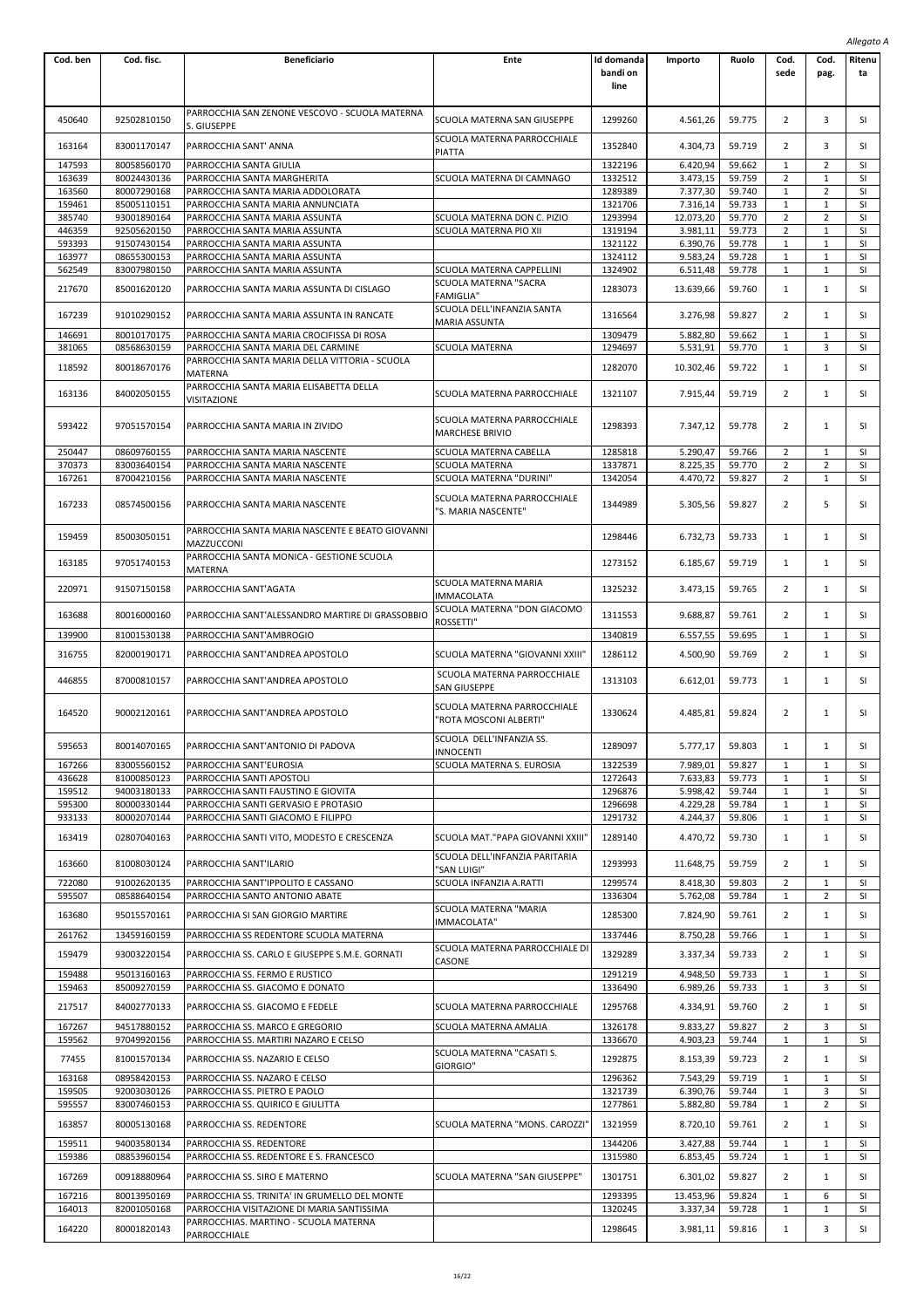*Allegato A*

| Cod. ben | Cod. fisc. | Beneficiario | Ente | Id domanda bandi on line | Importo | Ruolo | Cod. sede | Cod. pag. | Ritenuta |
|---|---|---|---|---|---|---|---|---|---|
| 450640 | 92502810150 | PARROCCHIA SAN ZENONE VESCOVO - SCUOLA MATERNA S. GIUSEPPE | SCUOLA MATERNA SAN GIUSEPPE | 1299260 | 4.561,26 | 59.775 | 2 | 3 | SI |
| 163164 | 83001170147 | PARROCCHIA SANT' ANNA | SCUOLA MATERNA PARROCCHIALE PIATTA | 1352840 | 4.304,73 | 59.719 | 2 | 3 | SI |
| 147593 | 80058560170 | PARROCCHIA SANTA GIULIA | | 1322196 | 6.420,94 | 59.662 | 1 | 2 | SI |
| 163639 | 80024430136 | PARROCCHIA SANTA MARGHERITA | SCUOLA MATERNA DI CAMNAGO | 1332512 | 3.473,15 | 59.759 | 2 | 1 | SI |
| 163560 | 80007290168 | PARROCCHIA SANTA MARIA ADDOLORATA | | 1289389 | 7.377,30 | 59.740 | 1 | 2 | SI |
| 159461 | 85005110151 | PARROCCHIA SANTA MARIA ANNUNCIATA | | 1321706 | 7.316,14 | 59.733 | 1 | 1 | SI |
| 385740 | 93001890164 | PARROCCHIA SANTA MARIA ASSUNTA | SCUOLA MATERNA DON C. PIZIO | 1293994 | 12.073,20 | 59.770 | 2 | 2 | SI |
| 446359 | 92505620150 | PARROCCHIA SANTA MARIA ASSUNTA | SCUOLA MATERNA PIO XII | 1319194 | 3.981,11 | 59.773 | 2 | 1 | SI |
| 593393 | 91507430154 | PARROCCHIA SANTA MARIA ASSUNTA | | 1321122 | 6.390,76 | 59.778 | 1 | 1 | SI |
| 163977 | 08655300153 | PARROCCHIA SANTA MARIA ASSUNTA | | 1324112 | 9.583,24 | 59.728 | 1 | 1 | SI |
| 562549 | 83007980150 | PARROCCHIA SANTA MARIA ASSUNTA | SCUOLA MATERNA CAPPELLINI | 1324902 | 6.511,48 | 59.778 | 1 | 1 | SI |
| 217670 | 85001620120 | PARROCCHIA SANTA MARIA ASSUNTA DI CISLAGO | SCUOLA MATERNA "SACRA FAMIGLIA" | 1283073 | 13.639,66 | 59.760 | 1 | 1 | SI |
| 167239 | 91010290152 | PARROCCHIA SANTA MARIA ASSUNTA IN RANCATE | SCUOLA DELL'INFANZIA SANTA MARIA ASSUNTA | 1316564 | 3.276,98 | 59.827 | 2 | 1 | SI |
| 146691 | 80010170175 | PARROCCHIA SANTA MARIA CROCIFISSA DI ROSA | | 1309479 | 5.882,80 | 59.662 | 1 | 1 | SI |
| 381065 | 08568630159 | PARROCCHIA SANTA MARIA DEL CARMINE | SCUOLA MATERNA | 1294697 | 5.531,91 | 59.770 | 1 | 3 | SI |
| 118592 | 80018670176 | PARROCCHIA SANTA MARIA DELLA VITTORIA - SCUOLA MATERNA | | 1282070 | 10.302,46 | 59.722 | 1 | 1 | SI |
| 163136 | 84002050155 | PARROCCHIA SANTA MARIA ELISABETTA DELLA VISITAZIONE | SCUOLA MATERNA PARROCCHIALE | 1321107 | 7.915,44 | 59.719 | 2 | 1 | SI |
| 593422 | 97051570154 | PARROCCHIA SANTA MARIA IN ZIVIDO | SCUOLA MATERNA PARROCCHIALE MARCHESE BRIVIO | 1298393 | 7.347,12 | 59.778 | 2 | 1 | SI |
| 250447 | 08609760155 | PARROCCHIA SANTA MARIA NASCENTE | SCUOLA MATERNA CABELLA | 1285818 | 5.290,47 | 59.766 | 2 | 1 | SI |
| 370373 | 83003640154 | PARROCCHIA SANTA MARIA NASCENTE | SCUOLA MATERNA | 1337871 | 8.225,35 | 59.770 | 2 | 2 | SI |
| 167261 | 87004210156 | PARROCCHIA SANTA MARIA NASCENTE | SCUOLA MATERNA "DURINI" | 1342054 | 4.470,72 | 59.827 | 2 | 1 | SI |
| 167233 | 08574500156 | PARROCCHIA SANTA MARIA NASCENTE | SCUOLA MATERNA PARROCCHIALE "S. MARIA NASCENTE" | 1344989 | 5.305,56 | 59.827 | 2 | 5 | SI |
| 159459 | 85003050151 | PARROCCHIA SANTA MARIA NASCENTE E BEATO GIOVANNI MAZZUCCONI | | 1298446 | 6.732,73 | 59.733 | 1 | 1 | SI |
| 163185 | 97051740153 | PARROCCHIA SANTA MONICA - GESTIONE SCUOLA MATERNA | | 1273152 | 6.185,67 | 59.719 | 1 | 1 | SI |
| 220971 | 91507150158 | PARROCCHIA SANT'AGATA | SCUOLA MATERNA MARIA IMMACOLATA | 1325232 | 3.473,15 | 59.765 | 2 | 1 | SI |
| 163688 | 80016000160 | PARROCCHIA SANT'ALESSANDRO MARTIRE DI GRASSOBBIO | SCUOLA MATERNA "DON GIACOMO ROSSETTI" | 1311553 | 9.688,87 | 59.761 | 2 | 1 | SI |
| 139900 | 81001530138 | PARROCCHIA SANT'AMBROGIO | | 1340819 | 6.557,55 | 59.695 | 1 | 1 | SI |
| 316755 | 82000190171 | PARROCCHIA SANT'ANDREA APOSTOLO | SCUOLA MATERNA "GIOVANNI XXIII" | 1286112 | 4.500,90 | 59.769 | 2 | 1 | SI |
| 446855 | 87000810157 | PARROCCHIA SANT'ANDREA APOSTOLO | SCUOLA MATERNA PARROCCHIALE SAN GIUSEPPE | 1313103 | 6.612,01 | 59.773 | 1 | 1 | SI |
| 164520 | 90002120161 | PARROCCHIA SANT'ANDREA APOSTOLO | SCUOLA MATERNA PARROCCHIALE "ROTA MOSCONI ALBERTI" | 1330624 | 4.485,81 | 59.824 | 2 | 1 | SI |
| 595653 | 80014070165 | PARROCCHIA SANT'ANTONIO DI PADOVA | SCUOLA DELL'INFANZIA SS. INNOCENTI | 1289097 | 5.777,17 | 59.803 | 1 | 1 | SI |
| 167266 | 83005560152 | PARROCCHIA SANT'EUROSIA | SCUOLA MATERNA S. EUROSIA | 1322539 | 7.989,01 | 59.827 | 1 | 1 | SI |
| 436628 | 81000850123 | PARROCCHIA SANTI APOSTOLI | | 1272643 | 7.633,83 | 59.773 | 1 | 1 | SI |
| 159512 | 94003180133 | PARROCCHIA SANTI FAUSTINO E GIOVITA | | 1296876 | 5.998,42 | 59.744 | 1 | 1 | SI |
| 595300 | 80000330144 | PARROCCHIA SANTI GERVASIO E PROTASIO | | 1296698 | 4.229,28 | 59.784 | 1 | 1 | SI |
| 933133 | 80002070144 | PARROCCHIA SANTI GIACOMO E FILIPPO | | 1291732 | 4.244,37 | 59.806 | 1 | 1 | SI |
| 163419 | 02807040163 | PARROCCHIA SANTI VITO, MODESTO E CRESCENZA | SCUOLA MAT."PAPA GIOVANNI XXIII" | 1289140 | 4.470,72 | 59.730 | 1 | 1 | SI |
| 163660 | 81008030124 | PARROCCHIA SANT'ILARIO | SCUOLA DELL'INFANZIA PARITARIA "SAN LUIGI" | 1293993 | 11.648,75 | 59.759 | 2 | 1 | SI |
| 722080 | 91002620135 | PARROCCHIA SANT'IPPOLITO E CASSANO | SCUOLA INFANZIA A.RATTI | 1299574 | 8.418,30 | 59.803 | 2 | 1 | SI |
| 595507 | 08588640154 | PARROCCHIA SANTO ANTONIO ABATE | | 1336304 | 5.762,08 | 59.784 | 1 | 2 | SI |
| 163680 | 95015570161 | PARROCCHIA SI SAN GIORGIO MARTIRE | SCUOLA MATERNA "MARIA IMMACOLATA" | 1285300 | 7.824,90 | 59.761 | 2 | 1 | SI |
| 261762 | 13459160159 | PARROCCHIA SS REDENTORE SCUOLA MATERNA | | 1337446 | 8.750,28 | 59.766 | 1 | 1 | SI |
| 159479 | 93003220154 | PARROCCHIA SS. CARLO E GIUSEPPE S.M.E. GORNATI | SCUOLA MATERNA PARROCCHIALE DI CASONE | 1329289 | 3.337,34 | 59.733 | 2 | 1 | SI |
| 159488 | 95013160163 | PARROCCHIA SS. FERMO E RUSTICO | | 1291219 | 4.948,50 | 59.733 | 1 | 1 | SI |
| 159463 | 85009270159 | PARROCCHIA SS. GIACOMO E DONATO | | 1336490 | 6.989,26 | 59.733 | 1 | 3 | SI |
| 217517 | 84002770133 | PARROCCHIA SS. GIACOMO E FEDELE | SCUOLA MATERNA PARROCCHIALE | 1295768 | 4.334,91 | 59.760 | 2 | 1 | SI |
| 167267 | 94517880152 | PARROCCHIA SS. MARCO E GREGORIO | SCUOLA MATERNA AMALIA | 1326178 | 9.833,27 | 59.827 | 2 | 3 | SI |
| 159562 | 97049920156 | PARROCCHIA SS. MARTIRI NAZARO E CELSO | | 1336670 | 4.903,23 | 59.744 | 1 | 1 | SI |
| 77455 | 81001570134 | PARROCCHIA SS. NAZARIO E CELSO | SCUOLA MATERNA "CASATI S. GIORGIO" | 1292875 | 8.153,39 | 59.723 | 2 | 1 | SI |
| 163168 | 08958420153 | PARROCCHIA SS. NAZARO E CELSO | | 1296362 | 7.543,29 | 59.719 | 1 | 1 | SI |
| 159505 | 92003030126 | PARROCCHIA SS. PIETRO E PAOLO | | 1321739 | 6.390,76 | 59.744 | 1 | 3 | SI |
| 595557 | 83007460153 | PARROCCHIA SS. QUIRICO E GIULITTA | | 1277861 | 5.882,80 | 59.784 | 1 | 2 | SI |
| 163857 | 80005130168 | PARROCCHIA SS. REDENTORE | SCUOLA MATERNA "MONS. CAROZZI" | 1321959 | 8.720,10 | 59.761 | 2 | 1 | SI |
| 159511 | 94003580134 | PARROCCHIA SS. REDENTORE | | 1344206 | 3.427,88 | 59.744 | 1 | 1 | SI |
| 159386 | 08853960154 | PARROCCHIA SS. REDENTORE E S. FRANCESCO | | 1315980 | 6.853,45 | 59.724 | 1 | 1 | SI |
| 167269 | 00918880964 | PARROCCHIA SS. SIRO E MATERNO | SCUOLA MATERNA "SAN GIUSEPPE" | 1301751 | 6.301,02 | 59.827 | 2 | 1 | SI |
| 167216 | 80013950169 | PARROCCHIA SS. TRINITA' IN GRUMELLO DEL MONTE | | 1293395 | 13.453,96 | 59.824 | 1 | 6 | SI |
| 164013 | 82001050168 | PARROCCHIA VISITAZIONE DI MARIA SANTISSIMA | | 1320245 | 3.337,34 | 59.728 | 1 | 1 | SI |
| 164220 | 80001820143 | PARROCCHIAS. MARTINO - SCUOLA MATERNA PARROCCHIALE | | 1298645 | 3.981,11 | 59.816 | 1 | 3 | SI |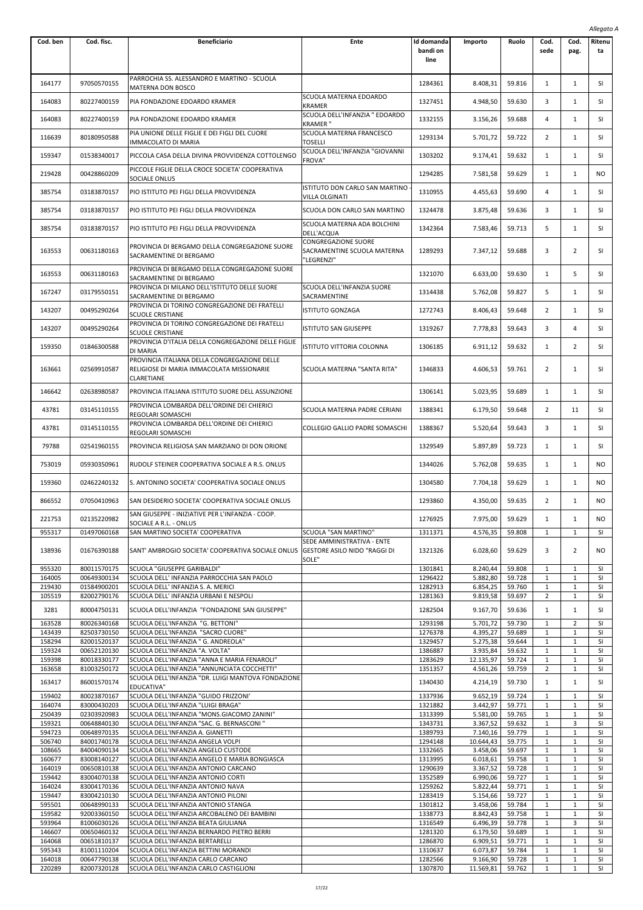*Allegato A*

| Cod. ben | Cod. fisc. | Beneficiario | Ente | Id domanda bandi on line | Importo | Ruolo | Cod. sede | Cod. pag. | Ritenuta |
|---|---|---|---|---|---|---|---|---|---|
| 164177 | 97050570155 | PARROCHIA SS. ALESSANDRO E MARTINO - SCUOLA MATERNA DON BOSCO | | 1284361 | 8.408,31 | 59.816 | 1 | 1 | SI |
| 164083 | 80227400159 | PIA FONDAZIONE EDOARDO KRAMER | SCUOLA MATERNA EDOARDO KRAMER | 1327451 | 4.948,50 | 59.630 | 3 | 1 | SI |
| 164083 | 80227400159 | PIA FONDAZIONE EDOARDO KRAMER | SCUOLA DELL'INFANZIA " EDOARDO KRAMER " | 1332155 | 3.156,26 | 59.688 | 4 | 1 | SI |
| 116639 | 80180950588 | PIA UNIONE DELLE FIGLIE E DEI FIGLI DEL CUORE IMMACOLATO DI MARIA | SCUOLA MATERNA FRANCESCO TOSELLI | 1293134 | 5.701,72 | 59.722 | 2 | 1 | SI |
| 159347 | 01538340017 | PICCOLA CASA DELLA DIVINA PROVVIDENZA COTTOLENGO | SCUOLA DELL'INFANZIA "GIOVANNI FROVA" | 1303202 | 9.174,41 | 59.632 | 1 | 1 | SI |
| 219428 | 00428860209 | PICCOLE FIGLIE DELLA CROCE SOCIETA' COOPERATIVA SOCIALE ONLUS | | 1294285 | 7.581,58 | 59.629 | 1 | 1 | NO |
| 385754 | 03183870157 | PIO ISTITUTO PEI FIGLI DELLA PROVVIDENZA | ISTITUTO DON CARLO SAN MARTINO - VILLA OLGINATI | 1310955 | 4.455,63 | 59.690 | 4 | 1 | SI |
| 385754 | 03183870157 | PIO ISTITUTO PEI FIGLI DELLA PROVVIDENZA | SCUOLA DON CARLO SAN MARTINO | 1324478 | 3.875,48 | 59.636 | 3 | 1 | SI |
| 385754 | 03183870157 | PIO ISTITUTO PEI FIGLI DELLA PROVVIDENZA | SCUOLA MATERNA ADA BOLCHINI DELL'ACQUA | 1342364 | 7.583,46 | 59.713 | 5 | 1 | SI |
| 163553 | 00631180163 | PROVINCIA DI BERGAMO DELLA CONGREGAZIONE SUORE SACRAMENTINE DI BERGAMO | CONGREGAZIONE SUORE SACRAMENTINE SCUOLA MATERNA "LEGRENZI" | 1289293 | 7.347,12 | 59.688 | 3 | 2 | SI |
| 163553 | 00631180163 | PROVINCIA DI BERGAMO DELLA CONGREGAZIONE SUORE SACRAMENTINE DI BERGAMO | | 1321070 | 6.633,00 | 59.630 | 1 | 5 | SI |
| 167247 | 03179550151 | PROVINCIA DI MILANO DELL'ISTITUTO DELLE SUORE SACRAMENTINE DI BERGAMO | SCUOLA DELL'INFANZIA SUORE SACRAMENTINE | 1314438 | 5.762,08 | 59.827 | 5 | 1 | SI |
| 143207 | 00495290264 | PROVINCIA DI TORINO CONGREGAZIONE DEI FRATELLI SCUOLE CRISTIANE | ISTITUTO GONZAGA | 1272743 | 8.406,43 | 59.648 | 2 | 1 | SI |
| 143207 | 00495290264 | PROVINCIA DI TORINO CONGREGAZIONE DEI FRATELLI SCUOLE CRISTIANE | ISTITUTO SAN GIUSEPPE | 1319267 | 7.778,83 | 59.643 | 3 | 4 | SI |
| 159350 | 01846300588 | PROVINCIA D'ITALIA DELLA CONGREGAZIONE DELLE FIGLIE DI MARIA | ISTITUTO VITTORIA COLONNA | 1306185 | 6.911,12 | 59.632 | 1 | 2 | SI |
| 163661 | 02569910587 | PROVINCIA ITALIANA DELLA CONGREGAZIONE DELLE RELIGIOSE DI MARIA IMMACOLATA MISSIONARIE CLARETIANE | SCUOLA MATERNA "SANTA RITA" | 1346833 | 4.606,53 | 59.761 | 2 | 1 | SI |
| 146642 | 02638980587 | PROVINCIA ITALIANA ISTITUTO SUORE DELL ASSUNZIONE | | 1306141 | 5.023,95 | 59.689 | 1 | 1 | SI |
| 43781 | 03145110155 | PROVINCIA LOMBARDA DELL'ORDINE DEI CHIERICI REGOLARI SOMASCHI | SCUOLA MATERNA PADRE CERIANI | 1388341 | 6.179,50 | 59.648 | 2 | 11 | SI |
| 43781 | 03145110155 | PROVINCIA LOMBARDA DELL'ORDINE DEI CHIERICI REGOLARI SOMASCHI | COLLEGIO GALLIO PADRE SOMASCHI | 1388367 | 5.520,64 | 59.643 | 3 | 1 | SI |
| 79788 | 02541960155 | PROVINCIA RELIGIOSA SAN MARZIANO DI DON ORIONE | | 1329549 | 5.897,89 | 59.723 | 1 | 1 | SI |
| 753019 | 05930350961 | RUDOLF STEINER COOPERATIVA SOCIALE A R.S. ONLUS | | 1344026 | 5.762,08 | 59.635 | 1 | 1 | NO |
| 159360 | 02462240132 | S. ANTONINO SOCIETA' COOPERATIVA SOCIALE ONLUS | | 1304580 | 7.704,18 | 59.629 | 1 | 1 | NO |
| 866552 | 07050410963 | SAN DESIDERIO SOCIETA' COOPERATIVA SOCIALE ONLUS | | 1293860 | 4.350,00 | 59.635 | 2 | 1 | NO |
| 221753 | 02135220982 | SAN GIUSEPPE - INIZIATIVE PER L'INFANZIA - COOP. SOCIALE A R.L. - ONLUS | | 1276925 | 7.975,00 | 59.629 | 1 | 1 | NO |
| 955317 | 01497060168 | SAN MARTINO SOCIETA' COOPERATIVA | SCUOLA "SAN MARTINO" | 1311371 | 4.576,35 | 59.808 | 1 | 1 | SI |
| 138936 | 01676390188 | SANT' AMBROGIO SOCIETA' COOPERATIVA SOCIALE ONLUS | SEDE AMMINISTRATIVA - ENTE GESTORE ASILO NIDO "RAGGI DI SOLE" | 1321326 | 6.028,60 | 59.629 | 3 | 2 | NO |
| 955320 | 80011570175 | SCUOLA "GIUSEPPE GARIBALDI" | | 1301841 | 8.240,44 | 59.808 | 1 | 1 | SI |
| 164005 | 00649300134 | SCUOLA DELL' INFANZIA PARROCCHIA SAN PAOLO | | 1296422 | 5.882,80 | 59.728 | 1 | 1 | SI |
| 219430 | 01584900201 | SCUOLA DELL' INFANZIA S. A. MERICI | | 1282913 | 6.854,25 | 59.760 | 1 | 1 | SI |
| 105519 | 82002790176 | SCUOLA DELL' INFANZIA URBANI E NESPOLI | | 1281363 | 9.819,58 | 59.697 | 2 | 1 | SI |
| 3281 | 80004750131 | SCUOLA DELL'INFANZIA "FONDAZIONE SAN GIUSEPPE" | | 1282504 | 9.167,70 | 59.636 | 1 | 1 | SI |
| 163528 | 80026340168 | SCUOLA DELL'INFANZIA "G. BETTONI" | | 1293198 | 5.701,72 | 59.730 | 1 | 2 | SI |
| 143439 | 82503730150 | SCUOLA DELL'INFANZIA "SACRO CUORE" | | 1276378 | 4.395,27 | 59.689 | 1 | 1 | SI |
| 158294 | 82001520137 | SCUOLA DELL'INFANZIA " G. ANDREOLA" | | 1329457 | 5.275,38 | 59.644 | 1 | 1 | SI |
| 159324 | 00652120130 | SCUOLA DELL'INFANZIA "A. VOLTA" | | 1386887 | 3.935,84 | 59.632 | 1 | 1 | SI |
| 159398 | 80018330177 | SCUOLA DELL'INFANZIA "ANNA E MARIA FENAROLI" | | 1283629 | 12.135,97 | 59.724 | 1 | 1 | SI |
| 163658 | 81003250172 | SCUOLA DELL'INFANZIA "ANNUNCIATA COCCHETTI" | | 1351357 | 4.561,26 | 59.759 | 2 | 1 | SI |
| 163417 | 86001570174 | SCUOLA DELL'INFANZIA "DR. LUIGI MANTOVA FONDAZIONE EDUCATIVA" | | 1340430 | 4.214,19 | 59.730 | 1 | 1 | SI |
| 159402 | 80023870167 | SCUOLA DELL'INFANZIA "GUIDO FRIZZONI' | | 1337936 | 9.652,19 | 59.724 | 1 | 1 | SI |
| 164074 | 83000430203 | SCUOLA DELL'INFANZIA "LUIGI BRAGA" | | 1321882 | 3.442,97 | 59.771 | 1 | 1 | SI |
| 250439 | 02303920983 | SCUOLA DELL'INFANZIA "MONS.GIACOMO ZANINI" | | 1313399 | 5.581,00 | 59.765 | 1 | 1 | SI |
| 159321 | 00648840130 | SCUOLA DELL'INFANZIA "SAC. G. BERNASCONI " | | 1343731 | 3.367,52 | 59.632 | 1 | 3 | SI |
| 594723 | 00648970135 | SCUOLA DELL'INFANZIA A. GIANETTI | | 1389793 | 7.140,16 | 59.779 | 1 | 1 | SI |
| 506740 | 84001740178 | SCUOLA DELL'INFANZIA ANGELA VOLPI | | 1294148 | 10.644,43 | 59.775 | 1 | 1 | SI |
| 108665 | 84004090134 | SCUOLA DELL'INFANZIA ANGELO CUSTODE | | 1332665 | 3.458,06 | 59.697 | 1 | 1 | SI |
| 160677 | 83008140127 | SCUOLA DELL'INFANZIA ANGELO E MARIA BONGIASCA | | 1313995 | 6.018,61 | 59.758 | 1 | 1 | SI |
| 164019 | 00650810138 | SCUOLA DELL'INFANZIA ANTONIO CARCANO | | 1290639 | 3.367,52 | 59.728 | 1 | 1 | SI |
| 159442 | 83004070138 | SCUOLA DELL'INFANZIA ANTONIO CORTI | | 1352589 | 6.990,06 | 59.727 | 1 | 1 | SI |
| 164024 | 83004170136 | SCUOLA DELL'INFANZIA ANTONIO NAVA | | 1259262 | 5.822,44 | 59.771 | 1 | 1 | SI |
| 159447 | 83004210130 | SCUOLA DELL'INFANZIA ANTONIO PILONI | | 1283419 | 5.154,66 | 59.727 | 1 | 1 | SI |
| 595501 | 00648990133 | SCUOLA DELL'INFANZIA ANTONIO STANGA | | 1301812 | 3.458,06 | 59.784 | 1 | 1 | SI |
| 159582 | 92003360150 | SCUOLA DELL'INFANZIA ARCOBALENO DEI BAMBINI | | 1338773 | 8.842,43 | 59.758 | 1 | 1 | SI |
| 593964 | 81006030126 | SCUOLA DELL'INFANZIA BEATA GIULIANA | | 1316549 | 6.496,39 | 59.778 | 1 | 3 | SI |
| 146607 | 00650460132 | SCUOLA DELL'INFANZIA BERNARDO PIETRO BERRI | | 1281320 | 6.179,50 | 59.689 | 1 | 1 | SI |
| 164068 | 00651810137 | SCUOLA DELL'INFANZIA BERTARELLI | | 1286870 | 6.909,51 | 59.771 | 1 | 1 | SI |
| 595343 | 81001110204 | SCUOLA DELL'INFANZIA BETTINI MORANDI | | 1310637 | 6.073,87 | 59.784 | 1 | 1 | SI |
| 164018 | 00647790138 | SCUOLA DELL'INFANZIA CARLO CARCANO | | 1282566 | 9.166,90 | 59.728 | 1 | 1 | SI |
| 220289 | 82007320128 | SCUOLA DELL'INFANZIA CARLO CASTIGLIONI | | 1307870 | 11.569,81 | 59.762 | 1 | 1 | SI |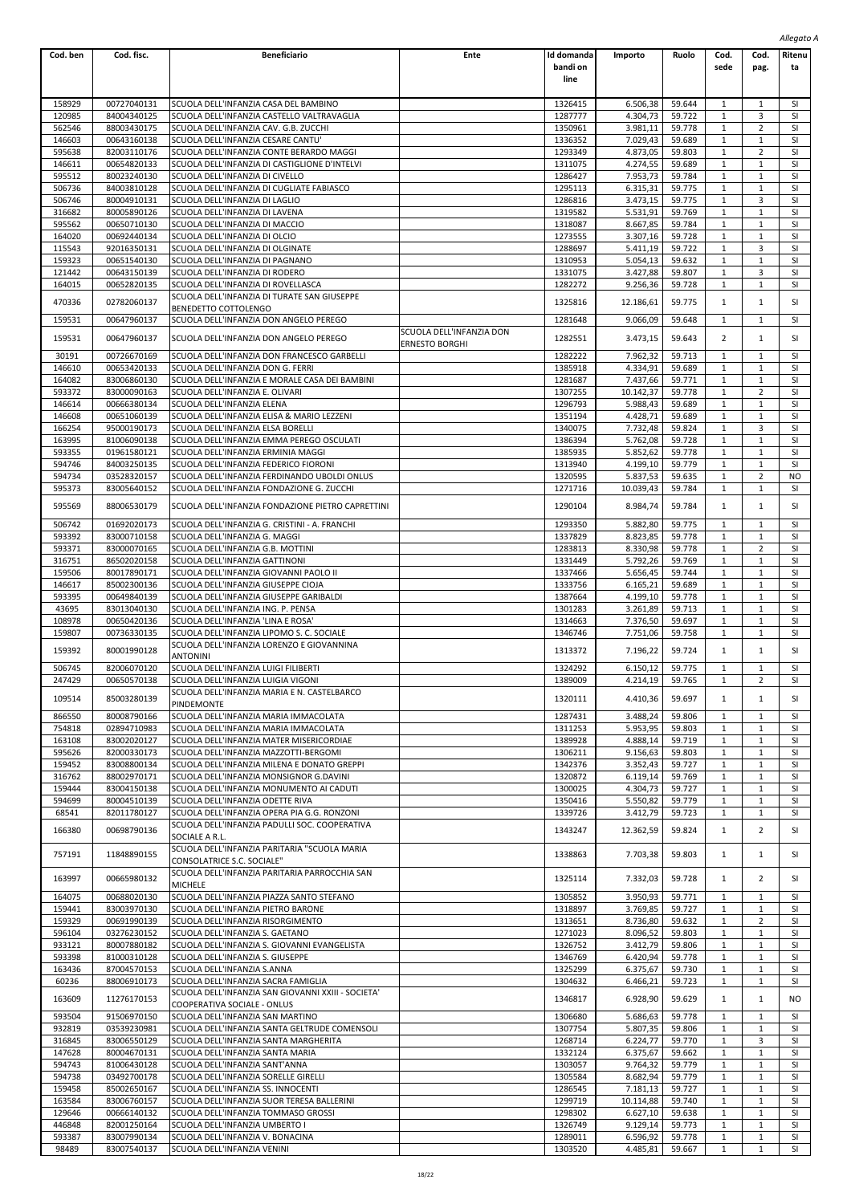*Allegato A*

| Cod. ben | Cod. fisc. | Beneficiario | Ente | Id domanda bandi on line | Importo | Ruolo | Cod. sede | Cod. pag. | Ritenuta |
|---|---|---|---|---|---|---|---|---|---|
| 158929 | 00727040131 | SCUOLA DELL'INFANZIA CASA DEL BAMBINO | | 1326415 | 6.506,38 | 59.644 | 1 | 1 | SI |
| 120985 | 84004340125 | SCUOLA DELL'INFANZIA CASTELLO VALTRAVAGLIA | | 1287777 | 4.304,73 | 59.722 | 1 | 3 | SI |
| 562546 | 88003430175 | SCUOLA DELL'INFANZIA CAV. G.B. ZUCCHI | | 1350961 | 3.981,11 | 59.778 | 1 | 2 | SI |
| 146603 | 00643160138 | SCUOLA DELL'INFANZIA CESARE CANTU' | | 1336352 | 7.029,43 | 59.689 | 1 | 1 | SI |
| 595638 | 82003110176 | SCUOLA DELL'INFANZIA CONTE BERARDO MAGGI | | 1293349 | 4.873,05 | 59.803 | 1 | 2 | SI |
| 146611 | 00654820133 | SCUOLA DELL'INFANZIA DI CASTIGLIONE D'INTELVI | | 1311075 | 4.274,55 | 59.689 | 1 | 1 | SI |
| 595512 | 80023240130 | SCUOLA DELL'INFANZIA DI CIVELLO | | 1286427 | 7.953,73 | 59.784 | 1 | 1 | SI |
| 506736 | 84003810128 | SCUOLA DELL'INFANZIA DI CUGLIATE FABIASCO | | 1295113 | 6.315,31 | 59.775 | 1 | 1 | SI |
| 506746 | 80004910131 | SCUOLA DELL'INFANZIA DI LAGLIO | | 1286816 | 3.473,15 | 59.775 | 1 | 3 | SI |
| 316682 | 80005890126 | SCUOLA DELL'INFANZIA DI LAVENA | | 1319582 | 5.531,91 | 59.769 | 1 | 1 | SI |
| 595562 | 00650710130 | SCUOLA DELL'INFANZIA DI MACCIO | | 1318087 | 8.667,85 | 59.784 | 1 | 1 | SI |
| 164020 | 00692440134 | SCUOLA DELL'INFANZIA DI OLCIO | | 1273555 | 3.307,16 | 59.728 | 1 | 1 | SI |
| 115543 | 92016350131 | SCUOLA DELL'INFANZIA DI OLGINATE | | 1288697 | 5.411,19 | 59.722 | 1 | 3 | SI |
| 159323 | 00651540130 | SCUOLA DELL'INFANZIA DI PAGNANO | | 1310953 | 5.054,13 | 59.632 | 1 | 1 | SI |
| 121442 | 00643150139 | SCUOLA DELL'INFANZIA DI RODERO | | 1331075 | 3.427,88 | 59.807 | 1 | 3 | SI |
| 164015 | 00652820135 | SCUOLA DELL'INFANZIA DI ROVELLASCA | | 1282272 | 9.256,36 | 59.728 | 1 | 1 | SI |
| 470336 | 02782060137 | SCUOLA DELL'INFANZIA DI TURATE SAN GIUSEPPE BENEDETTO COTTOLENGO | | 1325816 | 12.186,61 | 59.775 | 1 | 1 | SI |
| 159531 | 00647960137 | SCUOLA DELL'INFANZIA DON ANGELO PEREGO | | 1281648 | 9.066,09 | 59.648 | 1 | 1 | SI |
| 159531 | 00647960137 | SCUOLA DELL'INFANZIA DON ANGELO PEREGO | SCUOLA DELL'INFANZIA DON ERNESTO BORGHI | 1282551 | 3.473,15 | 59.643 | 2 | 1 | SI |
| 30191 | 00726670169 | SCUOLA DELL'INFANZIA DON FRANCESCO GARBELLI | | 1282222 | 7.962,32 | 59.713 | 1 | 1 | SI |
| 146610 | 00653420133 | SCUOLA DELL'INFANZIA DON G. FERRI | | 1385918 | 4.334,91 | 59.689 | 1 | 1 | SI |
| 164082 | 83006860130 | SCUOLA DELL'INFANZIA E MORALE CASA DEI BAMBINI | | 1281687 | 7.437,66 | 59.771 | 1 | 1 | SI |
| 593372 | 83000090163 | SCUOLA DELL'INFANZIA E. OLIVARI | | 1307255 | 10.142,37 | 59.778 | 1 | 2 | SI |
| 146614 | 00666380134 | SCUOLA DELL'INFANZIA ELENA | | 1296793 | 5.988,43 | 59.689 | 1 | 1 | SI |
| 146608 | 00651060139 | SCUOLA DELL'INFANZIA ELISA & MARIO LEZZENI | | 1351194 | 4.428,71 | 59.689 | 1 | 1 | SI |
| 166254 | 95000190173 | SCUOLA DELL'INFANZIA ELSA BORELLI | | 1340075 | 7.732,48 | 59.824 | 1 | 3 | SI |
| 163995 | 81006090138 | SCUOLA DELL'INFANZIA EMMA PEREGO OSCULATI | | 1386394 | 5.762,08 | 59.728 | 1 | 1 | SI |
| 593355 | 01961580121 | SCUOLA DELL'INFANZIA ERMINIA MAGGI | | 1385935 | 5.852,62 | 59.778 | 1 | 1 | SI |
| 594746 | 84003250135 | SCUOLA DELL'INFANZIA FEDERICO FIORONI | | 1313940 | 4.199,10 | 59.779 | 1 | 1 | SI |
| 594734 | 03528320157 | SCUOLA DELL'INFANZIA FERDINANDO UBOLDI ONLUS | | 1320595 | 5.837,53 | 59.635 | 1 | 2 | NO |
| 595373 | 83005640152 | SCUOLA DELL'INFANZIA FONDAZIONE G. ZUCCHI | | 1271716 | 10.039,43 | 59.784 | 1 | 1 | SI |
| 595569 | 88006530179 | SCUOLA DELL'INFANZIA FONDAZIONE PIETRO CAPRETTINI | | 1290104 | 8.984,74 | 59.784 | 1 | 1 | SI |
| 506742 | 01692020173 | SCUOLA DELL'INFANZIA G. CRISTINI - A. FRANCHI | | 1293350 | 5.882,80 | 59.775 | 1 | 1 | SI |
| 593392 | 83000710158 | SCUOLA DELL'INFANZIA G. MAGGI | | 1337829 | 8.823,85 | 59.778 | 1 | 1 | SI |
| 593371 | 83000070165 | SCUOLA DELL'INFANZIA G.B. MOTTINI | | 1283813 | 8.330,98 | 59.778 | 1 | 2 | SI |
| 316751 | 86502020158 | SCUOLA DELL'INFANZIA GATTINONI | | 1331449 | 5.792,26 | 59.769 | 1 | 1 | SI |
| 159506 | 80017890171 | SCUOLA DELL'INFANZIA GIOVANNI PAOLO II | | 1337466 | 5.656,45 | 59.744 | 1 | 1 | SI |
| 146617 | 85002300136 | SCUOLA DELL'INFANZIA GIUSEPPE CIOJA | | 1333756 | 6.165,21 | 59.689 | 1 | 1 | SI |
| 593395 | 00649840139 | SCUOLA DELL'INFANZIA GIUSEPPE GARIBALDI | | 1387664 | 4.199,10 | 59.778 | 1 | 1 | SI |
| 43695 | 83013040130 | SCUOLA DELL'INFANZIA ING. P. PENSA | | 1301283 | 3.261,89 | 59.713 | 1 | 1 | SI |
| 108978 | 00650420136 | SCUOLA DELL'INFANZIA 'LINA E ROSA' | | 1314663 | 7.376,50 | 59.697 | 1 | 1 | SI |
| 159807 | 00736330135 | SCUOLA DELL'INFANZIA LIPOMO S. C. SOCIALE | | 1346746 | 7.751,06 | 59.758 | 1 | 1 | SI |
| 159392 | 80001990128 | SCUOLA DELL'INFANZIA LORENZO E GIOVANNINA ANTONINI | | 1313372 | 7.196,22 | 59.724 | 1 | 1 | SI |
| 506745 | 82006070120 | SCUOLA DELL'INFANZIA LUIGI FILIBERTI | | 1324292 | 6.150,12 | 59.775 | 1 | 1 | SI |
| 247429 | 00650570138 | SCUOLA DELL'INFANZIA LUIGIA VIGONI | | 1389009 | 4.214,19 | 59.765 | 1 | 2 | SI |
| 109514 | 85003280139 | SCUOLA DELL'INFANZIA MARIA E N. CASTELBARCO PINDEMONTE | | 1320111 | 4.410,36 | 59.697 | 1 | 1 | SI |
| 866550 | 80008790166 | SCUOLA DELL'INFANZIA MARIA IMMACOLATA | | 1287431 | 3.488,24 | 59.806 | 1 | 1 | SI |
| 754818 | 02894710983 | SCUOLA DELL'INFANZIA MARIA IMMACOLATA | | 1311253 | 5.953,95 | 59.803 | 1 | 1 | SI |
| 163108 | 83002020127 | SCUOLA DELL'INFANZIA MATER MISERICORDIAE | | 1389928 | 4.888,14 | 59.719 | 1 | 1 | SI |
| 595626 | 82000330173 | SCUOLA DELL'INFANZIA MAZZOTTI-BERGOMI | | 1306211 | 9.156,63 | 59.803 | 1 | 1 | SI |
| 159452 | 83008800134 | SCUOLA DELL'INFANZIA MILENA E DONATO GREPPI | | 1342376 | 3.352,43 | 59.727 | 1 | 1 | SI |
| 316762 | 88002970171 | SCUOLA DELL'INFANZIA MONSIGNOR G.DAVINI | | 1320872 | 6.119,14 | 59.769 | 1 | 1 | SI |
| 159444 | 83004150138 | SCUOLA DELL'INFANZIA MONUMENTO AI CADUTI | | 1300025 | 4.304,73 | 59.727 | 1 | 1 | SI |
| 594699 | 80004510139 | SCUOLA DELL'INFANZIA ODETTE RIVA | | 1350416 | 5.550,82 | 59.779 | 1 | 1 | SI |
| 68541 | 82011780127 | SCUOLA DELL'INFANZIA OPERA PIA G.G. RONZONI | | 1339726 | 3.412,79 | 59.723 | 1 | 1 | SI |
| 166380 | 00698790136 | SCUOLA DELL'INFANZIA PADULLI SOC. COOPERATIVA SOCIALE A R.L. | | 1343247 | 12.362,59 | 59.824 | 1 | 2 | SI |
| 757191 | 11848890155 | SCUOLA DELL'INFANZIA PARITARIA "SCUOLA MARIA CONSOLATRICE S.C. SOCIALE" | | 1338863 | 7.703,38 | 59.803 | 1 | 1 | SI |
| 163997 | 00665980132 | SCUOLA DELL'INFANZIA PARITARIA PARROCCHIA SAN MICHELE | | 1325114 | 7.332,03 | 59.728 | 1 | 2 | SI |
| 164075 | 00688020130 | SCUOLA DELL'INFANZIA PIAZZA SANTO STEFANO | | 1305852 | 3.950,93 | 59.771 | 1 | 1 | SI |
| 159441 | 83003970130 | SCUOLA DELL'INFANZIA PIETRO BARONE | | 1318897 | 3.769,85 | 59.727 | 1 | 1 | SI |
| 159329 | 00691990139 | SCUOLA DELL'INFANZIA RISORGIMENTO | | 1313651 | 8.736,80 | 59.632 | 1 | 2 | SI |
| 596104 | 03276230152 | SCUOLA DELL'INFANZIA S. GAETANO | | 1271023 | 8.096,52 | 59.803 | 1 | 1 | SI |
| 933121 | 80007880182 | SCUOLA DELL'INFANZIA S. GIOVANNI EVANGELISTA | | 1326752 | 3.412,79 | 59.806 | 1 | 1 | SI |
| 593398 | 81000310128 | SCUOLA DELL'INFANZIA S. GIUSEPPE | | 1346769 | 6.420,94 | 59.778 | 1 | 1 | SI |
| 163436 | 87004570153 | SCUOLA DELL'INFANZIA S.ANNA | | 1325299 | 6.375,67 | 59.730 | 1 | 1 | SI |
| 60236 | 88006910173 | SCUOLA DELL'INFANZIA SACRA FAMIGLIA | | 1304632 | 6.466,21 | 59.723 | 1 | 1 | SI |
| 163609 | 11276170153 | SCUOLA DELL'INFANZIA SAN GIOVANNI XXIII - SOCIETA' COOPERATIVA SOCIALE - ONLUS | | 1346817 | 6.928,90 | 59.629 | 1 | 1 | NO |
| 593504 | 91506970150 | SCUOLA DELL'INFANZIA SAN MARTINO | | 1306680 | 5.686,63 | 59.778 | 1 | 1 | SI |
| 932819 | 03539230981 | SCUOLA DELL'INFANZIA SANTA GELTRUDE COMENSOLI | | 1307754 | 5.807,35 | 59.806 | 1 | 1 | SI |
| 316845 | 83006550129 | SCUOLA DELL'INFANZIA SANTA MARGHERITA | | 1268714 | 6.224,77 | 59.770 | 1 | 3 | SI |
| 147628 | 80004670131 | SCUOLA DELL'INFANZIA SANTA MARIA | | 1332124 | 6.375,67 | 59.662 | 1 | 1 | SI |
| 594743 | 81006430128 | SCUOLA DELL'INFANZIA SANT'ANNA | | 1303057 | 9.764,32 | 59.779 | 1 | 1 | SI |
| 594738 | 03492700178 | SCUOLA DELL'INFANZIA SORELLE GIRELLI | | 1305584 | 8.682,94 | 59.779 | 1 | 1 | SI |
| 159458 | 85002650167 | SCUOLA DELL'INFANZIA SS. INNOCENTI | | 1286545 | 7.181,13 | 59.727 | 1 | 1 | SI |
| 163584 | 83006760157 | SCUOLA DELL'INFANZIA SUOR TERESA BALLERINI | | 1299719 | 10.114,88 | 59.740 | 1 | 1 | SI |
| 129646 | 00666140132 | SCUOLA DELL'INFANZIA TOMMASO GROSSI | | 1298302 | 6.627,10 | 59.638 | 1 | 1 | SI |
| 446848 | 82001250164 | SCUOLA DELL'INFANZIA UMBERTO I | | 1326749 | 9.129,14 | 59.773 | 1 | 1 | SI |
| 593387 | 83007990134 | SCUOLA DELL'INFANZIA V. BONACINA | | 1289011 | 6.596,92 | 59.778 | 1 | 1 | SI |
| 98489 | 83007540137 | SCUOLA DELL'INFANZIA VENINI | | 1303520 | 4.485,81 | 59.667 | 1 | 1 | SI |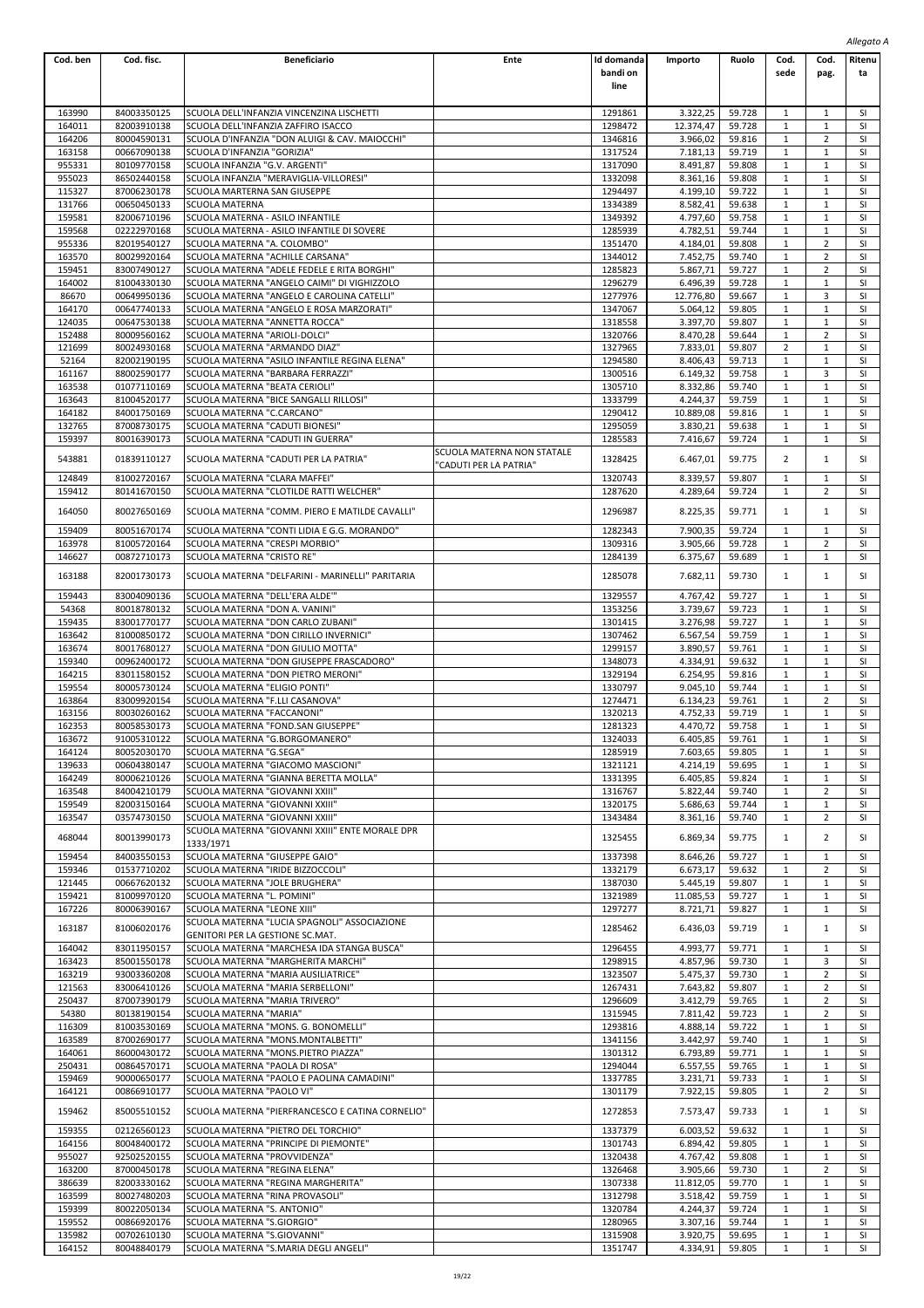*Allegato A*

| Cod. ben | Cod. fisc. | Beneficiario | Ente | Id domanda bandi on line | Importo | Ruolo | Cod. sede | Cod. pag. | Ritenuta |
|---|---|---|---|---|---|---|---|---|---|
| 163990 | 84003350125 | SCUOLA DELL'INFANZIA VINCENZINA LISCHETTI | | 1291861 | 3.322,25 | 59.728 | 1 | 1 | SI |
| 164011 | 82003910138 | SCUOLA DELL'INFANZIA ZAFFIRO ISACCO | | 1298472 | 12.374,47 | 59.728 | 1 | 1 | SI |
| 164206 | 80004590131 | SCUOLA D'INFANZIA "DON ALUIGI & CAV. MAIOCCHI" | | 1346816 | 3.966,02 | 59.816 | 1 | 2 | SI |
| 163158 | 00667090138 | SCUOLA D'INFANZIA "GORIZIA" | | 1317524 | 7.181,13 | 59.719 | 1 | 1 | SI |
| 955331 | 80109770158 | SCUOLA INFANZIA "G.V. ARGENTI" | | 1317090 | 8.491,87 | 59.808 | 1 | 1 | SI |
| 955023 | 86502440158 | SCUOLA INFANZIA "MERAVIGLIA-VILLORESI" | | 1332098 | 8.361,16 | 59.808 | 1 | 1 | SI |
| 115327 | 87006230178 | SCUOLA MARTERNA SAN GIUSEPPE | | 1294497 | 4.199,10 | 59.722 | 1 | 1 | SI |
| 131766 | 00650450133 | SCUOLA MATERNA | | 1334389 | 8.582,41 | 59.638 | 1 | 1 | SI |
| 159581 | 82006710196 | SCUOLA MATERNA - ASILO INFANTILE | | 1349392 | 4.797,60 | 59.758 | 1 | 1 | SI |
| 159568 | 02222970168 | SCUOLA MATERNA - ASILO INFANTILE DI SOVERE | | 1285939 | 4.782,51 | 59.744 | 1 | 1 | SI |
| 955336 | 82019540127 | SCUOLA MATERNA "A. COLOMBO" | | 1351470 | 4.184,01 | 59.808 | 1 | 2 | SI |
| 163570 | 80029920164 | SCUOLA MATERNA "ACHILLE CARSANA" | | 1344012 | 7.452,75 | 59.740 | 1 | 2 | SI |
| 159451 | 83007490127 | SCUOLA MATERNA "ADELE FEDELE E RITA BORGHI" | | 1285823 | 5.867,71 | 59.727 | 1 | 2 | SI |
| 164002 | 81004330130 | SCUOLA MATERNA "ANGELO CAIMI" DI VIGHIZZOLO | | 1296279 | 6.496,39 | 59.728 | 1 | 1 | SI |
| 86670 | 00649950136 | SCUOLA MATERNA "ANGELO E CAROLINA CATELLI" | | 1277976 | 12.776,80 | 59.667 | 1 | 3 | SI |
| 164170 | 00647740133 | SCUOLA MATERNA "ANGELO E ROSA MARZORATI" | | 1347067 | 5.064,12 | 59.805 | 1 | 1 | SI |
| 124035 | 00647530138 | SCUOLA MATERNA "ANNETTA ROCCA" | | 1318558 | 3.397,70 | 59.807 | 1 | 1 | SI |
| 152488 | 80009560162 | SCUOLA MATERNA "ARIOLI-DOLCI" | | 1320766 | 8.470,28 | 59.644 | 1 | 2 | SI |
| 121699 | 80024930168 | SCUOLA MATERNA "ARMANDO DIAZ" | | 1327965 | 7.833,01 | 59.807 | 2 | 1 | SI |
| 52164 | 82002190195 | SCUOLA MATERNA "ASILO INFANTILE REGINA ELENA" | | 1294580 | 8.406,43 | 59.713 | 1 | 1 | SI |
| 161167 | 88002590177 | SCUOLA MATERNA "BARBARA FERRAZZI" | | 1300516 | 6.149,32 | 59.758 | 1 | 3 | SI |
| 163538 | 01077110169 | SCUOLA MATERNA "BEATA CERIOLI" | | 1305710 | 8.332,86 | 59.740 | 1 | 1 | SI |
| 163643 | 81004520177 | SCUOLA MATERNA "BICE SANGALLI RILLOSI" | | 1333799 | 4.244,37 | 59.759 | 1 | 1 | SI |
| 164182 | 84001750169 | SCUOLA MATERNA "C.CARCANO" | | 1290412 | 10.889,08 | 59.816 | 1 | 1 | SI |
| 132765 | 87008730175 | SCUOLA MATERNA "CADUTI BIONESI" | | 1295059 | 3.830,21 | 59.638 | 1 | 1 | SI |
| 159397 | 80016390173 | SCUOLA MATERNA "CADUTI IN GUERRA" | | 1285583 | 7.416,67 | 59.724 | 1 | 1 | SI |
| 543881 | 01839110127 | SCUOLA MATERNA "CADUTI PER LA PATRIA" | SCUOLA MATERNA NON STATALE "CADUTI PER LA PATRIA" | 1328425 | 6.467,01 | 59.775 | 2 | 1 | SI |
| 124849 | 81002720167 | SCUOLA MATERNA "CLARA MAFFEI" | | 1320743 | 8.339,57 | 59.807 | 1 | 1 | SI |
| 159412 | 80141670150 | SCUOLA MATERNA "CLOTILDE RATTI WELCHER" | | 1287620 | 4.289,64 | 59.724 | 1 | 2 | SI |
| 164050 | 80027650169 | SCUOLA MATERNA "COMM. PIERO E MATILDE CAVALLI" | | 1296987 | 8.225,35 | 59.771 | 1 | 1 | SI |
| 159409 | 80051670174 | SCUOLA MATERNA "CONTI LIDIA E G.G. MORANDO" | | 1282343 | 7.900,35 | 59.724 | 1 | 1 | SI |
| 163978 | 81005720164 | SCUOLA MATERNA "CRESPI MORBIO" | | 1309316 | 3.905,66 | 59.728 | 1 | 2 | SI |
| 146627 | 00872710173 | SCUOLA MATERNA "CRISTO RE" | | 1284139 | 6.375,67 | 59.689 | 1 | 1 | SI |
| 163188 | 82001730173 | SCUOLA MATERNA "DELFARINI - MARINELLI" PARITARIA | | 1285078 | 7.682,11 | 59.730 | 1 | 1 | SI |
| 159443 | 83004090136 | SCUOLA MATERNA "DELL'ERA ALDE'" | | 1329557 | 4.767,42 | 59.727 | 1 | 1 | SI |
| 54368 | 80018780132 | SCUOLA MATERNA "DON A. VANINI" | | 1353256 | 3.739,67 | 59.723 | 1 | 1 | SI |
| 159435 | 83001770177 | SCUOLA MATERNA "DON CARLO ZUBANI" | | 1301415 | 3.276,98 | 59.727 | 1 | 1 | SI |
| 163642 | 81000850172 | SCUOLA MATERNA "DON CIRILLO INVERNICI" | | 1307462 | 6.567,54 | 59.759 | 1 | 1 | SI |
| 163674 | 80017680127 | SCUOLA MATERNA "DON GIULIO MOTTA" | | 1299157 | 3.890,57 | 59.761 | 1 | 1 | SI |
| 159340 | 00962400172 | SCUOLA MATERNA "DON GIUSEPPE FRASCADORO" | | 1348073 | 4.334,91 | 59.632 | 1 | 1 | SI |
| 164215 | 83011580152 | SCUOLA MATERNA "DON PIETRO MERONI" | | 1329194 | 6.254,95 | 59.816 | 1 | 1 | SI |
| 159554 | 80005730124 | SCUOLA MATERNA "ELIGIO PONTI" | | 1330797 | 9.045,10 | 59.744 | 1 | 1 | SI |
| 163864 | 83009920154 | SCUOLA MATERNA "F.LLI CASANOVA" | | 1274471 | 6.134,23 | 59.761 | 1 | 2 | SI |
| 163156 | 80030260162 | SCUOLA MATERNA "FACCANONI" | | 1320213 | 4.752,33 | 59.719 | 1 | 1 | SI |
| 162353 | 80058530173 | SCUOLA MATERNA "FOND.SAN GIUSEPPE" | | 1281323 | 4.470,72 | 59.758 | 1 | 1 | SI |
| 163672 | 91005310122 | SCUOLA MATERNA "G.BORGOMANERO" | | 1324033 | 6.405,85 | 59.761 | 1 | 1 | SI |
| 164124 | 80052030170 | SCUOLA MATERNA "G.SEGA" | | 1285919 | 7.603,65 | 59.805 | 1 | 1 | SI |
| 139633 | 00604380147 | SCUOLA MATERNA "GIACOMO MASCIONI" | | 1321121 | 4.214,19 | 59.695 | 1 | 1 | SI |
| 164249 | 80006210126 | SCUOLA MATERNA "GIANNA BERETTA MOLLA" | | 1331395 | 6.405,85 | 59.824 | 1 | 1 | SI |
| 163548 | 84004210179 | SCUOLA MATERNA "GIOVANNI XXIII" | | 1316767 | 5.822,44 | 59.740 | 1 | 2 | SI |
| 159549 | 82003150164 | SCUOLA MATERNA "GIOVANNI XXIII" | | 1320175 | 5.686,63 | 59.744 | 1 | 1 | SI |
| 163547 | 03574730150 | SCUOLA MATERNA "GIOVANNI XXIII" | | 1343484 | 8.361,16 | 59.740 | 1 | 2 | SI |
| 468044 | 80013990173 | SCUOLA MATERNA "GIOVANNI XXIII" ENTE MORALE DPR 1333/1971 | | 1325455 | 6.869,34 | 59.775 | 1 | 2 | SI |
| 159454 | 84003550153 | SCUOLA MATERNA "GIUSEPPE GAIO" | | 1337398 | 8.646,26 | 59.727 | 1 | 1 | SI |
| 159346 | 01537710202 | SCUOLA MATERNA "IRIDE BIZZOCCOLI" | | 1332179 | 6.673,17 | 59.632 | 1 | 2 | SI |
| 121445 | 00667620132 | SCUOLA MATERNA "JOLE BRUGHERA" | | 1387030 | 5.445,19 | 59.807 | 1 | 1 | SI |
| 159421 | 81009970120 | SCUOLA MATERNA "L. POMINI" | | 1321989 | 11.085,53 | 59.727 | 1 | 1 | SI |
| 167226 | 80006390167 | SCUOLA MATERNA "LEONE XIII" | | 1297277 | 8.721,71 | 59.827 | 1 | 1 | SI |
| 163187 | 81006020176 | SCUOLA MATERNA "LUCIA SPAGNOLI" ASSOCIAZIONE GENITORI PER LA GESTIONE SC.MAT. | | 1285462 | 6.436,03 | 59.719 | 1 | 1 | SI |
| 164042 | 83011950157 | SCUOLA MATERNA "MARCHESA IDA STANGA BUSCA" | | 1296455 | 4.993,77 | 59.771 | 1 | 1 | SI |
| 163423 | 85001550178 | SCUOLA MATERNA "MARGHERITA MARCHI" | | 1298915 | 4.857,96 | 59.730 | 1 | 3 | SI |
| 163219 | 93003360208 | SCUOLA MATERNA "MARIA AUSILIATRICE" | | 1323507 | 5.475,37 | 59.730 | 1 | 2 | SI |
| 121563 | 83006410126 | SCUOLA MATERNA "MARIA SERBELLONI" | | 1267431 | 7.643,82 | 59.807 | 1 | 2 | SI |
| 250437 | 87007390179 | SCUOLA MATERNA "MARIA TRIVERO" | | 1296609 | 3.412,79 | 59.765 | 1 | 2 | SI |
| 54380 | 80138190154 | SCUOLA MATERNA "MARIA" | | 1315945 | 7.811,42 | 59.723 | 1 | 2 | SI |
| 116309 | 81003530169 | SCUOLA MATERNA "MONS. G. BONOMELLI" | | 1293816 | 4.888,14 | 59.722 | 1 | 1 | SI |
| 163589 | 87002690177 | SCUOLA MATERNA "MONS.MONTALBETTI" | | 1341156 | 3.442,97 | 59.740 | 1 | 1 | SI |
| 164061 | 86000430172 | SCUOLA MATERNA "MONS.PIETRO PIAZZA" | | 1301312 | 6.793,89 | 59.771 | 1 | 1 | SI |
| 250431 | 00864570171 | SCUOLA MATERNA "PAOLA DI ROSA" | | 1294044 | 6.557,55 | 59.765 | 1 | 1 | SI |
| 159469 | 90000650177 | SCUOLA MATERNA "PAOLO E PAOLINA CAMADINI" | | 1337785 | 3.231,71 | 59.733 | 1 | 1 | SI |
| 164121 | 00866910177 | SCUOLA MATERNA "PAOLO VI" | | 1301179 | 7.922,15 | 59.805 | 1 | 2 | SI |
| 159462 | 85005510152 | SCUOLA MATERNA "PIERFRANCESCO E CATINA CORNELIO" | | 1272853 | 7.573,47 | 59.733 | 1 | 1 | SI |
| 159355 | 02126560123 | SCUOLA MATERNA "PIETRO DEL TORCHIO" | | 1337379 | 6.003,52 | 59.632 | 1 | 1 | SI |
| 164156 | 80048400172 | SCUOLA MATERNA "PRINCIPE DI PIEMONTE" | | 1301743 | 6.894,42 | 59.805 | 1 | 1 | SI |
| 955027 | 92502520155 | SCUOLA MATERNA "PROVVIDENZA" | | 1320438 | 4.767,42 | 59.808 | 1 | 1 | SI |
| 163200 | 87000450178 | SCUOLA MATERNA "REGINA ELENA" | | 1326468 | 3.905,66 | 59.730 | 1 | 2 | SI |
| 386639 | 82003330162 | SCUOLA MATERNA "REGINA MARGHERITA" | | 1307338 | 11.812,05 | 59.770 | 1 | 1 | SI |
| 163599 | 80027480203 | SCUOLA MATERNA "RINA PROVASOLI" | | 1312798 | 3.518,42 | 59.759 | 1 | 1 | SI |
| 159399 | 80022050134 | SCUOLA MATERNA "S. ANTONIO" | | 1320784 | 4.244,37 | 59.724 | 1 | 1 | SI |
| 159552 | 00866920176 | SCUOLA MATERNA "S.GIORGIO" | | 1280965 | 3.307,16 | 59.744 | 1 | 1 | SI |
| 135982 | 00702610130 | SCUOLA MATERNA "S.GIOVANNI" | | 1315908 | 3.920,75 | 59.695 | 1 | 1 | SI |
| 164152 | 80048840179 | SCUOLA MATERNA "S.MARIA DEGLI ANGELI" | | 1351747 | 4.334,91 | 59.805 | 1 | 1 | SI |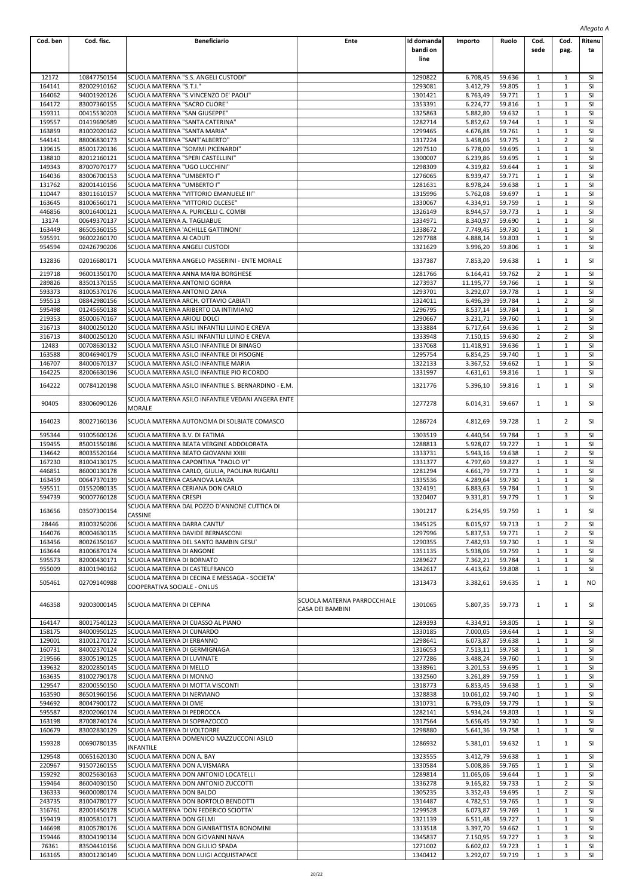*Allegato A*

| Cod. ben | Cod. fisc. | Beneficiario | Ente | Id domanda bandi on line | Importo | Ruolo | Cod. sede | Cod. pag. | Ritenuta |
|---|---|---|---|---|---|---|---|---|---|
| 12172 | 10847750154 | SCUOLA MATERNA "S.S. ANGELI CUSTODI" | | 1290822 | 6.708,45 | 59.636 | 1 | 1 | SI |
| 164141 | 82002910162 | SCUOLA MATERNA "S.T.I." | | 1293081 | 3.412,79 | 59.805 | 1 | 1 | SI |
| 164062 | 94001920126 | SCUOLA MATERNA "S.VINCENZO DE' PAOLI" | | 1301421 | 8.763,49 | 59.771 | 1 | 1 | SI |
| 164172 | 83007360155 | SCUOLA MATERNA "SACRO CUORE" | | 1353391 | 6.224,77 | 59.816 | 1 | 1 | SI |
| 159311 | 00415530203 | SCUOLA MATERNA "SAN GIUSEPPE" | | 1325863 | 5.882,80 | 59.632 | 1 | 1 | SI |
| 159557 | 01419690589 | SCUOLA MATERNA "SANTA CATERINA" | | 1282714 | 5.852,62 | 59.744 | 1 | 1 | SI |
| 163859 | 81002020162 | SCUOLA MATERNA "SANTA MARIA" | | 1299465 | 4.676,88 | 59.761 | 1 | 1 | SI |
| 544141 | 88006830173 | SCUOLA MATERNA "SANT'ALBERTO" | | 1317224 | 3.458,06 | 59.775 | 1 | 2 | SI |
| 139615 | 85001720136 | SCUOLA MATERNA "SOMMI PICENARDI" | | 1297510 | 6.778,00 | 59.695 | 1 | 1 | SI |
| 138810 | 82012160121 | SCUOLA MATERNA "SPERI CASTELLINI" | | 1300007 | 6.239,86 | 59.695 | 1 | 1 | SI |
| 149343 | 87007070177 | SCUOLA MATERNA "UGO LUCCHINI" | | 1298309 | 4.319,82 | 59.644 | 1 | 1 | SI |
| 164036 | 83006700153 | SCUOLA MATERNA "UMBERTO I" | | 1276065 | 8.939,47 | 59.771 | 1 | 1 | SI |
| 131762 | 82001410156 | SCUOLA MATERNA "UMBERTO I" | | 1281631 | 8.978,24 | 59.638 | 1 | 1 | SI |
| 110447 | 83011610157 | SCUOLA MATERNA "VITTORIO EMANUELE III" | | 1315996 | 5.762,08 | 59.697 | 1 | 1 | SI |
| 163645 | 81006560171 | SCUOLA MATERNA "VITTORIO OLCESE" | | 1330067 | 4.334,91 | 59.759 | 1 | 1 | SI |
| 446856 | 80016400121 | SCUOLA MATERNA A. PURICELLI C. COMBI | | 1326149 | 8.944,57 | 59.773 | 1 | 1 | SI |
| 13174 | 00649370137 | SCUOLA MATERNA A. TAGLIABUE | | 1334971 | 8.340,97 | 59.690 | 1 | 1 | SI |
| 163449 | 86505360155 | SCUOLA MATERNA 'ACHILLE GATTINONI' | | 1338672 | 7.749,45 | 59.730 | 1 | 1 | SI |
| 595591 | 96002260170 | SCUOLA MATERNA AI CADUTI | | 1297788 | 4.888,14 | 59.803 | 1 | 1 | SI |
| 954594 | 02426790206 | SCUOLA MATERNA ANGELI CUSTODI | | 1321629 | 3.996,20 | 59.806 | 1 | 1 | SI |
| 132836 | 02016680171 | SCUOLA MATERNA ANGELO PASSERINI - ENTE MORALE | | 1337387 | 7.853,20 | 59.638 | 1 | 1 | SI |
| 219718 | 96001350170 | SCUOLA MATERNA ANNA MARIA BORGHESE | | 1281766 | 6.164,41 | 59.762 | 2 | 1 | SI |
| 289826 | 83501370155 | SCUOLA MATERNA ANTONIO GORRA | | 1273937 | 11.195,77 | 59.766 | 1 | 1 | SI |
| 593373 | 81005370176 | SCUOLA MATERNA ANTONIO ZANA | | 1293701 | 3.292,07 | 59.778 | 1 | 1 | SI |
| 595513 | 08842980156 | SCUOLA MATERNA ARCH. OTTAVIO CABIATI | | 1324011 | 6.496,39 | 59.784 | 1 | 2 | SI |
| 595498 | 01245650138 | SCUOLA MATERNA ARIBERTO DA INTIMIANO | | 1296795 | 8.537,14 | 59.784 | 1 | 1 | SI |
| 219353 | 85000670167 | SCUOLA MATERNA ARIOLI DOLCI | | 1290667 | 3.231,71 | 59.760 | 1 | 1 | SI |
| 316713 | 84000250120 | SCUOLA MATERNA ASILI INFANTILI LUINO E CREVA | | 1333884 | 6.717,64 | 59.636 | 1 | 2 | SI |
| 316713 | 84000250120 | SCUOLA MATERNA ASILI INFANTILI LUINO E CREVA | | 1333948 | 7.150,15 | 59.630 | 2 | 2 | SI |
| 12483 | 00708630132 | SCUOLA MATERNA ASILO INFANTILE DI BINAGO | | 1337068 | 11.418,91 | 59.636 | 1 | 1 | SI |
| 163588 | 80046940179 | SCUOLA MATERNA ASILO INFANTILE DI PISOGNE | | 1295754 | 6.854,25 | 59.740 | 1 | 1 | SI |
| 146707 | 84000670137 | SCUOLA MATERNA ASILO INFANTILE MARIA | | 1322133 | 3.367,52 | 59.662 | 1 | 1 | SI |
| 164225 | 82006630196 | SCUOLA MATERNA ASILO INFANTILE PIO RICORDO | | 1331997 | 4.631,61 | 59.816 | 1 | 1 | SI |
| 164222 | 00784120198 | SCUOLA MATERNA ASILO INFANTILE S. BERNARDINO - E.M. | | 1321776 | 5.396,10 | 59.816 | 1 | 1 | SI |
| 90405 | 83006090126 | SCUOLA MATERNA ASILO INFANTILE VEDANI ANGERA ENTE MORALE | | 1277278 | 6.014,31 | 59.667 | 1 | 1 | SI |
| 164023 | 80027160136 | SCUOLA MATERNA AUTONOMA DI SOLBIATE COMASCO | | 1286724 | 4.812,69 | 59.728 | 1 | 2 | SI |
| 595344 | 91005600126 | SCUOLA MATERNA B.V. DI FATIMA | | 1303519 | 4.440,54 | 59.784 | 1 | 3 | SI |
| 159455 | 85001550186 | SCUOLA MATERNA BEATA VERGINE ADDOLORATA | | 1288813 | 5.928,07 | 59.727 | 1 | 1 | SI |
| 134642 | 80035520164 | SCUOLA MATERNA BEATO GIOVANNI XXIII | | 1333731 | 5.943,16 | 59.638 | 1 | 2 | SI |
| 167230 | 81004130175 | SCUOLA MATERNA CAPONTINA "PAOLO VI" | | 1331377 | 4.797,60 | 59.827 | 1 | 1 | SI |
| 446851 | 86000130178 | SCUOLA MATERNA CARLO, GIULIA, PAOLINA RUGARLI | | 1281294 | 4.661,79 | 59.773 | 1 | 1 | SI |
| 163459 | 00647370139 | SCUOLA MATERNA CASANOVA LANZA | | 1335536 | 4.289,64 | 59.730 | 1 | 1 | SI |
| 595511 | 01552080135 | SCUOLA MATERNA CERIANA DON CARLO | | 1324191 | 6.883,63 | 59.784 | 1 | 1 | SI |
| 594739 | 90007760128 | SCUOLA MATERNA CRESPI | | 1320407 | 9.331,81 | 59.779 | 1 | 1 | SI |
| 163656 | 03507300154 | SCUOLA MATERNA DAL POZZO D'ANNONE CUTTICA DI CASSINE | | 1301217 | 6.254,95 | 59.759 | 1 | 1 | SI |
| 28446 | 81003250206 | SCUOLA MATERNA DARRA CANTU' | | 1345125 | 8.015,97 | 59.713 | 1 | 2 | SI |
| 164076 | 80004630135 | SCUOLA MATERNA DAVIDE BERNASCONI | | 1297996 | 5.837,53 | 59.771 | 1 | 2 | SI |
| 163456 | 80026350167 | SCUOLA MATERNA DEL SANTO BAMBIN GESU' | | 1290355 | 7.482,93 | 59.730 | 1 | 1 | SI |
| 163644 | 81006870174 | SCUOLA MATERNA DI ANGONE | | 1351135 | 5.938,06 | 59.759 | 1 | 1 | SI |
| 595573 | 82000430171 | SCUOLA MATERNA DI BORNATO | | 1289627 | 7.362,21 | 59.784 | 1 | 1 | SI |
| 955009 | 81001940162 | SCUOLA MATERNA DI CASTELFRANCO | | 1342617 | 4.413,62 | 59.808 | 1 | 1 | SI |
| 505461 | 02709140988 | SCUOLA MATERNA DI CECINA E MESSAGA - SOCIETA' COOPERATIVA SOCIALE - ONLUS | | 1313473 | 3.382,61 | 59.635 | 1 | 1 | NO |
| 446358 | 92003000145 | SCUOLA MATERNA DI CEPINA | SCUOLA MATERNA PARROCCHIALE CASA DEI BAMBINI | 1301065 | 5.807,35 | 59.773 | 1 | 1 | SI |
| 164147 | 80017540123 | SCUOLA MATERNA DI CUASSO AL PIANO | | 1289393 | 4.334,91 | 59.805 | 1 | 1 | SI |
| 158175 | 84000950125 | SCUOLA MATERNA DI CUNARDO | | 1330185 | 7.000,05 | 59.644 | 1 | 1 | SI |
| 129001 | 81001270172 | SCUOLA MATERNA DI ERBANNO | | 1298641 | 6.073,87 | 59.638 | 1 | 1 | SI |
| 160731 | 84002370124 | SCUOLA MATERNA DI GERMIGNAGA | | 1316053 | 7.513,11 | 59.758 | 1 | 1 | SI |
| 219566 | 83005190125 | SCUOLA MATERNA DI LUVINATE | | 1277286 | 3.488,24 | 59.760 | 1 | 1 | SI |
| 139632 | 82002850145 | SCUOLA MATERNA DI MELLO | | 1338961 | 3.201,53 | 59.695 | 1 | 1 | SI |
| 163635 | 81002790178 | SCUOLA MATERNA DI MONNO | | 1332560 | 3.261,89 | 59.759 | 1 | 1 | SI |
| 129547 | 82000550150 | SCUOLA MATERNA DI MOTTA VISCONTI | | 1318773 | 6.853,45 | 59.638 | 1 | 1 | SI |
| 163590 | 86501960156 | SCUOLA MATERNA DI NERVIANO | | 1328838 | 10.061,02 | 59.740 | 1 | 1 | SI |
| 594692 | 80047900172 | SCUOLA MATERNA DI OME | | 1310731 | 6.793,09 | 59.779 | 1 | 1 | SI |
| 595587 | 82002060174 | SCUOLA MATERNA DI PEDROCCA | | 1282141 | 5.934,24 | 59.803 | 1 | 1 | SI |
| 163198 | 87008740174 | SCUOLA MATERNA DI SOPRAZOCCO | | 1317564 | 5.656,45 | 59.730 | 1 | 1 | SI |
| 160679 | 83002830129 | SCUOLA MATERNA DI VOLTORRE | | 1298880 | 5.641,36 | 59.758 | 1 | 1 | SI |
| 159328 | 00690780135 | SCUOLA MATERNA DOMENICO MAZZUCCONI ASILO INFANTILE | | 1286932 | 5.381,01 | 59.632 | 1 | 1 | SI |
| 129548 | 00651620130 | SCUOLA MATERNA DON A. BAY | | 1323555 | 3.412,79 | 59.638 | 1 | 1 | SI |
| 220967 | 91507260155 | SCUOLA MATERNA DON A.VISMARA | | 1330584 | 5.008,86 | 59.765 | 1 | 1 | SI |
| 159292 | 80025630163 | SCUOLA MATERNA DON ANTONIO LOCATELLI | | 1289814 | 11.065,06 | 59.644 | 1 | 1 | SI |
| 159464 | 86004030150 | SCUOLA MATERNA DON ANTONIO ZUCCOTTI | | 1336278 | 9.165,82 | 59.733 | 1 | 2 | SI |
| 136333 | 96000080174 | SCUOLA MATERNA DON BALDO | | 1305235 | 3.352,43 | 59.695 | 1 | 2 | SI |
| 243735 | 81004780177 | SCUOLA MATERNA DON BORTOLO BENDOTTI | | 1314487 | 4.782,51 | 59.765 | 1 | 1 | SI |
| 316761 | 82001450178 | SCUOLA MATERNA 'DON FEDERICO SCIOTTA' | | 1299528 | 6.073,87 | 59.769 | 1 | 1 | SI |
| 159419 | 81005810171 | SCUOLA MATERNA DON GELMI | | 1321139 | 6.511,48 | 59.727 | 1 | 1 | SI |
| 146698 | 81005780176 | SCUOLA MATERNA DON GIANBATTISTA BONOMINI | | 1313518 | 3.397,70 | 59.662 | 1 | 1 | SI |
| 159446 | 83004190134 | SCUOLA MATERNA DON GIOVANNI NAVA | | 1345837 | 7.150,95 | 59.727 | 1 | 3 | SI |
| 76361 | 83504410156 | SCUOLA MATERNA DON GIULIO SPADA | | 1271002 | 6.602,02 | 59.723 | 1 | 1 | SI |
| 163165 | 83001230149 | SCUOLA MATERNA DON LUIGI ACQUISTAPACE | | 1340412 | 3.292,07 | 59.719 | 1 | 3 | SI |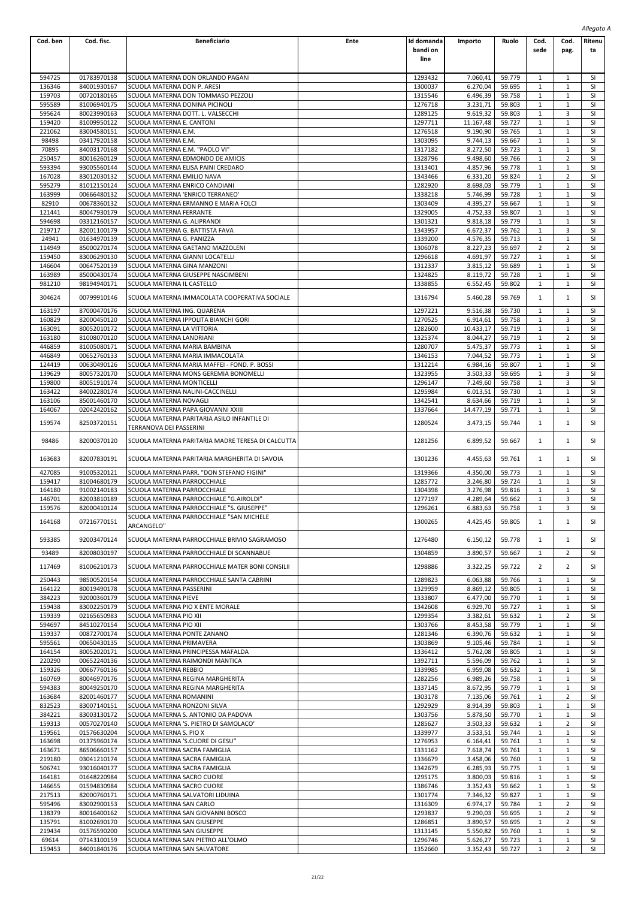*Allegato A*

| Cod. ben | Cod. fisc. | Beneficiario | Ente | Id domanda bandi on line | Importo | Ruolo | Cod. sede | Cod. pag. | Ritenuta |
|---|---|---|---|---|---|---|---|---|---|
| 594725 | 01783970138 | SCUOLA MATERNA DON ORLANDO PAGANI | | 1293432 | 7.060,41 | 59.779 | 1 | 1 | SI |
| 136346 | 84001930167 | SCUOLA MATERNA DON P. ARESI | | 1300037 | 6.270,04 | 59.695 | 1 | 1 | SI |
| 159703 | 00720180165 | SCUOLA MATERNA DON TOMMASO PEZZOLI | | 1315546 | 6.496,39 | 59.758 | 1 | 1 | SI |
| 595589 | 81006940175 | SCUOLA MATERNA DONINA PICINOLI | | 1276718 | 3.231,71 | 59.803 | 1 | 1 | SI |
| 595624 | 80023990163 | SCUOLA MATERNA DOTT. L. VALSECCHI | | 1289125 | 9.619,32 | 59.803 | 1 | 3 | SI |
| 159420 | 81009950122 | SCUOLA MATERNA E. CANTONI | | 1297711 | 11.167,48 | 59.727 | 1 | 1 | SI |
| 221062 | 83004580151 | SCUOLA MATERNA E.M. | | 1276518 | 9.190,90 | 59.765 | 1 | 1 | SI |
| 98498 | 03417920158 | SCUOLA MATERNA E.M. | | 1303095 | 9.744,13 | 59.667 | 1 | 1 | SI |
| 70895 | 84003170168 | SCUOLA MATERNA E.M. "PAOLO VI" | | 1317182 | 8.272,50 | 59.723 | 1 | 1 | SI |
| 250457 | 80016260129 | SCUOLA MATERNA EDMONDO DE AMICIS | | 1328796 | 9.498,60 | 59.766 | 1 | 2 | SI |
| 593394 | 93005560144 | SCUOLA MATERNA ELISA PAINI CREDARO | | 1313401 | 4.857,96 | 59.778 | 1 | 1 | SI |
| 167028 | 83012030132 | SCUOLA MATERNA EMILIO NAVA | | 1343466 | 6.331,20 | 59.824 | 1 | 2 | SI |
| 595279 | 81012150124 | SCUOLA MATERNA ENRICO CANDIANI | | 1282920 | 8.698,03 | 59.779 | 1 | 1 | SI |
| 163999 | 00666480132 | SCUOLA MATERNA 'ENRICO TERRANEO' | | 1338218 | 5.746,99 | 59.728 | 1 | 1 | SI |
| 82910 | 00678360132 | SCUOLA MATERNA ERMANNO E MARIA FOLCI | | 1303409 | 4.395,27 | 59.667 | 1 | 1 | SI |
| 121441 | 80047930179 | SCUOLA MATERNA FERRANTE | | 1329005 | 4.752,33 | 59.807 | 1 | 1 | SI |
| 594698 | 03312160157 | SCUOLA MATERNA G. ALIPRANDI | | 1301321 | 9.818,18 | 59.779 | 1 | 1 | SI |
| 219717 | 82001100179 | SCUOLA MATERNA G. BATTISTA FAVA | | 1343957 | 6.672,37 | 59.762 | 1 | 3 | SI |
| 24941 | 01634970139 | SCUOLA MATERNA G. PANIZZA | | 1339200 | 4.576,35 | 59.713 | 1 | 1 | SI |
| 114949 | 85000270174 | SCUOLA MATERNA GAETANO MAZZOLENI | | 1306078 | 8.227,23 | 59.697 | 2 | 2 | SI |
| 159450 | 83006290130 | SCUOLA MATERNA GIANNI LOCATELLI | | 1296618 | 4.691,97 | 59.727 | 1 | 1 | SI |
| 146604 | 00647520139 | SCUOLA MATERNA GINA MANZONI | | 1312337 | 3.815,12 | 59.689 | 1 | 1 | SI |
| 163989 | 85000430174 | SCUOLA MATERNA GIUSEPPE NASCIMBENI | | 1324825 | 8.119,72 | 59.728 | 1 | 1 | SI |
| 981210 | 98194940171 | SCUOLA MATERNA IL CASTELLO | | 1338855 | 6.552,45 | 59.802 | 1 | 1 | SI |
| 304624 | 00799910146 | SCUOLA MATERNA IMMACOLATA COOPERATIVA SOCIALE | | 1316794 | 5.460,28 | 59.769 | 1 | 1 | SI |
| 163197 | 87000470176 | SCUOLA MATERNA ING. QUARENA | | 1297221 | 9.516,38 | 59.730 | 1 | 1 | SI |
| 160829 | 82000450120 | SCUOLA MATERNA IPPOLITA BIANCHI GORI | | 1270525 | 6.914,61 | 59.758 | 1 | 3 | SI |
| 163091 | 80052010172 | SCUOLA MATERNA LA VITTORIA | | 1282600 | 10.433,17 | 59.719 | 1 | 1 | SI |
| 163180 | 81008070120 | SCUOLA MATERNA LANDRIANI | | 1325374 | 8.044,27 | 59.719 | 1 | 2 | SI |
| 446859 | 81005080171 | SCUOLA MATERNA MARIA BAMBINA | | 1280707 | 5.475,37 | 59.773 | 1 | 1 | SI |
| 446849 | 00652760133 | SCUOLA MATERNA MARIA IMMACOLATA | | 1346153 | 7.044,52 | 59.773 | 1 | 1 | SI |
| 124419 | 00630490126 | SCUOLA MATERNA MARIA MAFFEI - FOND. P. BOSSI | | 1312214 | 6.984,16 | 59.807 | 1 | 1 | SI |
| 139629 | 80057320170 | SCUOLA MATERNA MONS GEREMIA BONOMELLI | | 1323955 | 3.503,33 | 59.695 | 1 | 3 | SI |
| 159800 | 80051910174 | SCUOLA MATERNA MONTICELLI | | 1296147 | 7.249,60 | 59.758 | 1 | 3 | SI |
| 163422 | 84002280174 | SCUOLA MATERNA NALINI-CACCINELLI | | 1295984 | 6.013,51 | 59.730 | 1 | 1 | SI |
| 163106 | 85001460170 | SCUOLA MATERNA NOVAGLI | | 1342541 | 8.634,66 | 59.719 | 1 | 1 | SI |
| 164067 | 02042420162 | SCUOLA MATERNA PAPA GIOVANNI XXIII | | 1337664 | 14.477,19 | 59.771 | 1 | 1 | SI |
| 159574 | 82503720151 | SCUOLA MATERNA PARITARIA ASILO INFANTILE DI TERRANOVA DEI PASSERINI | | 1280524 | 3.473,15 | 59.744 | 1 | 1 | SI |
| 98486 | 82000370120 | SCUOLA MATERNA PARITARIA MADRE TERESA DI CALCUTTA | | 1281256 | 6.899,52 | 59.667 | 1 | 1 | SI |
| 163683 | 82007830191 | SCUOLA MATERNA PARITARIA MARGHERITA DI SAVOIA | | 1301236 | 4.455,63 | 59.761 | 1 | 1 | SI |
| 427085 | 91005320121 | SCUOLA MATERNA PARR. "DON STEFANO FIGINI" | | 1319366 | 4.350,00 | 59.773 | 1 | 1 | SI |
| 159417 | 81004680179 | SCUOLA MATERNA PARROCCHIALE | | 1285772 | 3.246,80 | 59.724 | 1 | 1 | SI |
| 164180 | 91002140183 | SCUOLA MATERNA PARROCCHIALE | | 1304398 | 3.276,98 | 59.816 | 1 | 1 | SI |
| 146701 | 82003810189 | SCUOLA MATERNA PARROCCHIALE "G.AIROLDI" | | 1277197 | 4.289,64 | 59.662 | 1 | 3 | SI |
| 159576 | 82000410124 | SCUOLA MATERNA PARROCCHIALE "S. GIUSEPPE" | | 1296261 | 6.883,63 | 59.758 | 1 | 3 | SI |
| 164168 | 07216770151 | SCUOLA MATERNA PARROCCHIALE "SAN MICHELE ARCANGELO" | | 1300265 | 4.425,45 | 59.805 | 1 | 1 | SI |
| 593385 | 92003470124 | SCUOLA MATERNA PARROCCHIALE BRIVIO SAGRAMOSO | | 1276480 | 6.150,12 | 59.778 | 1 | 1 | SI |
| 93489 | 82008030197 | SCUOLA MATERNA PARROCCHIALE DI SCANNABUE | | 1304859 | 3.890,57 | 59.667 | 1 | 2 | SI |
| 117469 | 81006210173 | SCUOLA MATERNA PARROCCHIALE MATER BONI CONSILII | | 1298886 | 3.322,25 | 59.722 | 2 | 2 | SI |
| 250443 | 98500520154 | SCUOLA MATERNA PARROCCHIALE SANTA CABRINI | | 1289823 | 6.063,88 | 59.766 | 1 | 1 | SI |
| 164122 | 80019490178 | SCUOLA MATERNA PASSERINI | | 1329959 | 8.869,12 | 59.805 | 1 | 1 | SI |
| 384223 | 92000360179 | SCUOLA MATERNA PIEVE | | 1333807 | 6.477,00 | 59.770 | 1 | 1 | SI |
| 159438 | 83002250179 | SCUOLA MATERNA PIO X ENTE MORALE | | 1342608 | 6.929,70 | 59.727 | 1 | 1 | SI |
| 159339 | 02165650983 | SCUOLA MATERNA PIO XII | | 1299354 | 3.382,61 | 59.632 | 1 | 2 | SI |
| 594697 | 84510270154 | SCUOLA MATERNA PIO XII | | 1303766 | 8.453,58 | 59.779 | 1 | 1 | SI |
| 159337 | 00872700174 | SCUOLA MATERNA PONTE ZANANO | | 1281346 | 6.390,76 | 59.632 | 1 | 1 | SI |
| 595561 | 00650430135 | SCUOLA MATERNA PRIMAVERA | | 1303869 | 9.105,46 | 59.784 | 1 | 1 | SI |
| 164154 | 80052020171 | SCUOLA MATERNA PRINCIPESSA MAFALDA | | 1336412 | 5.762,08 | 59.805 | 1 | 1 | SI |
| 220290 | 00652240136 | SCUOLA MATERNA RAIMONDI MANTICA | | 1392711 | 5.596,09 | 59.762 | 1 | 1 | SI |
| 159326 | 00667760136 | SCUOLA MATERNA REBBIO | | 1339985 | 6.959,08 | 59.632 | 1 | 1 | SI |
| 160769 | 80046970176 | SCUOLA MATERNA REGINA MARGHERITA | | 1282256 | 6.989,26 | 59.758 | 1 | 1 | SI |
| 594383 | 80049250170 | SCUOLA MATERNA REGINA MARGHERITA | | 1337145 | 8.672,95 | 59.779 | 1 | 1 | SI |
| 163684 | 82001460177 | SCUOLA MATERNA ROMANINI | | 1303178 | 7.135,06 | 59.761 | 1 | 2 | SI |
| 832523 | 83007140151 | SCUOLA MATERNA RONZONI SILVA | | 1292929 | 8.914,39 | 59.803 | 1 | 1 | SI |
| 384221 | 83003130172 | SCUOLA MATERNA S. ANTONIO DA PADOVA | | 1303756 | 5.878,50 | 59.770 | 1 | 1 | SI |
| 159313 | 00570270140 | SCUOLA MATERNA 'S. PIETRO DI SAMOLACO' | | 1285627 | 3.503,33 | 59.632 | 1 | 2 | SI |
| 159561 | 01576630204 | SCUOLA MATERNA S. PIO X | | 1339977 | 3.533,51 | 59.744 | 1 | 1 | SI |
| 163698 | 01375960174 | SCUOLA MATERNA 'S.CUORE DI GESU'' | | 1276953 | 6.164,41 | 59.761 | 1 | 1 | SI |
| 163671 | 86506660157 | SCUOLA MATERNA SACRA FAMIGLIA | | 1331162 | 7.618,74 | 59.761 | 1 | 1 | SI |
| 219180 | 03041210174 | SCUOLA MATERNA SACRA FAMIGLIA | | 1336679 | 3.458,06 | 59.760 | 1 | 1 | SI |
| 506741 | 93016040177 | SCUOLA MATERNA SACRA FAMIGLIA | | 1342679 | 6.285,93 | 59.775 | 1 | 1 | SI |
| 164181 | 01648220984 | SCUOLA MATERNA SACRO CUORE | | 1295175 | 3.800,03 | 59.816 | 1 | 1 | SI |
| 146655 | 01594830984 | SCUOLA MATERNA SACRO CUORE | | 1386746 | 3.352,43 | 59.662 | 1 | 1 | SI |
| 217513 | 82000760171 | SCUOLA MATERNA SALVATORI LIDUINA | | 1301774 | 7.346,32 | 59.827 | 1 | 1 | SI |
| 595496 | 83002900153 | SCUOLA MATERNA SAN CARLO | | 1316309 | 6.974,17 | 59.784 | 1 | 2 | SI |
| 138379 | 80016400162 | SCUOLA MATERNA SAN GIOVANNI BOSCO | | 1293837 | 9.290,03 | 59.695 | 1 | 2 | SI |
| 135791 | 81002690170 | SCUOLA MATERNA SAN GIUSEPPE | | 1286851 | 3.890,57 | 59.695 | 1 | 2 | SI |
| 219434 | 01576590200 | SCUOLA MATERNA SAN GIUSEPPE | | 1313145 | 5.550,82 | 59.760 | 1 | 1 | SI |
| 69614 | 07143100159 | SCUOLA MATERNA SAN PIETRO ALL'OLMO | | 1296746 | 5.626,27 | 59.723 | 1 | 1 | SI |
| 159453 | 84001840176 | SCUOLA MATERNA SAN SALVATORE | | 1352660 | 3.352,43 | 59.727 | 1 | 2 | SI |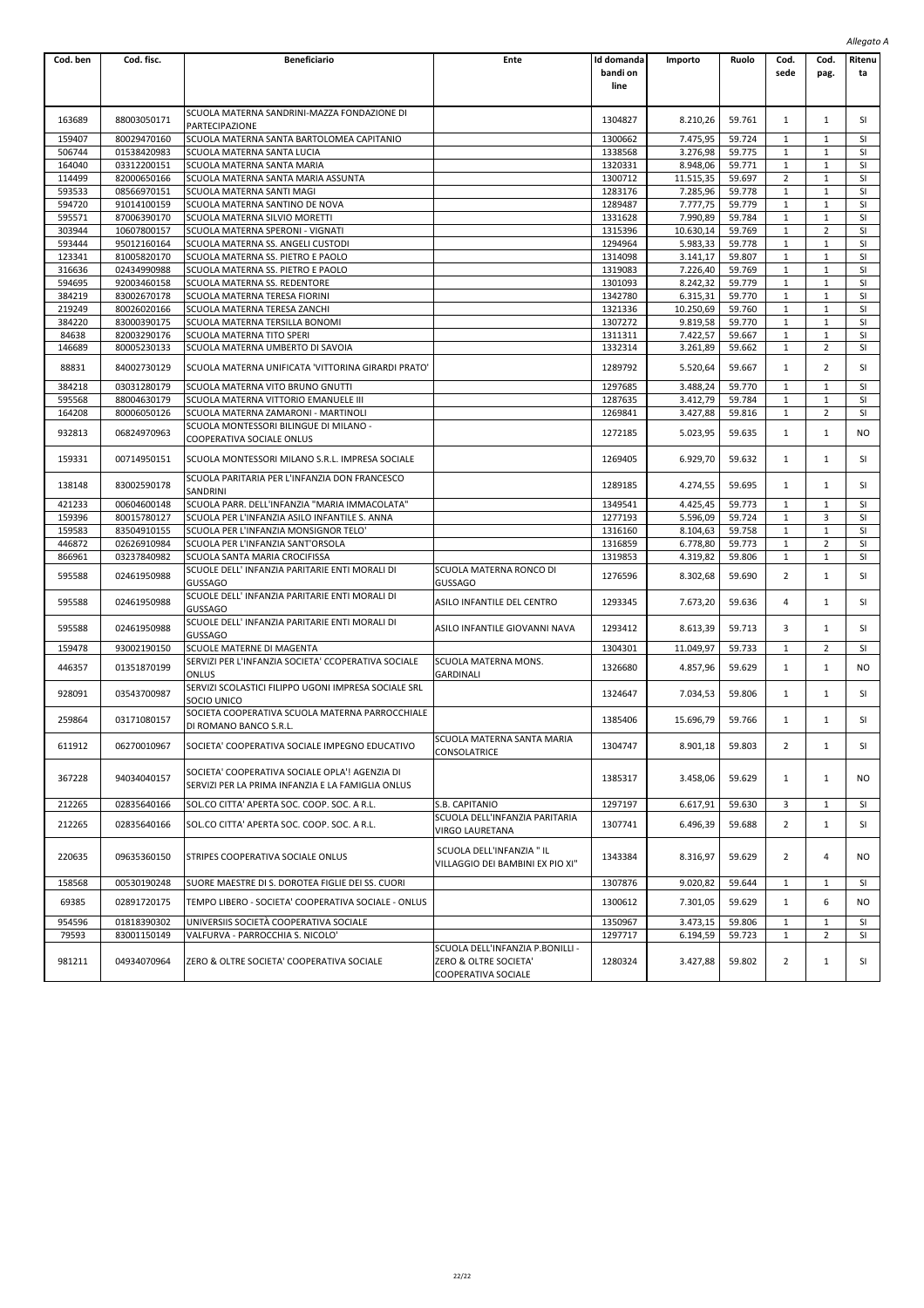*Allegato A*

| Cod. ben | Cod. fisc. | Beneficiario | Ente | Id domanda bandi on line | Importo | Ruolo | Cod. sede | Cod. pag. | Ritenuta |
|---|---|---|---|---|---|---|---|---|---|
| 163689 | 88003050171 | SCUOLA MATERNA SANDRINI-MAZZA FONDAZIONE DI PARTECIPAZIONE | | 1304827 | 8.210,26 | 59.761 | 1 | 1 | SI |
| 159407 | 80029470160 | SCUOLA MATERNA SANTA BARTOLOMEA CAPITANIO | | 1300662 | 7.475,95 | 59.724 | 1 | 1 | SI |
| 506744 | 01538420983 | SCUOLA MATERNA SANTA LUCIA | | 1338568 | 3.276,98 | 59.775 | 1 | 1 | SI |
| 164040 | 03312200151 | SCUOLA MATERNA SANTA MARIA | | 1320331 | 8.948,06 | 59.771 | 1 | 1 | SI |
| 114499 | 82000650166 | SCUOLA MATERNA SANTA MARIA ASSUNTA | | 1300712 | 11.515,35 | 59.697 | 2 | 1 | SI |
| 593533 | 08566970151 | SCUOLA MATERNA SANTI MAGI | | 1283176 | 7.285,96 | 59.778 | 1 | 1 | SI |
| 594720 | 91014100159 | SCUOLA MATERNA SANTINO DE NOVA | | 1289487 | 7.777,75 | 59.779 | 1 | 1 | SI |
| 595571 | 87006390170 | SCUOLA MATERNA SILVIO MORETTI | | 1331628 | 7.990,89 | 59.784 | 1 | 1 | SI |
| 303944 | 10607800157 | SCUOLA MATERNA SPERONI - VIGNATI | | 1315396 | 10.630,14 | 59.769 | 1 | 2 | SI |
| 593444 | 95012160164 | SCUOLA MATERNA SS. ANGELI CUSTODI | | 1294964 | 5.983,33 | 59.778 | 1 | 1 | SI |
| 123341 | 81005820170 | SCUOLA MATERNA SS. PIETRO E PAOLO | | 1314098 | 3.141,17 | 59.807 | 1 | 1 | SI |
| 316636 | 02434990988 | SCUOLA MATERNA SS. PIETRO E PAOLO | | 1319083 | 7.226,40 | 59.769 | 1 | 1 | SI |
| 594695 | 92003460158 | SCUOLA MATERNA SS. REDENTORE | | 1301093 | 8.242,32 | 59.779 | 1 | 1 | SI |
| 384219 | 83002670178 | SCUOLA MATERNA TERESA FIORINI | | 1342780 | 6.315,31 | 59.770 | 1 | 1 | SI |
| 219249 | 80026020166 | SCUOLA MATERNA TERESA ZANCHI | | 1321336 | 10.250,69 | 59.760 | 1 | 1 | SI |
| 384220 | 83000390175 | SCUOLA MATERNA TERSILLA BONOMI | | 1307272 | 9.819,58 | 59.770 | 1 | 1 | SI |
| 84638 | 82003290176 | SCUOLA MATERNA TITO SPERI | | 1311311 | 7.422,57 | 59.667 | 1 | 1 | SI |
| 146689 | 80005230133 | SCUOLA MATERNA UMBERTO DI SAVOIA | | 1332314 | 3.261,89 | 59.662 | 1 | 2 | SI |
| 88831 | 84002730129 | SCUOLA MATERNA UNIFICATA 'VITTORINA GIRARDI PRATO' | | 1289792 | 5.520,64 | 59.667 | 1 | 2 | SI |
| 384218 | 03031280179 | SCUOLA MATERNA VITO BRUNO GNUTTI | | 1297685 | 3.488,24 | 59.770 | 1 | 1 | SI |
| 595568 | 88004630179 | SCUOLA MATERNA VITTORIO EMANUELE III | | 1287635 | 3.412,79 | 59.784 | 1 | 1 | SI |
| 164208 | 80006050126 | SCUOLA MATERNA ZAMARONI - MARTINOLI | | 1269841 | 3.427,88 | 59.816 | 1 | 2 | SI |
| 932813 | 06824970963 | SCUOLA MONTESSORI BILINGUE DI MILANO - COOPERATIVA SOCIALE ONLUS | | 1272185 | 5.023,95 | 59.635 | 1 | 1 | NO |
| 159331 | 00714950151 | SCUOLA MONTESSORI MILANO S.R.L. IMPRESA SOCIALE | | 1269405 | 6.929,70 | 59.632 | 1 | 1 | SI |
| 138148 | 83002590178 | SCUOLA PARITARIA PER L'INFANZIA DON FRANCESCO SANDRINI | | 1289185 | 4.274,55 | 59.695 | 1 | 1 | SI |
| 421233 | 00604600148 | SCUOLA PARR. DELL'INFANZIA "MARIA IMMACOLATA" | | 1349541 | 4.425,45 | 59.773 | 1 | 1 | SI |
| 159396 | 80015780127 | SCUOLA PER L'INFANZIA ASILO INFANTILE S. ANNA | | 1277193 | 5.596,09 | 59.724 | 1 | 3 | SI |
| 159583 | 83504910155 | SCUOLA PER L'INFANZIA MONSIGNOR TELO' | | 1316160 | 8.104,63 | 59.758 | 1 | 1 | SI |
| 446872 | 02626910984 | SCUOLA PER L'INFANZIA SANT'ORSOLA | | 1316859 | 6.778,80 | 59.773 | 1 | 2 | SI |
| 866961 | 03237840982 | SCUOLA SANTA MARIA CROCIFISSA | | 1319853 | 4.319,82 | 59.806 | 1 | 1 | SI |
| 595588 | 02461950988 | SCUOLE DELL' INFANZIA PARITARIE ENTI MORALI DI GUSSAGO | SCUOLA MATERNA RONCO DI GUSSAGO | 1276596 | 8.302,68 | 59.690 | 2 | 1 | SI |
| 595588 | 02461950988 | SCUOLE DELL' INFANZIA PARITARIE ENTI MORALI DI GUSSAGO | ASILO INFANTILE DEL CENTRO | 1293345 | 7.673,20 | 59.636 | 4 | 1 | SI |
| 595588 | 02461950988 | SCUOLE DELL' INFANZIA PARITARIE ENTI MORALI DI GUSSAGO | ASILO INFANTILE GIOVANNI NAVA | 1293412 | 8.613,39 | 59.713 | 3 | 1 | SI |
| 159478 | 93002190150 | SCUOLE MATERNE DI MAGENTA | | 1304301 | 11.049,97 | 59.733 | 1 | 2 | SI |
| 446357 | 01351870199 | SERVIZI PER L'INFANZIA SOCIETA' CCOPERATIVA SOCIALE ONLUS | SCUOLA MATERNA MONS. GARDINALI | 1326680 | 4.857,96 | 59.629 | 1 | 1 | NO |
| 928091 | 03543700987 | SERVIZI SCOLASTICI FILIPPO UGONI IMPRESA SOCIALE SRL SOCIO UNICO | | 1324647 | 7.034,53 | 59.806 | 1 | 1 | SI |
| 259864 | 03171080157 | SOCIETA COOPERATIVA SCUOLA MATERNA PARROCCHIALE DI ROMANO BANCO S.R.L. | | 1385406 | 15.696,79 | 59.766 | 1 | 1 | SI |
| 611912 | 06270010967 | SOCIETA' COOPERATIVA SOCIALE IMPEGNO EDUCATIVO | SCUOLA MATERNA SANTA MARIA CONSOLATRICE | 1304747 | 8.901,18 | 59.803 | 2 | 1 | SI |
| 367228 | 94034040157 | SOCIETA' COOPERATIVA SOCIALE OPLA'! AGENZIA DI SERVIZI PER LA PRIMA INFANZIA E LA FAMIGLIA ONLUS | | 1385317 | 3.458,06 | 59.629 | 1 | 1 | NO |
| 212265 | 02835640166 | SOL.CO CITTA' APERTA SOC. COOP. SOC. A R.L. | S.B. CAPITANIO | 1297197 | 6.617,91 | 59.630 | 3 | 1 | SI |
| 212265 | 02835640166 | SOL.CO CITTA' APERTA SOC. COOP. SOC. A R.L. | SCUOLA DELL'INFANZIA PARITARIA VIRGO LAURETANA | 1307741 | 6.496,39 | 59.688 | 2 | 1 | SI |
| 220635 | 09635360150 | STRIPES COOPERATIVA SOCIALE ONLUS | SCUOLA DELL'INFANZIA " IL VILLAGGIO DEI BAMBINI EX PIO XI" | 1343384 | 8.316,97 | 59.629 | 2 | 4 | NO |
| 158568 | 00530190248 | SUORE MAESTRE DI S. DOROTEA FIGLIE DEI SS. CUORI | | 1307876 | 9.020,82 | 59.644 | 1 | 1 | SI |
| 69385 | 02891720175 | TEMPO LIBERO - SOCIETA' COOPERATIVA SOCIALE - ONLUS | | 1300612 | 7.301,05 | 59.629 | 1 | 6 | NO |
| 954596 | 01818390302 | UNIVERSIIS SOCIETÀ COOPERATIVA SOCIALE | | 1350967 | 3.473,15 | 59.806 | 1 | 1 | SI |
| 79593 | 83001150149 | VALFURVA - PARROCCHIA S. NICOLO' | | 1297717 | 6.194,59 | 59.723 | 1 | 2 | SI |
| 981211 | 04934070964 | ZERO & OLTRE SOCIETA' COOPERATIVA SOCIALE | SCUOLA DELL'INFANZIA P.BONILLI - ZERO & OLTRE SOCIETA' COOPERATIVA SOCIALE | 1280324 | 3.427,88 | 59.802 | 2 | 1 | SI |